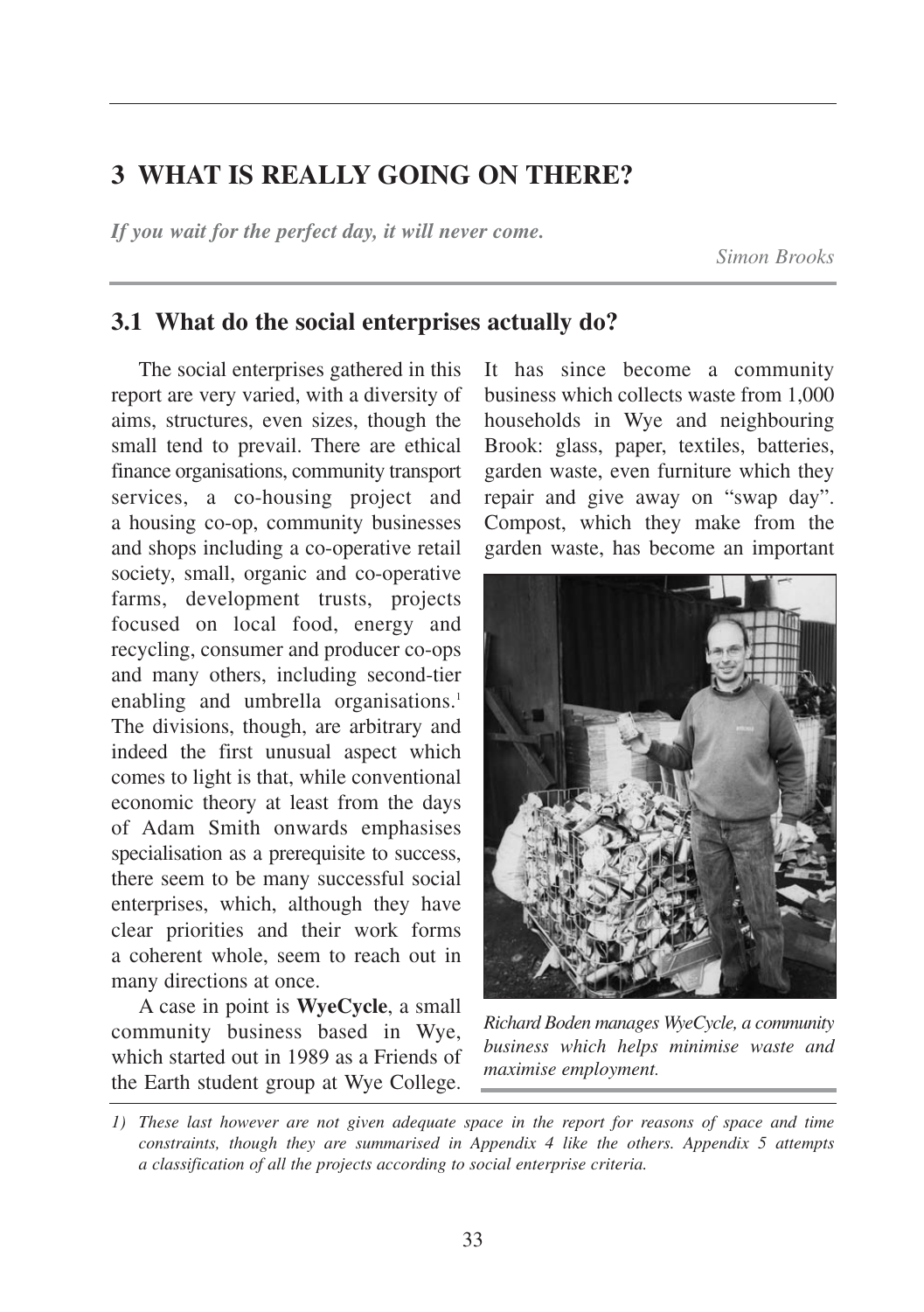# 3 WHAT IS REALLY GOING ON THERE?

***If you wait for the perfect day, it will never come.***

*Simon Brooks*

## 3.1 What do the social enterprises actually do?

The social enterprises gathered in this report are very varied, with a diversity of aims, structures, even sizes, though the small tend to prevail. There are ethical finance organisations, community transport services, a co-housing project and a housing co-op, community businesses and shops including a co-operative retail society, small, organic and co-operative farms, development trusts, projects focused on local food, energy and recycling, consumer and producer co-ops and many others, including second-tier enabling and umbrella organisations.[1] The divisions, though, are arbitrary and indeed the first unusual aspect which comes to light is that, while conventional economic theory at least from the days of Adam Smith onwards emphasises specialisation as a prerequisite to success, there seem to be many successful social enterprises, which, although they have clear priorities and their work forms a coherent whole, seem to reach out in many directions at once.

A case in point is **WyeCycle**, a small community business based in Wye, which started out in 1989 as a Friends of the Earth student group at Wye College. It has since become a community business which collects waste from 1,000 households in Wye and neighbouring Brook: glass, paper, textiles, batteries, garden waste, even furniture which they repair and give away on "swap day". Compost, which they make from the garden waste, has become an important

*Richard Boden manages WyeCycle, a community business which helps minimise waste and maximise employment.*

*1) These last however are not given adequate space in the report for reasons of space and time constraints, though they are summarised in Appendix 4 like the others. Appendix 5 attempts a classification of all the projects according to social enterprise criteria.*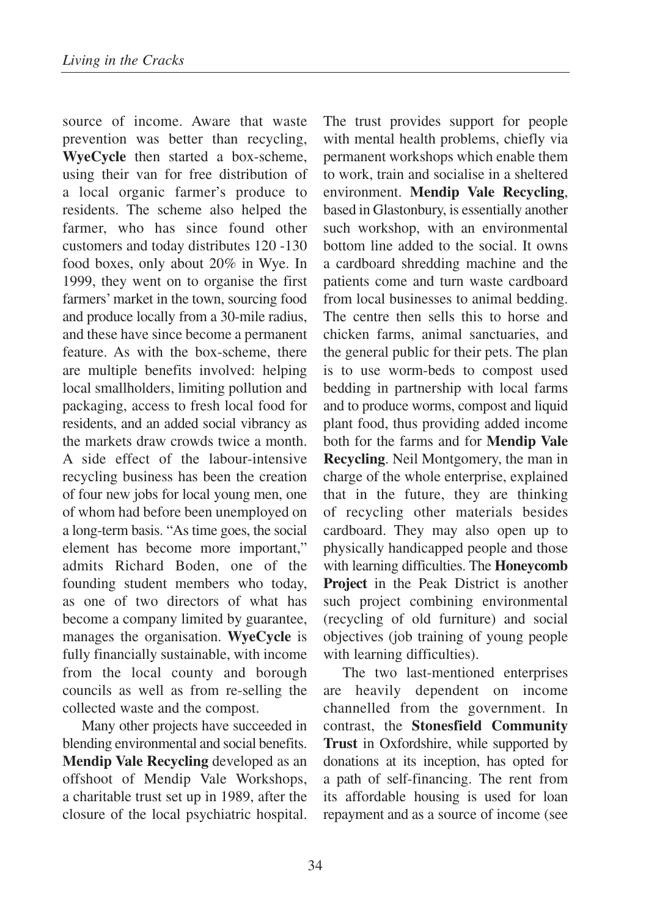source of income. Aware that waste prevention was better than recycling, **WyeCycle** then started a box-scheme, using their van for free distribution of a local organic farmer's produce to residents. The scheme also helped the farmer, who has since found other customers and today distributes 120 -130 food boxes, only about 20% in Wye. In 1999, they went on to organise the first farmers' market in the town, sourcing food and produce locally from a 30-mile radius, and these have since become a permanent feature. As with the box-scheme, there are multiple benefits involved: helping local smallholders, limiting pollution and packaging, access to fresh local food for residents, and an added social vibrancy as the markets draw crowds twice a month. A side effect of the labour-intensive recycling business has been the creation of four new jobs for local young men, one of whom had before been unemployed on a long-term basis. "As time goes, the social element has become more important," admits Richard Boden, one of the founding student members who today, as one of two directors of what has become a company limited by guarantee, manages the organisation. **WyeCycle** is fully financially sustainable, with income from the local county and borough councils as well as from re-selling the collected waste and the compost.

Many other projects have succeeded in blending environmental and social benefits. **Mendip Vale Recycling** developed as an offshoot of Mendip Vale Workshops, a charitable trust set up in 1989, after the closure of the local psychiatric hospital. The trust provides support for people with mental health problems, chiefly via permanent workshops which enable them to work, train and socialise in a sheltered environment. **Mendip Vale Recycling**, based in Glastonbury, is essentially another such workshop, with an environmental bottom line added to the social. It owns a cardboard shredding machine and the patients come and turn waste cardboard from local businesses to animal bedding. The centre then sells this to horse and chicken farms, animal sanctuaries, and the general public for their pets. The plan is to use worm-beds to compost used bedding in partnership with local farms and to produce worms, compost and liquid plant food, thus providing added income both for the farms and for **Mendip Vale Recycling**. Neil Montgomery, the man in charge of the whole enterprise, explained that in the future, they are thinking of recycling other materials besides cardboard. They may also open up to physically handicapped people and those with learning difficulties. The **Honeycomb Project** in the Peak District is another such project combining environmental (recycling of old furniture) and social objectives (job training of young people with learning difficulties).

The two last-mentioned enterprises are heavily dependent on income channelled from the government. In contrast, the **Stonesfield Community Trust** in Oxfordshire, while supported by donations at its inception, has opted for a path of self-financing. The rent from its affordable housing is used for loan repayment and as a source of income (see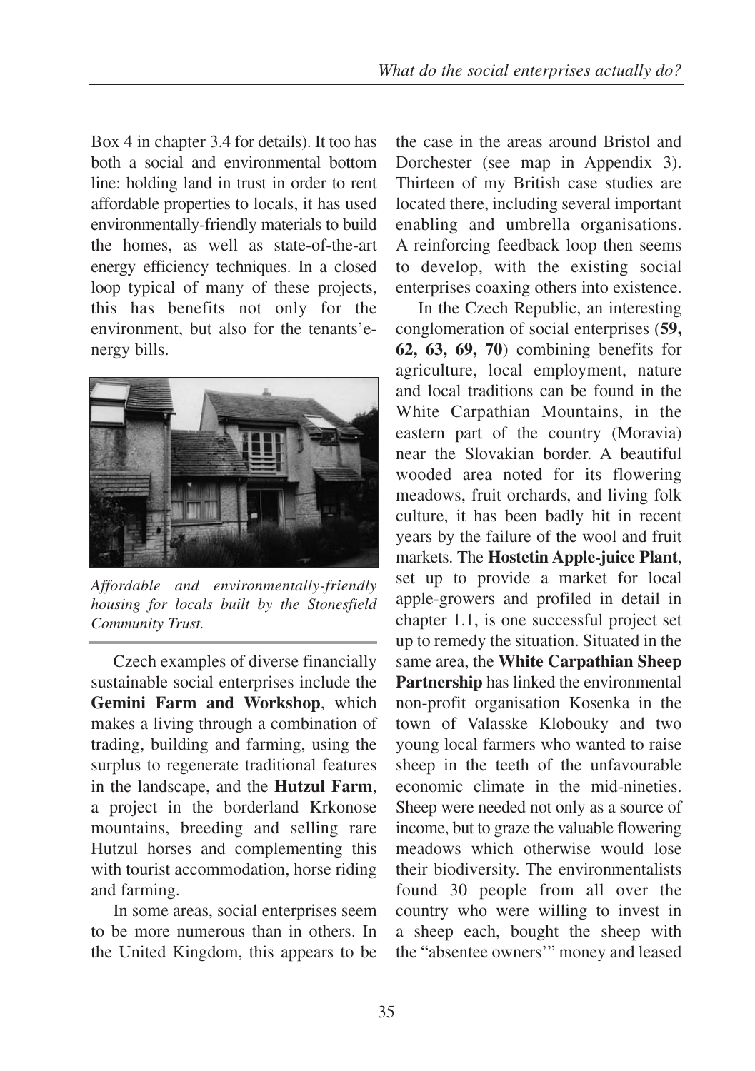Box 4 in chapter 3.4 for details). It too has both a social and environmental bottom line: holding land in trust in order to rent affordable properties to locals, it has used environmentally-friendly materials to build the homes, as well as state-of-the-art energy efficiency techniques. In a closed loop typical of many of these projects, this has benefits not only for the environment, but also for the tenants'energy bills.

*Affordable and environmentally-friendly housing for locals built by the Stonesfield Community Trust.*

Czech examples of diverse financially sustainable social enterprises include the **Gemini Farm and Workshop**, which makes a living through a combination of trading, building and farming, using the surplus to regenerate traditional features in the landscape, and the **Hutzul Farm**, a project in the borderland Krkonose mountains, breeding and selling rare Hutzul horses and complementing this with tourist accommodation, horse riding and farming.

In some areas, social enterprises seem to be more numerous than in others. In the United Kingdom, this appears to be the case in the areas around Bristol and Dorchester (see map in Appendix 3). Thirteen of my British case studies are located there, including several important enabling and umbrella organisations. A reinforcing feedback loop then seems to develop, with the existing social enterprises coaxing others into existence.

In the Czech Republic, an interesting conglomeration of social enterprises (**59, 62, 63, 69, 70**) combining benefits for agriculture, local employment, nature and local traditions can be found in the White Carpathian Mountains, in the eastern part of the country (Moravia) near the Slovakian border. A beautiful wooded area noted for its flowering meadows, fruit orchards, and living folk culture, it has been badly hit in recent years by the failure of the wool and fruit markets. The **Hostetin Apple-juice Plant**, set up to provide a market for local apple-growers and profiled in detail in chapter 1.1, is one successful project set up to remedy the situation. Situated in the same area, the **White Carpathian Sheep Partnership** has linked the environmental non-profit organisation Kosenka in the town of Valasske Klobouky and two young local farmers who wanted to raise sheep in the teeth of the unfavourable economic climate in the mid-nineties. Sheep were needed not only as a source of income, but to graze the valuable flowering meadows which otherwise would lose their biodiversity. The environmentalists found 30 people from all over the country who were willing to invest in a sheep each, bought the sheep with the "absentee owners'" money and leased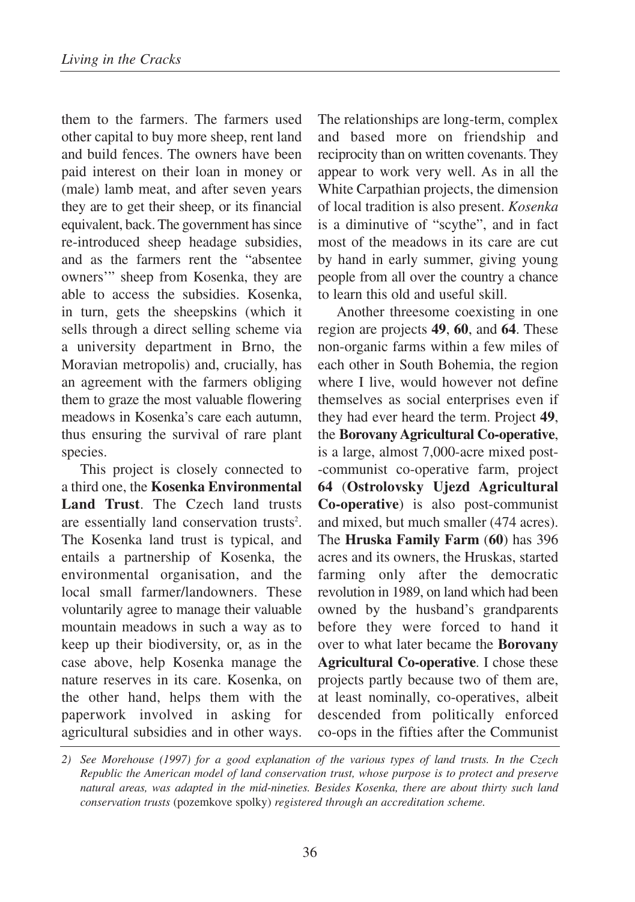them to the farmers. The farmers used other capital to buy more sheep, rent land and build fences. The owners have been paid interest on their loan in money or (male) lamb meat, and after seven years they are to get their sheep, or its financial equivalent, back. The government has since re-introduced sheep headage subsidies, and as the farmers rent the "absentee owners'" sheep from Kosenka, they are able to access the subsidies. Kosenka, in turn, gets the sheepskins (which it sells through a direct selling scheme via a university department in Brno, the Moravian metropolis) and, crucially, has an agreement with the farmers obliging them to graze the most valuable flowering meadows in Kosenka's care each autumn, thus ensuring the survival of rare plant species.

This project is closely connected to a third one, the **Kosenka Environmental Land Trust**. The Czech land trusts are essentially land conservation trusts[2]. The Kosenka land trust is typical, and entails a partnership of Kosenka, the environmental organisation, and the local small farmer/landowners. These voluntarily agree to manage their valuable mountain meadows in such a way as to keep up their biodiversity, or, as in the case above, help Kosenka manage the nature reserves in its care. Kosenka, on the other hand, helps them with the paperwork involved in asking for agricultural subsidies and in other ways. The relationships are long-term, complex and based more on friendship and reciprocity than on written covenants. They appear to work very well. As in all the White Carpathian projects, the dimension of local tradition is also present. *Kosenka* is a diminutive of "scythe", and in fact most of the meadows in its care are cut by hand in early summer, giving young people from all over the country a chance to learn this old and useful skill.

Another threesome coexisting in one region are projects **49**, **60**, and **64**. These non-organic farms within a few miles of each other in South Bohemia, the region where I live, would however not define themselves as social enterprises even if they had ever heard the term. Project **49**, the **Borovany Agricultural Co-operative**, is a large, almost 7,000-acre mixed post--communist co-operative farm, project **64** (**Ostrolovsky Ujezd Agricultural Co-operative**) is also post-communist and mixed, but much smaller (474 acres). The **Hruska Family Farm** (**60**) has 396 acres and its owners, the Hruskas, started farming only after the democratic revolution in 1989, on land which had been owned by the husband's grandparents before they were forced to hand it over to what later became the **Borovany Agricultural Co-operative**. I chose these projects partly because two of them are, at least nominally, co-operatives, albeit descended from politically enforced co-ops in the fifties after the Communist

*2) See Morehouse (1997) for a good explanation of the various types of land trusts. In the Czech Republic the American model of land conservation trust, whose purpose is to protect and preserve natural areas, was adapted in the mid-nineties. Besides Kosenka, there are about thirty such land conservation trusts* (pozemkove spolky) *registered through an accreditation scheme.*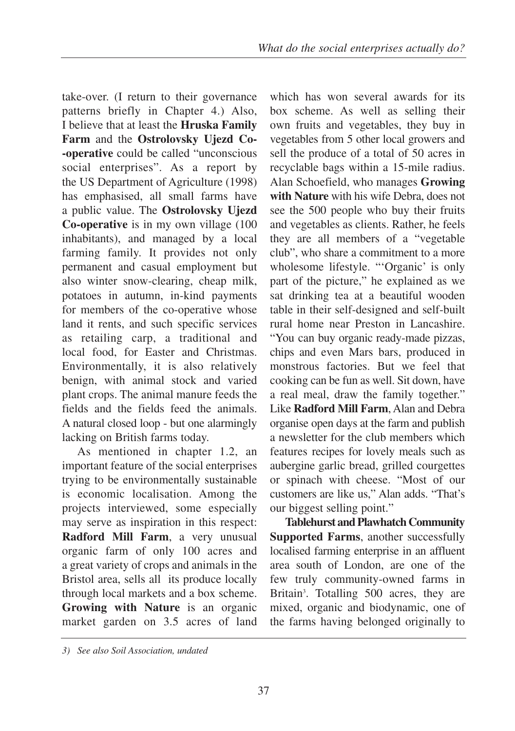take-over. (I return to their governance patterns briefly in Chapter 4.) Also, I believe that at least the **Hruska Family Farm** and the **Ostrolovsky Ujezd Co--operative** could be called "unconscious social enterprises". As a report by the US Department of Agriculture (1998) has emphasised, all small farms have a public value. The **Ostrolovsky Ujezd Co-operative** is in my own village (100 inhabitants), and managed by a local farming family. It provides not only permanent and casual employment but also winter snow-clearing, cheap milk, potatoes in autumn, in-kind payments for members of the co-operative whose land it rents, and such specific services as retailing carp, a traditional and local food, for Easter and Christmas. Environmentally, it is also relatively benign, with animal stock and varied plant crops. The animal manure feeds the fields and the fields feed the animals. A natural closed loop - but one alarmingly lacking on British farms today.

As mentioned in chapter 1.2, an important feature of the social enterprises trying to be environmentally sustainable is economic localisation. Among the projects interviewed, some especially may serve as inspiration in this respect: **Radford Mill Farm**, a very unusual organic farm of only 100 acres and a great variety of crops and animals in the Bristol area, sells all its produce locally through local markets and a box scheme. **Growing with Nature** is an organic market garden on 3.5 acres of land which has won several awards for its box scheme. As well as selling their own fruits and vegetables, they buy in vegetables from 5 other local growers and sell the produce of a total of 50 acres in recyclable bags within a 15-mile radius. Alan Schoefield, who manages **Growing with Nature** with his wife Debra, does not see the 500 people who buy their fruits and vegetables as clients. Rather, he feels they are all members of a "vegetable club", who share a commitment to a more wholesome lifestyle. "'Organic' is only part of the picture," he explained as we sat drinking tea at a beautiful wooden table in their self-designed and self-built rural home near Preston in Lancashire. "You can buy organic ready-made pizzas, chips and even Mars bars, produced in monstrous factories. But we feel that cooking can be fun as well. Sit down, have a real meal, draw the family together." Like **Radford Mill Farm**, Alan and Debra organise open days at the farm and publish a newsletter for the club members which features recipes for lovely meals such as aubergine garlic bread, grilled courgettes or spinach with cheese. "Most of our customers are like us," Alan adds. "That's our biggest selling point."

**Tablehurst and Plawhatch Community Supported Farms**, another successfully localised farming enterprise in an affluent area south of London, are one of the few truly community-owned farms in Britain[3]. Totalling 500 acres, they are mixed, organic and biodynamic, one of the farms having belonged originally to

*3) See also Soil Association, undated*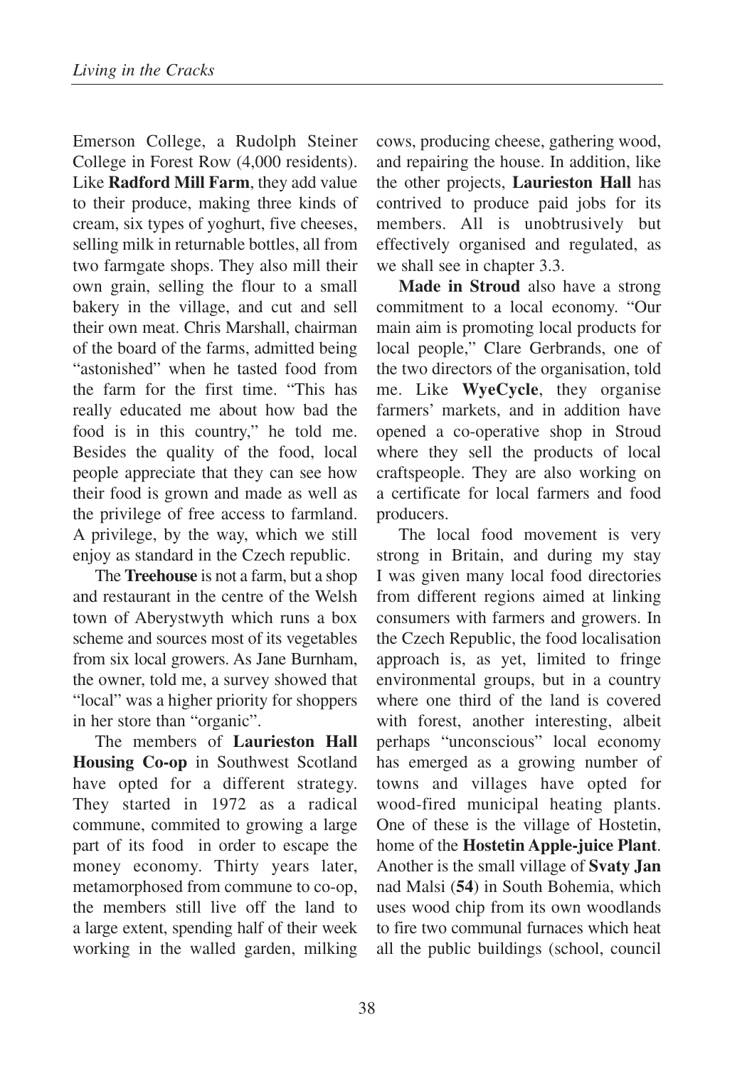Emerson College, a Rudolph Steiner College in Forest Row (4,000 residents). Like **Radford Mill Farm**, they add value to their produce, making three kinds of cream, six types of yoghurt, five cheeses, selling milk in returnable bottles, all from two farmgate shops. They also mill their own grain, selling the flour to a small bakery in the village, and cut and sell their own meat. Chris Marshall, chairman of the board of the farms, admitted being "astonished" when he tasted food from the farm for the first time. "This has really educated me about how bad the food is in this country," he told me. Besides the quality of the food, local people appreciate that they can see how their food is grown and made as well as the privilege of free access to farmland. A privilege, by the way, which we still enjoy as standard in the Czech republic.

The **Treehouse** is not a farm, but a shop and restaurant in the centre of the Welsh town of Aberystwyth which runs a box scheme and sources most of its vegetables from six local growers. As Jane Burnham, the owner, told me, a survey showed that "local" was a higher priority for shoppers in her store than "organic".

The members of **Laurieston Hall Housing Co-op** in Southwest Scotland have opted for a different strategy. They started in 1972 as a radical commune, commited to growing a large part of its food in order to escape the money economy. Thirty years later, metamorphosed from commune to co-op, the members still live off the land to a large extent, spending half of their week working in the walled garden, milking cows, producing cheese, gathering wood, and repairing the house. In addition, like the other projects, **Laurieston Hall** has contrived to produce paid jobs for its members. All is unobtrusively but effectively organised and regulated, as we shall see in chapter 3.3.

**Made in Stroud** also have a strong commitment to a local economy. "Our main aim is promoting local products for local people," Clare Gerbrands, one of the two directors of the organisation, told me. Like **WyeCycle**, they organise farmers' markets, and in addition have opened a co-operative shop in Stroud where they sell the products of local craftspeople. They are also working on a certificate for local farmers and food producers.

The local food movement is very strong in Britain, and during my stay I was given many local food directories from different regions aimed at linking consumers with farmers and growers. In the Czech Republic, the food localisation approach is, as yet, limited to fringe environmental groups, but in a country where one third of the land is covered with forest, another interesting, albeit perhaps "unconscious" local economy has emerged as a growing number of towns and villages have opted for wood-fired municipal heating plants. One of these is the village of Hostetin, home of the **Hostetin Apple-juice Plant**. Another is the small village of **Svaty Jan** nad Malsi (**54**) in South Bohemia, which uses wood chip from its own woodlands to fire two communal furnaces which heat all the public buildings (school, council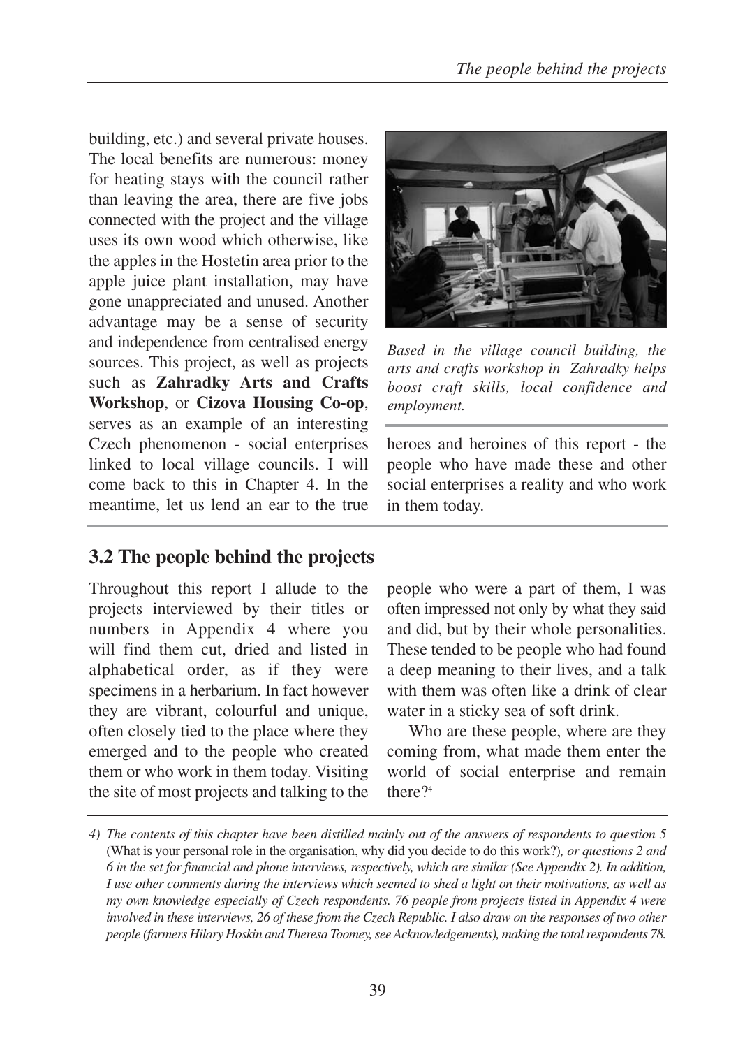building, etc.) and several private houses. The local benefits are numerous: money for heating stays with the council rather than leaving the area, there are five jobs connected with the project and the village uses its own wood which otherwise, like the apples in the Hostetin area prior to the apple juice plant installation, may have gone unappreciated and unused. Another advantage may be a sense of security and independence from centralised energy sources. This project, as well as projects such as **Zahradky Arts and Crafts Workshop**, or **Cizova Housing Co-op**, serves as an example of an interesting Czech phenomenon - social enterprises linked to local village councils. I will come back to this in Chapter 4. In the meantime, let us lend an ear to the true heroes and heroines of this report - the people who have made these and other social enterprises a reality and who work in them today.

*Based in the village council building, the arts and crafts workshop in Zahradky helps boost craft skills, local confidence and employment.*

## 3.2 The people behind the projects

Throughout this report I allude to the projects interviewed by their titles or numbers in Appendix 4 where you will find them cut, dried and listed in alphabetical order, as if they were specimens in a herbarium. In fact however they are vibrant, colourful and unique, often closely tied to the place where they emerged and to the people who created them or who work in them today. Visiting the site of most projects and talking to the people who were a part of them, I was often impressed not only by what they said and did, but by their whole personalities. These tended to be people who had found a deep meaning to their lives, and a talk with them was often like a drink of clear water in a sticky sea of soft drink.

Who are these people, where are they coming from, what made them enter the world of social enterprise and remain there?[4]

*4) The contents of this chapter have been distilled mainly out of the answers of respondents to question 5* (What is your personal role in the organisation, why did you decide to do this work?)*, or questions 2 and 6 in the set for financial and phone interviews, respectively, which are similar (See Appendix 2). In addition, I use other comments during the interviews which seemed to shed a light on their motivations, as well as my own knowledge especially of Czech respondents. 76 people from projects listed in Appendix 4 were involved in these interviews, 26 of these from the Czech Republic. I also draw on the responses of two other people (farmers Hilary Hoskin and Theresa Toomey, see Acknowledgements), making the total respondents 78.*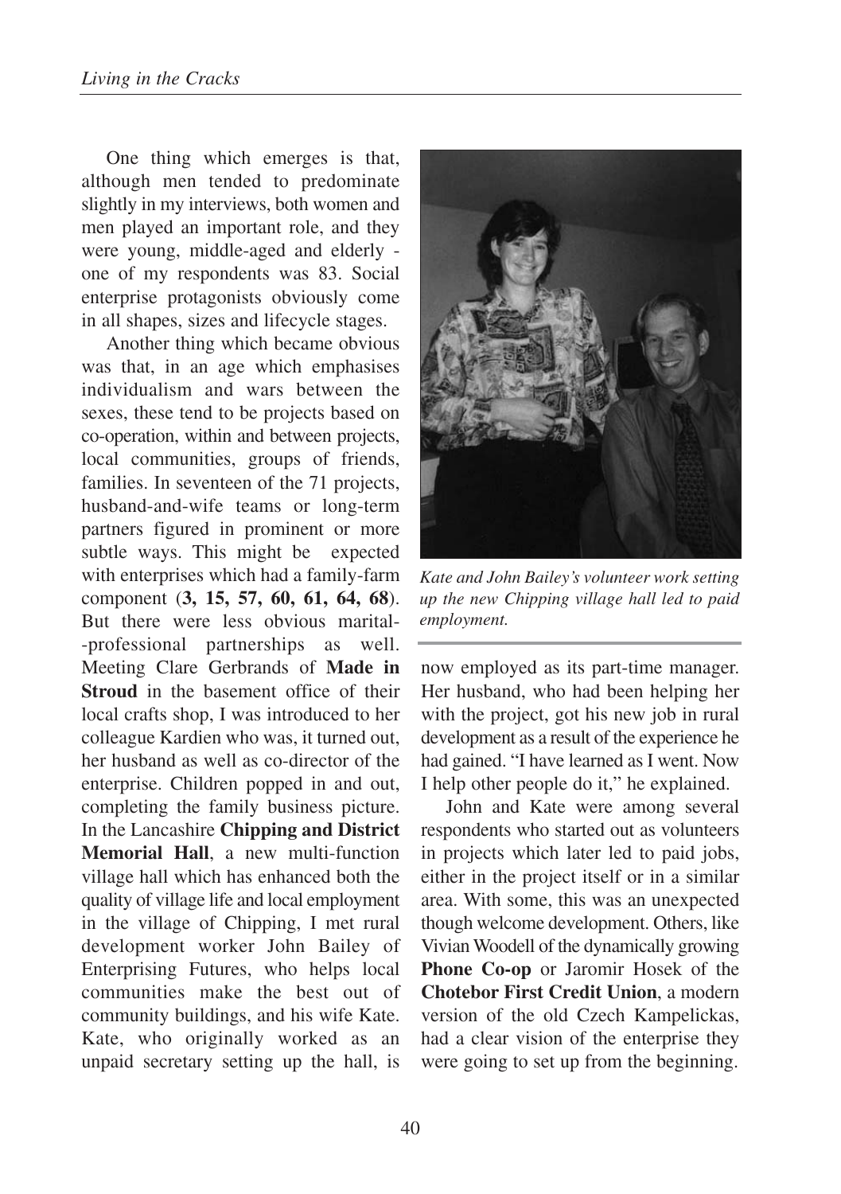One thing which emerges is that, although men tended to predominate slightly in my interviews, both women and men played an important role, and they were young, middle-aged and elderly - one of my respondents was 83. Social enterprise protagonists obviously come in all shapes, sizes and lifecycle stages.

Another thing which became obvious was that, in an age which emphasises individualism and wars between the sexes, these tend to be projects based on co-operation, within and between projects, local communities, groups of friends, families. In seventeen of the 71 projects, husband-and-wife teams or long-term partners figured in prominent or more subtle ways. This might be expected with enterprises which had a family-farm component (**3, 15, 57, 60, 61, 64, 68**). But there were less obvious marital--professional partnerships as well. Meeting Clare Gerbrands of **Made in Stroud** in the basement office of their local crafts shop, I was introduced to her colleague Kardien who was, it turned out, her husband as well as co-director of the enterprise. Children popped in and out, completing the family business picture. In the Lancashire **Chipping and District Memorial Hall**, a new multi-function village hall which has enhanced both the quality of village life and local employment in the village of Chipping, I met rural development worker John Bailey of Enterprising Futures, who helps local communities make the best out of community buildings, and his wife Kate. Kate, who originally worked as an unpaid secretary setting up the hall, is now employed as its part-time manager. Her husband, who had been helping her with the project, got his new job in rural development as a result of the experience he had gained. "I have learned as I went. Now I help other people do it," he explained.

*Kate and John Bailey's volunteer work setting up the new Chipping village hall led to paid employment.*

John and Kate were among several respondents who started out as volunteers in projects which later led to paid jobs, either in the project itself or in a similar area. With some, this was an unexpected though welcome development. Others, like Vivian Woodell of the dynamically growing **Phone Co-op** or Jaromir Hosek of the **Chotebor First Credit Union**, a modern version of the old Czech Kampelickas, had a clear vision of the enterprise they were going to set up from the beginning.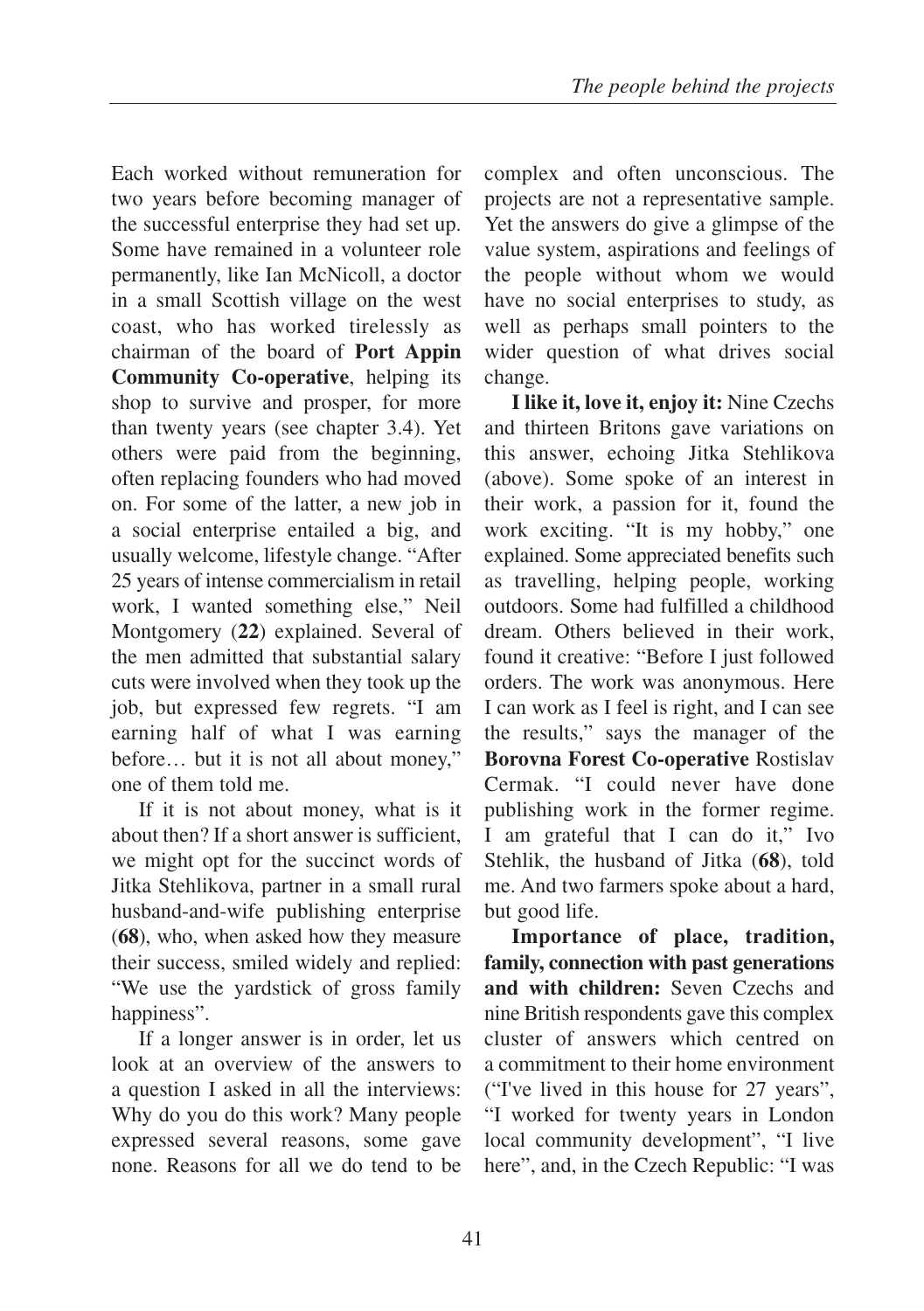Each worked without remuneration for two years before becoming manager of the successful enterprise they had set up. Some have remained in a volunteer role permanently, like Ian McNicoll, a doctor in a small Scottish village on the west coast, who has worked tirelessly as chairman of the board of **Port Appin Community Co-operative**, helping its shop to survive and prosper, for more than twenty years (see chapter 3.4). Yet others were paid from the beginning, often replacing founders who had moved on. For some of the latter, a new job in a social enterprise entailed a big, and usually welcome, lifestyle change. "After 25 years of intense commercialism in retail work, I wanted something else," Neil Montgomery (**22**) explained. Several of the men admitted that substantial salary cuts were involved when they took up the job, but expressed few regrets. "I am earning half of what I was earning before… but it is not all about money," one of them told me.

If it is not about money, what is it about then? If a short answer is sufficient, we might opt for the succinct words of Jitka Stehlikova, partner in a small rural husband-and-wife publishing enterprise (**68**), who, when asked how they measure their success, smiled widely and replied: "We use the yardstick of gross family happiness".

If a longer answer is in order, let us look at an overview of the answers to a question I asked in all the interviews: Why do you do this work? Many people expressed several reasons, some gave none. Reasons for all we do tend to be complex and often unconscious. The projects are not a representative sample. Yet the answers do give a glimpse of the value system, aspirations and feelings of the people without whom we would have no social enterprises to study, as well as perhaps small pointers to the wider question of what drives social change.

**I like it, love it, enjoy it:** Nine Czechs and thirteen Britons gave variations on this answer, echoing Jitka Stehlikova (above). Some spoke of an interest in their work, a passion for it, found the work exciting. "It is my hobby," one explained. Some appreciated benefits such as travelling, helping people, working outdoors. Some had fulfilled a childhood dream. Others believed in their work, found it creative: "Before I just followed orders. The work was anonymous. Here I can work as I feel is right, and I can see the results," says the manager of the **Borovna Forest Co-operative** Rostislav Cermak. "I could never have done publishing work in the former regime. I am grateful that I can do it," Ivo Stehlik, the husband of Jitka (**68**), told me. And two farmers spoke about a hard, but good life.

**Importance of place, tradition, family, connection with past generations and with children:** Seven Czechs and nine British respondents gave this complex cluster of answers which centred on a commitment to their home environment ("I've lived in this house for 27 years", "I worked for twenty years in London local community development", "I live here", and, in the Czech Republic: "I was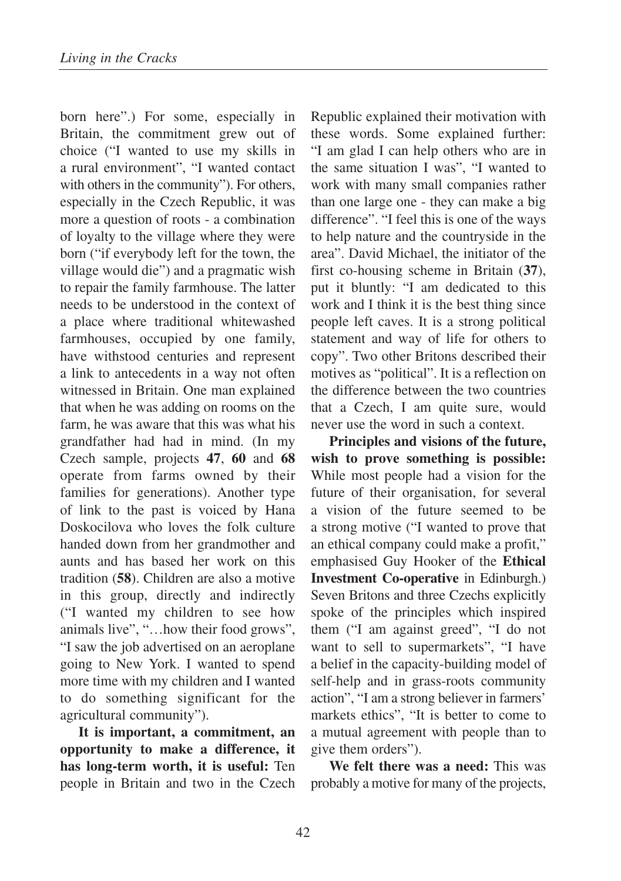born here".) For some, especially in Britain, the commitment grew out of choice ("I wanted to use my skills in a rural environment", "I wanted contact with others in the community"). For others, especially in the Czech Republic, it was more a question of roots - a combination of loyalty to the village where they were born ("if everybody left for the town, the village would die") and a pragmatic wish to repair the family farmhouse. The latter needs to be understood in the context of a place where traditional whitewashed farmhouses, occupied by one family, have withstood centuries and represent a link to antecedents in a way not often witnessed in Britain. One man explained that when he was adding on rooms on the farm, he was aware that this was what his grandfather had had in mind. (In my Czech sample, projects **47**, **60** and **68** operate from farms owned by their families for generations). Another type of link to the past is voiced by Hana Doskocilova who loves the folk culture handed down from her grandmother and aunts and has based her work on this tradition (**58**). Children are also a motive in this group, directly and indirectly ("I wanted my children to see how animals live", "…how their food grows", "I saw the job advertised on an aeroplane going to New York. I wanted to spend more time with my children and I wanted to do something significant for the agricultural community").

**It is important, a commitment, an opportunity to make a difference, it has long-term worth, it is useful:** Ten people in Britain and two in the Czech Republic explained their motivation with these words. Some explained further: "I am glad I can help others who are in the same situation I was", "I wanted to work with many small companies rather than one large one - they can make a big difference". "I feel this is one of the ways to help nature and the countryside in the area". David Michael, the initiator of the first co-housing scheme in Britain (**37**), put it bluntly: "I am dedicated to this work and I think it is the best thing since people left caves. It is a strong political statement and way of life for others to copy". Two other Britons described their motives as "political". It is a reflection on the difference between the two countries that a Czech, I am quite sure, would never use the word in such a context.

**Principles and visions of the future, wish to prove something is possible:** While most people had a vision for the future of their organisation, for several a vision of the future seemed to be a strong motive ("I wanted to prove that an ethical company could make a profit," emphasised Guy Hooker of the **Ethical Investment Co-operative** in Edinburgh.) Seven Britons and three Czechs explicitly spoke of the principles which inspired them ("I am against greed", "I do not want to sell to supermarkets", "I have a belief in the capacity-building model of self-help and in grass-roots community action", "I am a strong believer in farmers' markets ethics", "It is better to come to a mutual agreement with people than to give them orders").

**We felt there was a need:** This was probably a motive for many of the projects,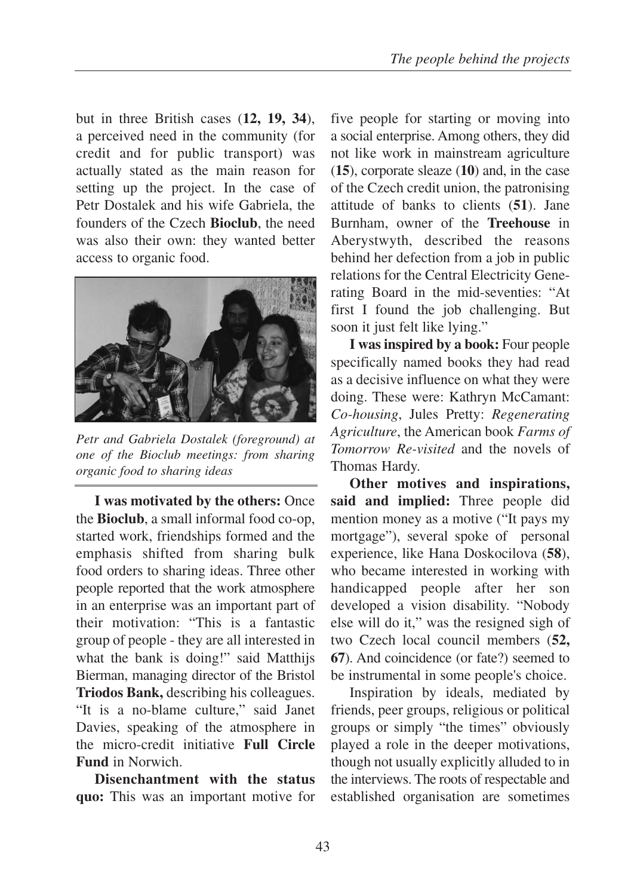but in three British cases (**12, 19, 34**), a perceived need in the community (for credit and for public transport) was actually stated as the main reason for setting up the project. In the case of Petr Dostalek and his wife Gabriela, the founders of the Czech **Bioclub**, the need was also their own: they wanted better access to organic food.

*Petr and Gabriela Dostalek (foreground) at one of the Bioclub meetings: from sharing organic food to sharing ideas*

**I was motivated by the others:** Once the **Bioclub**, a small informal food co-op, started work, friendships formed and the emphasis shifted from sharing bulk food orders to sharing ideas. Three other people reported that the work atmosphere in an enterprise was an important part of their motivation: "This is a fantastic group of people - they are all interested in what the bank is doing!" said Matthijs Bierman, managing director of the Bristol **Triodos Bank,** describing his colleagues. "It is a no-blame culture," said Janet Davies, speaking of the atmosphere in the micro-credit initiative **Full Circle Fund** in Norwich.

**Disenchantment with the status quo:** This was an important motive for five people for starting or moving into a social enterprise. Among others, they did not like work in mainstream agriculture (**15**), corporate sleaze (**10**) and, in the case of the Czech credit union, the patronising attitude of banks to clients (**51**). Jane Burnham, owner of the **Treehouse** in Aberystwyth, described the reasons behind her defection from a job in public relations for the Central Electricity Generating Board in the mid-seventies: "At first I found the job challenging. But soon it just felt like lying."

**I was inspired by a book:** Four people specifically named books they had read as a decisive influence on what they were doing. These were: Kathryn McCamant: *Co-housing*, Jules Pretty: *Regenerating Agriculture*, the American book *Farms of Tomorrow Re-visited* and the novels of Thomas Hardy.

**Other motives and inspirations, said and implied:** Three people did mention money as a motive ("It pays my mortgage"), several spoke of personal experience, like Hana Doskocilova (**58**), who became interested in working with handicapped people after her son developed a vision disability. "Nobody else will do it," was the resigned sigh of two Czech local council members (**52, 67**). And coincidence (or fate?) seemed to be instrumental in some people's choice.

Inspiration by ideals, mediated by friends, peer groups, religious or political groups or simply "the times" obviously played a role in the deeper motivations, though not usually explicitly alluded to in the interviews. The roots of respectable and established organisation are sometimes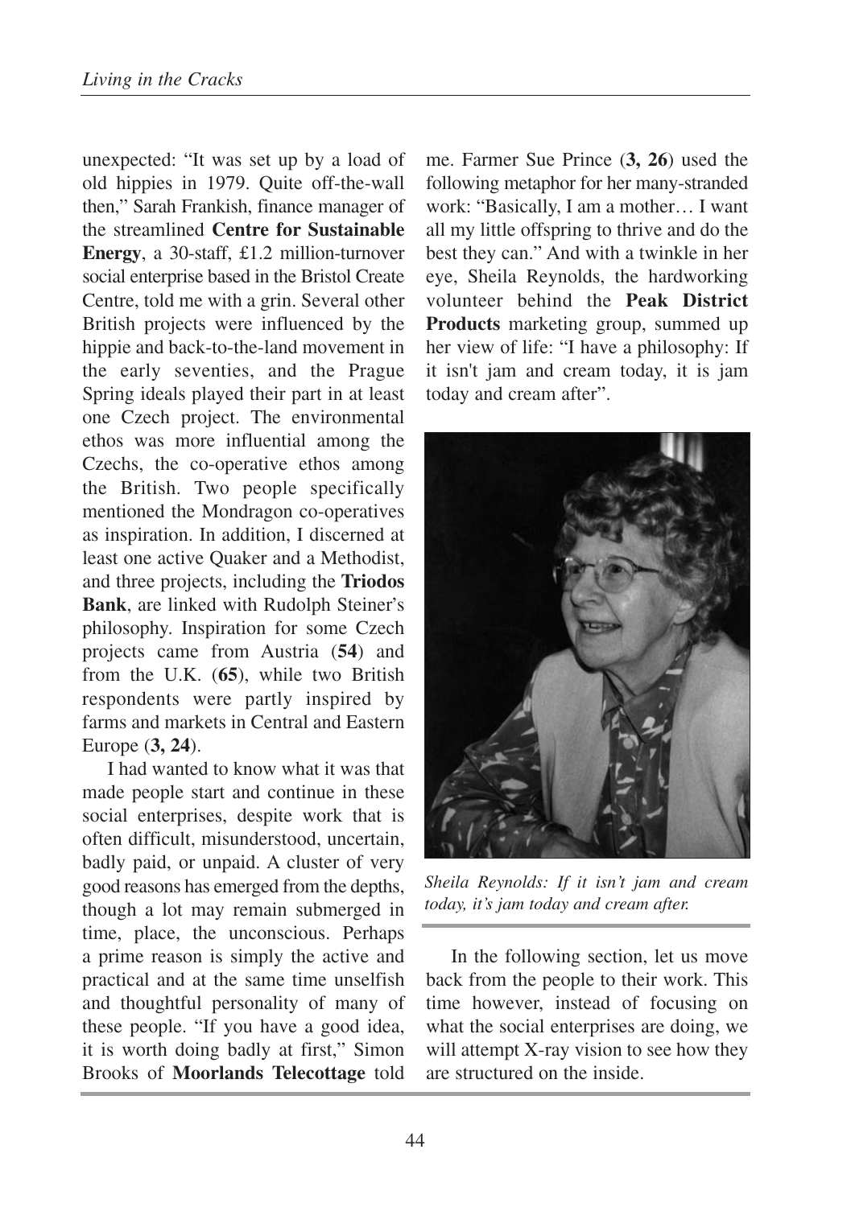unexpected: "It was set up by a load of old hippies in 1979. Quite off-the-wall then," Sarah Frankish, finance manager of the streamlined **Centre for Sustainable Energy**, a 30-staff, £1.2 million-turnover social enterprise based in the Bristol Create Centre, told me with a grin. Several other British projects were influenced by the hippie and back-to-the-land movement in the early seventies, and the Prague Spring ideals played their part in at least one Czech project. The environmental ethos was more influential among the Czechs, the co-operative ethos among the British. Two people specifically mentioned the Mondragon co-operatives as inspiration. In addition, I discerned at least one active Quaker and a Methodist, and three projects, including the **Triodos Bank**, are linked with Rudolph Steiner's philosophy. Inspiration for some Czech projects came from Austria (**54**) and from the U.K. (**65**), while two British respondents were partly inspired by farms and markets in Central and Eastern Europe (**3, 24**).

I had wanted to know what it was that made people start and continue in these social enterprises, despite work that is often difficult, misunderstood, uncertain, badly paid, or unpaid. A cluster of very good reasons has emerged from the depths, though a lot may remain submerged in time, place, the unconscious. Perhaps a prime reason is simply the active and practical and at the same time unselfish and thoughtful personality of many of these people. "If you have a good idea, it is worth doing badly at first," Simon Brooks of **Moorlands Telecottage** told me. Farmer Sue Prince (**3, 26**) used the following metaphor for her many-stranded work: "Basically, I am a mother… I want all my little offspring to thrive and do the best they can." And with a twinkle in her eye, Sheila Reynolds, the hardworking volunteer behind the **Peak District Products** marketing group, summed up her view of life: "I have a philosophy: If it isn't jam and cream today, it is jam today and cream after".

*Sheila Reynolds: If it isn't jam and cream today, it's jam today and cream after.*

In the following section, let us move back from the people to their work. This time however, instead of focusing on what the social enterprises are doing, we will attempt X-ray vision to see how they are structured on the inside.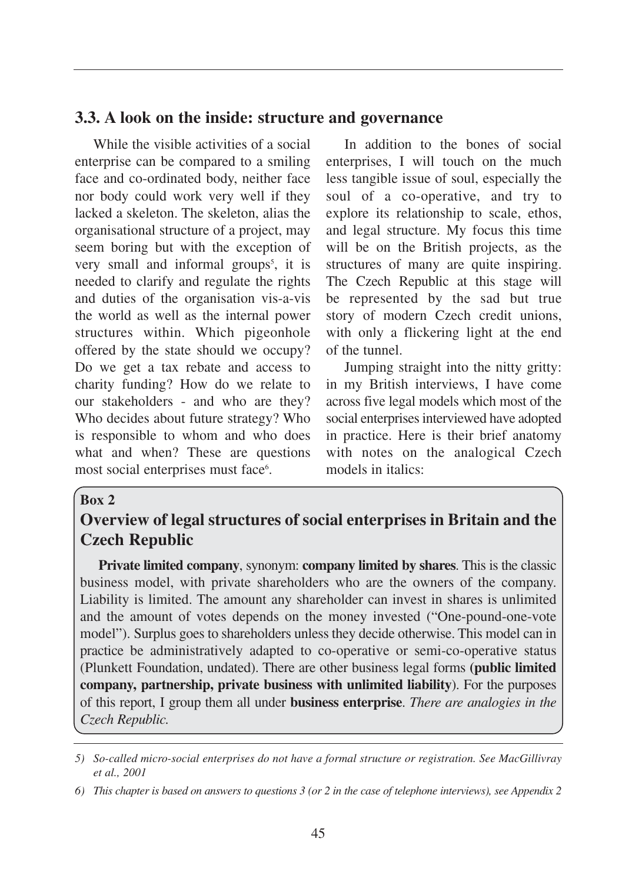## 3.3. A look on the inside: structure and governance

While the visible activities of a social enterprise can be compared to a smiling face and co-ordinated body, neither face nor body could work very well if they lacked a skeleton. The skeleton, alias the organisational structure of a project, may seem boring but with the exception of very small and informal groups[5], it is needed to clarify and regulate the rights and duties of the organisation vis-a-vis the world as well as the internal power structures within. Which pigeonhole offered by the state should we occupy? Do we get a tax rebate and access to charity funding? How do we relate to our stakeholders - and who are they? Who decides about future strategy? Who is responsible to whom and who does what and when? These are questions most social enterprises must face[6].

In addition to the bones of social enterprises, I will touch on the much less tangible issue of soul, especially the soul of a co-operative, and try to explore its relationship to scale, ethos, and legal structure. My focus this time will be on the British projects, as the structures of many are quite inspiring. The Czech Republic at this stage will be represented by the sad but true story of modern Czech credit unions, with only a flickering light at the end of the tunnel.

Jumping straight into the nitty gritty: in my British interviews, I have come across five legal models which most of the social enterprises interviewed have adopted in practice. Here is their brief anatomy with notes on the analogical Czech models in italics:

**Box 2**

### Overview of legal structures of social enterprises in Britain and the Czech Republic

**Private limited company**, synonym: **company limited by shares**. This is the classic business model, with private shareholders who are the owners of the company. Liability is limited. The amount any shareholder can invest in shares is unlimited and the amount of votes depends on the money invested ("One-pound-one-vote model"). Surplus goes to shareholders unless they decide otherwise. This model can in practice be administratively adapted to co-operative or semi-co-operative status (Plunkett Foundation, undated). There are other business legal forms (**public limited company, partnership, private business with unlimited liability**). For the purposes of this report, I group them all under **business enterprise**. *There are analogies in the Czech Republic.*

---

*5) So-called micro-social enterprises do not have a formal structure or registration. See MacGillivray et al., 2001*

*6) This chapter is based on answers to questions 3 (or 2 in the case of telephone interviews), see Appendix 2*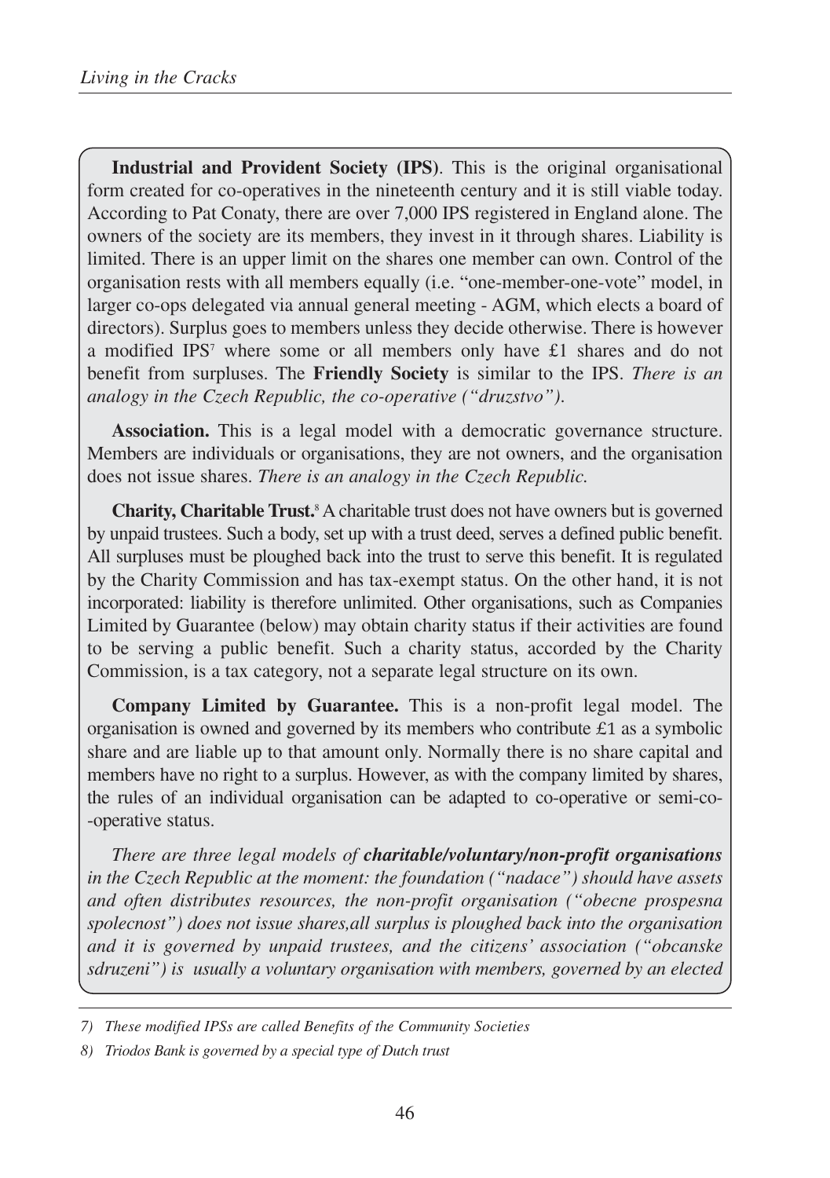**Industrial and Provident Society (IPS)**. This is the original organisational form created for co-operatives in the nineteenth century and it is still viable today. According to Pat Conaty, there are over 7,000 IPS registered in England alone. The owners of the society are its members, they invest in it through shares. Liability is limited. There is an upper limit on the shares one member can own. Control of the organisation rests with all members equally (i.e. "one-member-one-vote" model, in larger co-ops delegated via annual general meeting - AGM, which elects a board of directors). Surplus goes to members unless they decide otherwise. There is however a modified IPS[7] where some or all members only have £1 shares and do not benefit from surpluses. The **Friendly Society** is similar to the IPS. *There is an analogy in the Czech Republic, the co-operative ("druzstvo").*

**Association.** This is a legal model with a democratic governance structure. Members are individuals or organisations, they are not owners, and the organisation does not issue shares. *There is an analogy in the Czech Republic.*

**Charity, Charitable Trust.**[8] A charitable trust does not have owners but is governed by unpaid trustees. Such a body, set up with a trust deed, serves a defined public benefit. All surpluses must be ploughed back into the trust to serve this benefit. It is regulated by the Charity Commission and has tax-exempt status. On the other hand, it is not incorporated: liability is therefore unlimited. Other organisations, such as Companies Limited by Guarantee (below) may obtain charity status if their activities are found to be serving a public benefit. Such a charity status, accorded by the Charity Commission, is a tax category, not a separate legal structure on its own.

**Company Limited by Guarantee.** This is a non-profit legal model. The organisation is owned and governed by its members who contribute £1 as a symbolic share and are liable up to that amount only. Normally there is no share capital and members have no right to a surplus. However, as with the company limited by shares, the rules of an individual organisation can be adapted to co-operative or semi-co--operative status.

*There are three legal models of **charitable/voluntary/non-profit organisations** in the Czech Republic at the moment: the foundation ("nadace") should have assets and often distributes resources, the non-profit organisation ("obecne prospesna spolecnost") does not issue shares,all surplus is ploughed back into the organisation and it is governed by unpaid trustees, and the citizens' association ("obcanske sdruzeni") is usually a voluntary organisation with members, governed by an elected*

---

*7) These modified IPSs are called Benefits of the Community Societies*

*8) Triodos Bank is governed by a special type of Dutch trust*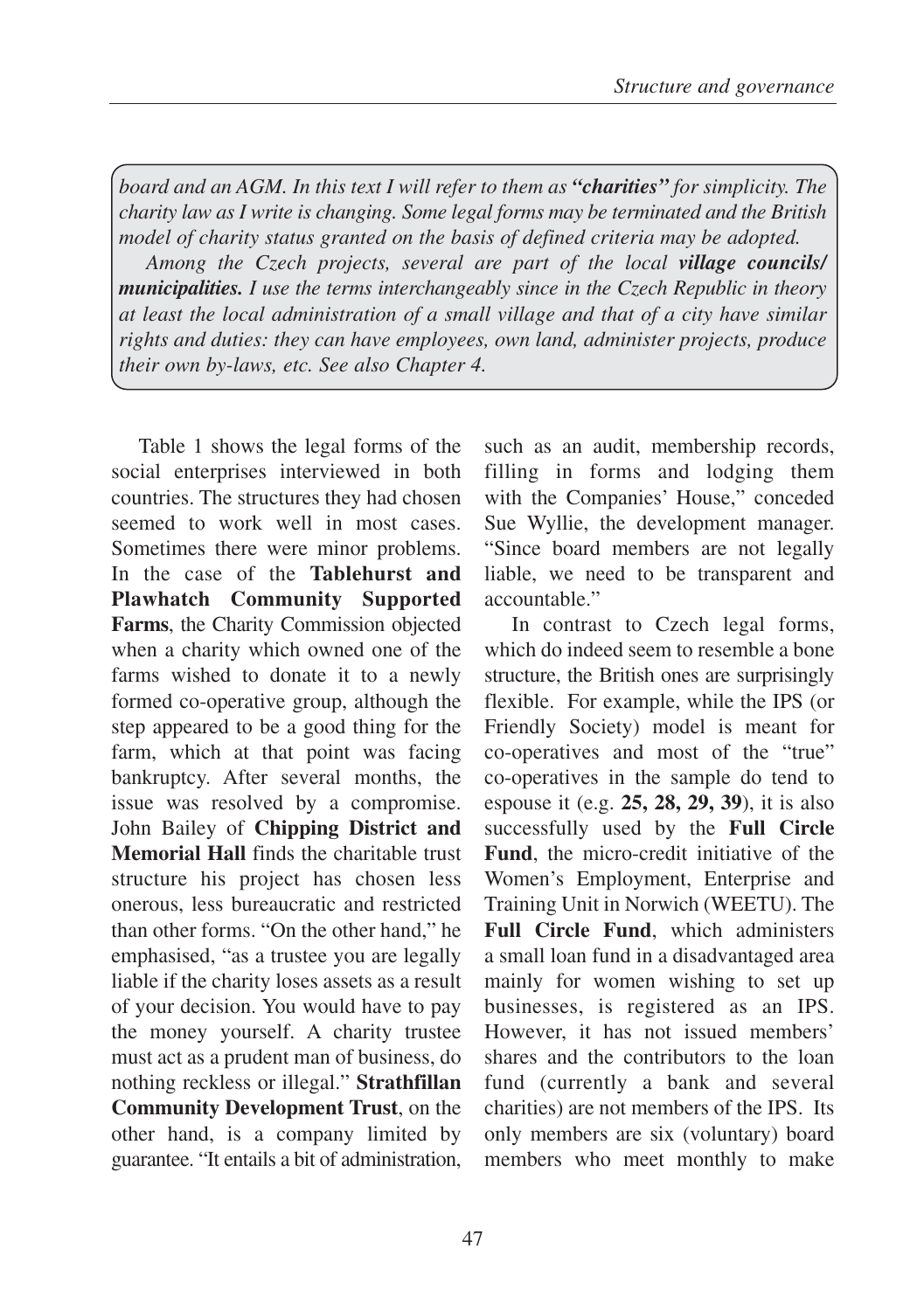*board and an AGM. In this text I will refer to them as **"charities"** for simplicity. The charity law as I write is changing. Some legal forms may be terminated and the British model of charity status granted on the basis of defined criteria may be adopted.*

*Among the Czech projects, several are part of the local **village councils/ municipalities.** I use the terms interchangeably since in the Czech Republic in theory at least the local administration of a small village and that of a city have similar rights and duties: they can have employees, own land, administer projects, produce their own by-laws, etc. See also Chapter 4.*

Table 1 shows the legal forms of the social enterprises interviewed in both countries. The structures they had chosen seemed to work well in most cases. Sometimes there were minor problems. In the case of the **Tablehurst and Plawhatch Community Supported Farms**, the Charity Commission objected when a charity which owned one of the farms wished to donate it to a newly formed co-operative group, although the step appeared to be a good thing for the farm, which at that point was facing bankruptcy. After several months, the issue was resolved by a compromise. John Bailey of **Chipping District and Memorial Hall** finds the charitable trust structure his project has chosen less onerous, less bureaucratic and restricted than other forms. "On the other hand," he emphasised, "as a trustee you are legally liable if the charity loses assets as a result of your decision. You would have to pay the money yourself. A charity trustee must act as a prudent man of business, do nothing reckless or illegal." **Strathfillan Community Development Trust**, on the other hand, is a company limited by guarantee. "It entails a bit of administration, such as an audit, membership records, filling in forms and lodging them with the Companies' House," conceded Sue Wyllie, the development manager. "Since board members are not legally liable, we need to be transparent and accountable."

In contrast to Czech legal forms, which do indeed seem to resemble a bone structure, the British ones are surprisingly flexible. For example, while the IPS (or Friendly Society) model is meant for co-operatives and most of the "true" co-operatives in the sample do tend to espouse it (e.g. **25, 28, 29, 39**), it is also successfully used by the **Full Circle Fund**, the micro-credit initiative of the Women's Employment, Enterprise and Training Unit in Norwich (WEETU). The **Full Circle Fund**, which administers a small loan fund in a disadvantaged area mainly for women wishing to set up businesses, is registered as an IPS. However, it has not issued members' shares and the contributors to the loan fund (currently a bank and several charities) are not members of the IPS. Its only members are six (voluntary) board members who meet monthly to make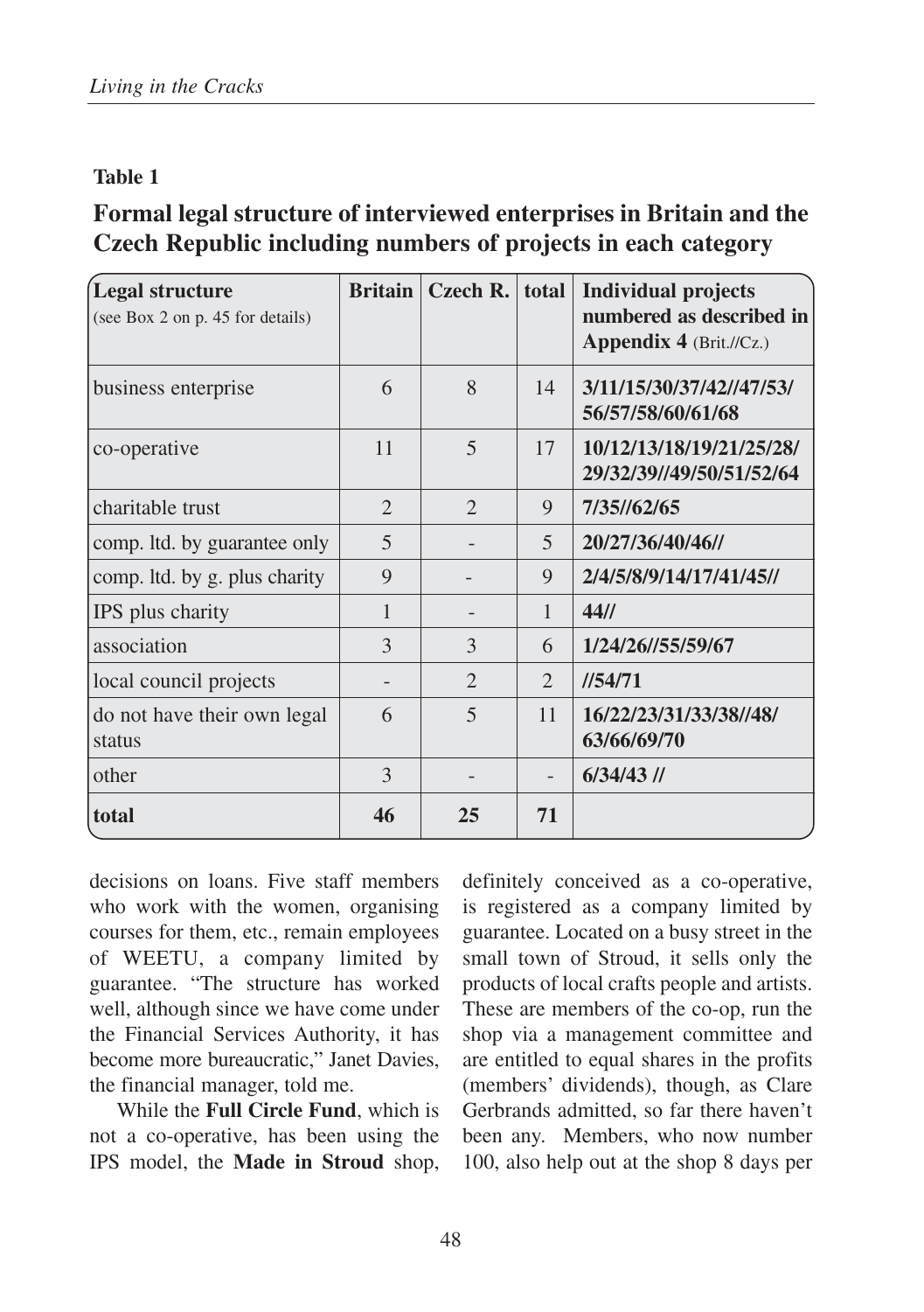**Table 1**

## Formal legal structure of interviewed enterprises in Britain and the Czech Republic including numbers of projects in each category

| Legal structure (see Box 2 on p. 45 for details) | Britain | Czech R. | total | Individual projects numbered as described in **Appendix 4** (Brit.//Cz.) |
|---|---|---|---|---|
| business enterprise | 6 | 8 | 14 | **3/11/15/30/37/42//47/53/ 56/57/58/60/61/68** |
| co-operative | 11 | 5 | 17 | **10/12/13/18/19/21/25/28/ 29/32/39//49/50/51/52/64** |
| charitable trust | 2 | 2 | 9 | **7/35//62/65** |
| comp. ltd. by guarantee only | 5 | - | 5 | **20/27/36/40/46//** |
| comp. ltd. by g. plus charity | 9 | - | 9 | **2/4/5/8/9/14/17/41/45//** |
| IPS plus charity | 1 | - | 1 | **44//** |
| association | 3 | 3 | 6 | **1/24/26//55/59/67** |
| local council projects | - | 2 | 2 | **//54/71** |
| do not have their own legal status | 6 | 5 | 11 | **16/22/23/31/33/38//48/ 63/66/69/70** |
| other | 3 | - | - | **6/34/43 //** |
| **total** | **46** | **25** | **71** | |

decisions on loans. Five staff members who work with the women, organising courses for them, etc., remain employees of WEETU, a company limited by guarantee. "The structure has worked well, although since we have come under the Financial Services Authority, it has become more bureaucratic," Janet Davies, the financial manager, told me.

While the **Full Circle Fund**, which is not a co-operative, has been using the IPS model, the **Made in Stroud** shop, definitely conceived as a co-operative, is registered as a company limited by guarantee. Located on a busy street in the small town of Stroud, it sells only the products of local crafts people and artists. These are members of the co-op, run the shop via a management committee and are entitled to equal shares in the profits (members' dividends), though, as Clare Gerbrands admitted, so far there haven't been any. Members, who now number 100, also help out at the shop 8 days per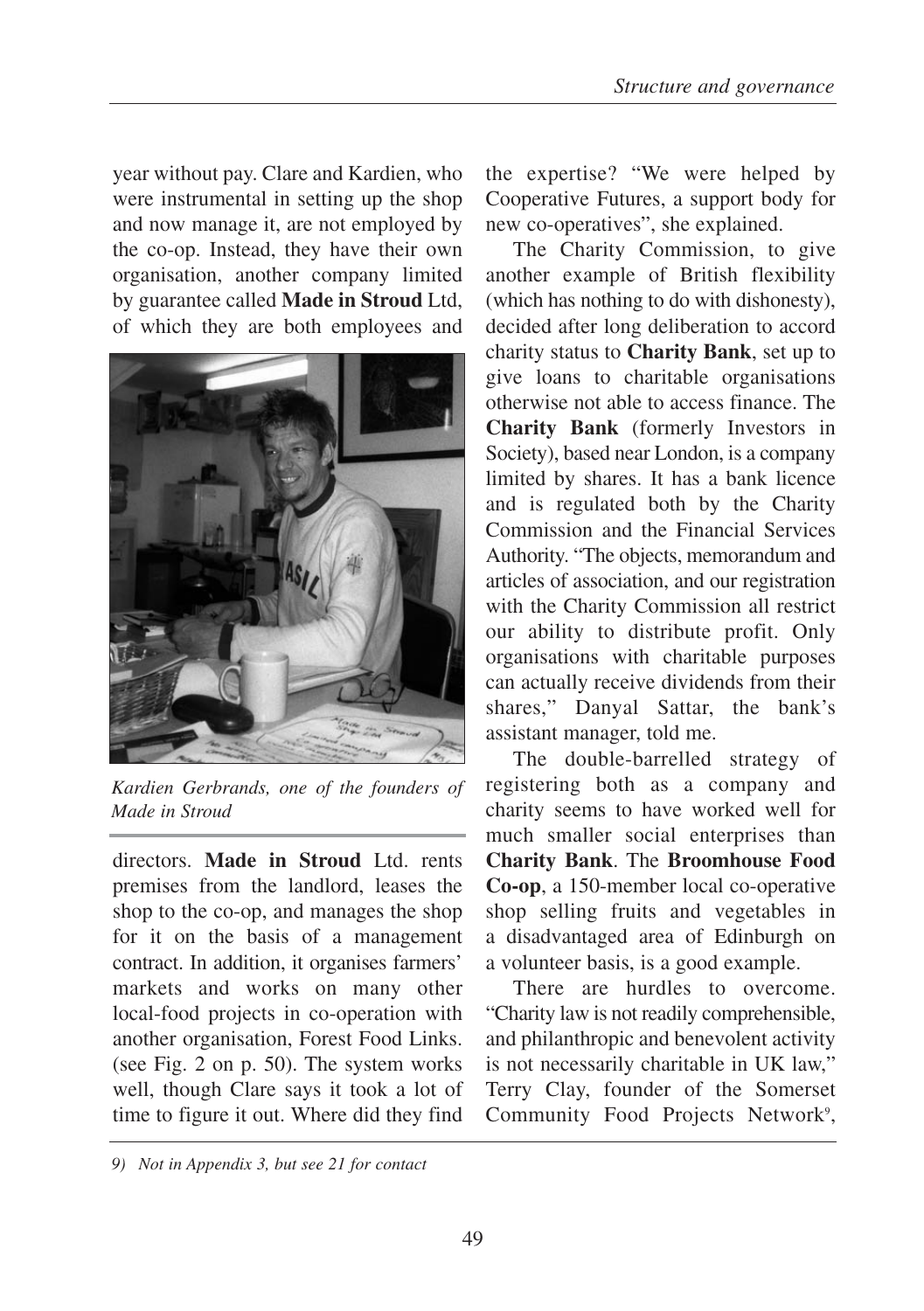year without pay. Clare and Kardien, who were instrumental in setting up the shop and now manage it, are not employed by the co-op. Instead, they have their own organisation, another company limited by guarantee called **Made in Stroud** Ltd, of which they are both employees and directors. **Made in Stroud** Ltd. rents premises from the landlord, leases the shop to the co-op, and manages the shop for it on the basis of a management contract. In addition, it organises farmers' markets and works on many other local-food projects in co-operation with another organisation, Forest Food Links. (see Fig. 2 on p. 50). The system works well, though Clare says it took a lot of time to figure it out. Where did they find the expertise? "We were helped by Cooperative Futures, a support body for new co-operatives", she explained.

*Kardien Gerbrands, one of the founders of Made in Stroud*

The Charity Commission, to give another example of British flexibility (which has nothing to do with dishonesty), decided after long deliberation to accord charity status to **Charity Bank**, set up to give loans to charitable organisations otherwise not able to access finance. The **Charity Bank** (formerly Investors in Society), based near London, is a company limited by shares. It has a bank licence and is regulated both by the Charity Commission and the Financial Services Authority. "The objects, memorandum and articles of association, and our registration with the Charity Commission all restrict our ability to distribute profit. Only organisations with charitable purposes can actually receive dividends from their shares," Danyal Sattar, the bank's assistant manager, told me.

The double-barrelled strategy of registering both as a company and charity seems to have worked well for much smaller social enterprises than **Charity Bank**. The **Broomhouse Food Co-op**, a 150-member local co-operative shop selling fruits and vegetables in a disadvantaged area of Edinburgh on a volunteer basis, is a good example.

There are hurdles to overcome. "Charity law is not readily comprehensible, and philanthropic and benevolent activity is not necessarily charitable in UK law," Terry Clay, founder of the Somerset Community Food Projects Network[9],

*9) Not in Appendix 3, but see 21 for contact*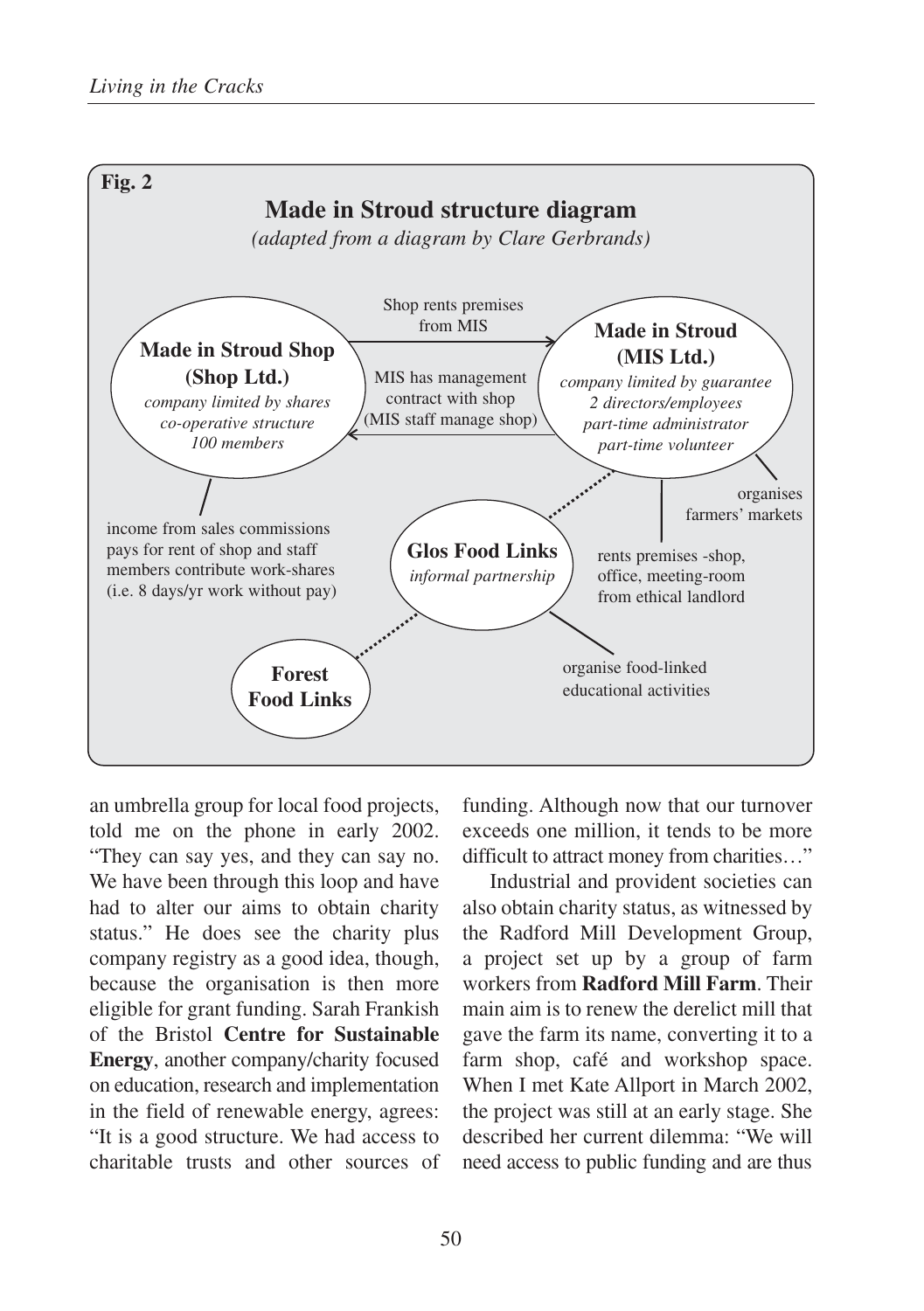**Fig. 2**

**Made in Stroud structure diagram**

*(adapted from a diagram by Clare Gerbrands)*

**Made in Stroud Shop (Shop Ltd.)**
*company limited by shares*
*co-operative structure*
*100 members*

**Made in Stroud (MIS Ltd.)**
*company limited by guarantee*
*2 directors/employees*
*part-time administrator*
*part-time volunteer*

Shop rents premises from MIS

MIS has management contract with shop (MIS staff manage shop)

income from sales commissions pays for rent of shop and staff members contribute work-shares (i.e. 8 days/yr work without pay)

organises farmers' markets

rents premises -shop, office, meeting-room from ethical landlord

**Glos Food Links**
*informal partnership*

organise food-linked educational activities

**Forest Food Links**

an umbrella group for local food projects, told me on the phone in early 2002. "They can say yes, and they can say no. We have been through this loop and have had to alter our aims to obtain charity status." He does see the charity plus company registry as a good idea, though, because the organisation is then more eligible for grant funding. Sarah Frankish of the Bristol **Centre for Sustainable Energy**, another company/charity focused on education, research and implementation in the field of renewable energy, agrees: "It is a good structure. We had access to charitable trusts and other sources of funding. Although now that our turnover exceeds one million, it tends to be more difficult to attract money from charities…"

Industrial and provident societies can also obtain charity status, as witnessed by the Radford Mill Development Group, a project set up by a group of farm workers from **Radford Mill Farm**. Their main aim is to renew the derelict mill that gave the farm its name, converting it to a farm shop, café and workshop space. When I met Kate Allport in March 2002, the project was still at an early stage. She described her current dilemma: "We will need access to public funding and are thus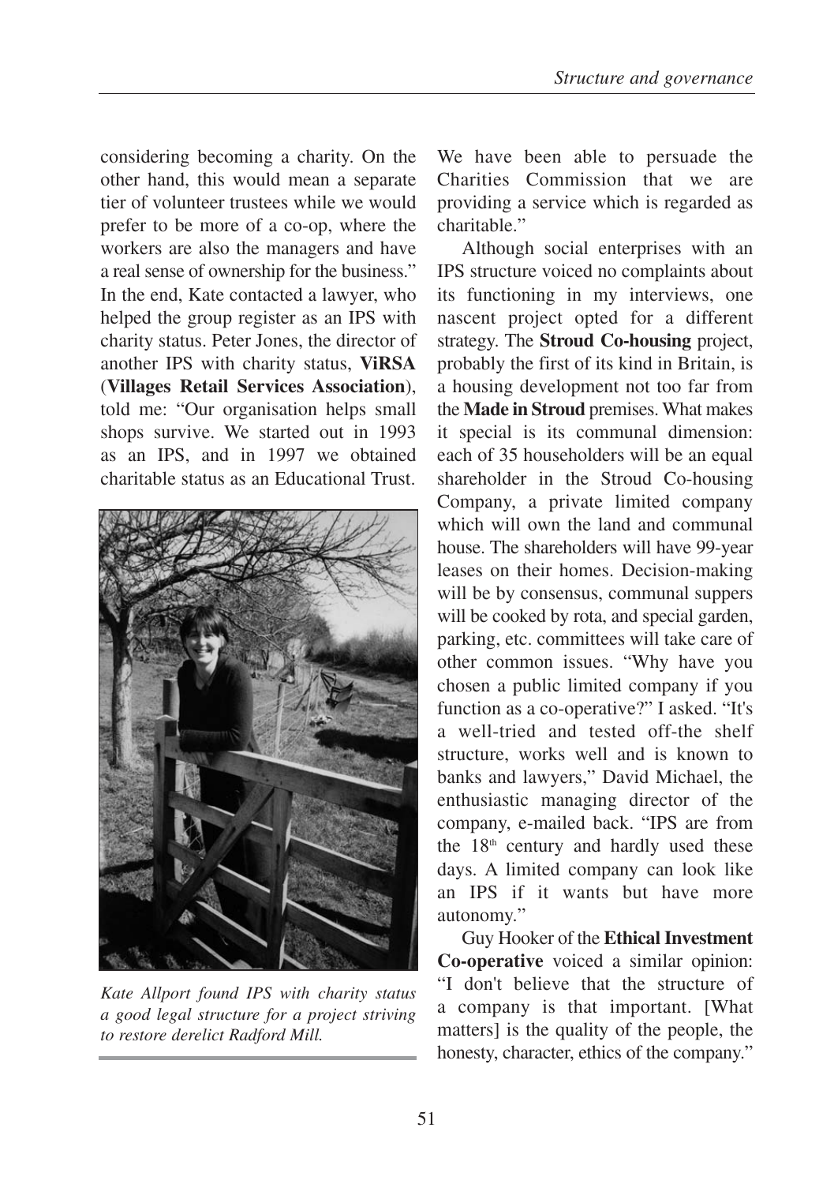considering becoming a charity. On the other hand, this would mean a separate tier of volunteer trustees while we would prefer to be more of a co-op, where the workers are also the managers and have a real sense of ownership for the business." In the end, Kate contacted a lawyer, who helped the group register as an IPS with charity status. Peter Jones, the director of another IPS with charity status, **ViRSA** (**Villages Retail Services Association**), told me: "Our organisation helps small shops survive. We started out in 1993 as an IPS, and in 1997 we obtained charitable status as an Educational Trust. We have been able to persuade the Charities Commission that we are providing a service which is regarded as charitable."

*Kate Allport found IPS with charity status a good legal structure for a project striving to restore derelict Radford Mill.*

Although social enterprises with an IPS structure voiced no complaints about its functioning in my interviews, one nascent project opted for a different strategy. The **Stroud Co-housing** project, probably the first of its kind in Britain, is a housing development not too far from the **Made in Stroud** premises. What makes it special is its communal dimension: each of 35 householders will be an equal shareholder in the Stroud Co-housing Company, a private limited company which will own the land and communal house. The shareholders will have 99-year leases on their homes. Decision-making will be by consensus, communal suppers will be cooked by rota, and special garden, parking, etc. committees will take care of other common issues. "Why have you chosen a public limited company if you function as a co-operative?" I asked. "It's a well-tried and tested off-the shelf structure, works well and is known to banks and lawyers," David Michael, the enthusiastic managing director of the company, e-mailed back. "IPS are from the 18th century and hardly used these days. A limited company can look like an IPS if it wants but have more autonomy."

Guy Hooker of the **Ethical Investment Co-operative** voiced a similar opinion: "I don't believe that the structure of a company is that important. [What matters] is the quality of the people, the honesty, character, ethics of the company."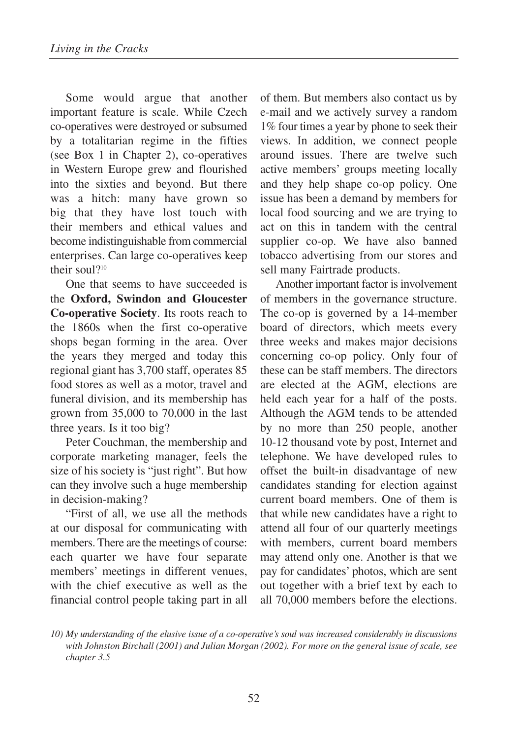Some would argue that another important feature is scale. While Czech co-operatives were destroyed or subsumed by a totalitarian regime in the fifties (see Box 1 in Chapter 2), co-operatives in Western Europe grew and flourished into the sixties and beyond. But there was a hitch: many have grown so big that they have lost touch with their members and ethical values and become indistinguishable from commercial enterprises. Can large co-operatives keep their soul?[10]

One that seems to have succeeded is the **Oxford, Swindon and Gloucester Co-operative Society**. Its roots reach to the 1860s when the first co-operative shops began forming in the area. Over the years they merged and today this regional giant has 3,700 staff, operates 85 food stores as well as a motor, travel and funeral division, and its membership has grown from 35,000 to 70,000 in the last three years. Is it too big?

Peter Couchman, the membership and corporate marketing manager, feels the size of his society is "just right". But how can they involve such a huge membership in decision-making?

"First of all, we use all the methods at our disposal for communicating with members. There are the meetings of course: each quarter we have four separate members' meetings in different venues, with the chief executive as well as the financial control people taking part in all of them. But members also contact us by e-mail and we actively survey a random 1% four times a year by phone to seek their views. In addition, we connect people around issues. There are twelve such active members' groups meeting locally and they help shape co-op policy. One issue has been a demand by members for local food sourcing and we are trying to act on this in tandem with the central supplier co-op. We have also banned tobacco advertising from our stores and sell many Fairtrade products.

Another important factor is involvement of members in the governance structure. The co-op is governed by a 14-member board of directors, which meets every three weeks and makes major decisions concerning co-op policy. Only four of these can be staff members. The directors are elected at the AGM, elections are held each year for a half of the posts. Although the AGM tends to be attended by no more than 250 people, another 10-12 thousand vote by post, Internet and telephone. We have developed rules to offset the built-in disadvantage of new candidates standing for election against current board members. One of them is that while new candidates have a right to attend all four of our quarterly meetings with members, current board members may attend only one. Another is that we pay for candidates' photos, which are sent out together with a brief text by each to all 70,000 members before the elections.

---

*10) My understanding of the elusive issue of a co-operative's soul was increased considerably in discussions with Johnston Birchall (2001) and Julian Morgan (2002). For more on the general issue of scale, see chapter 3.5*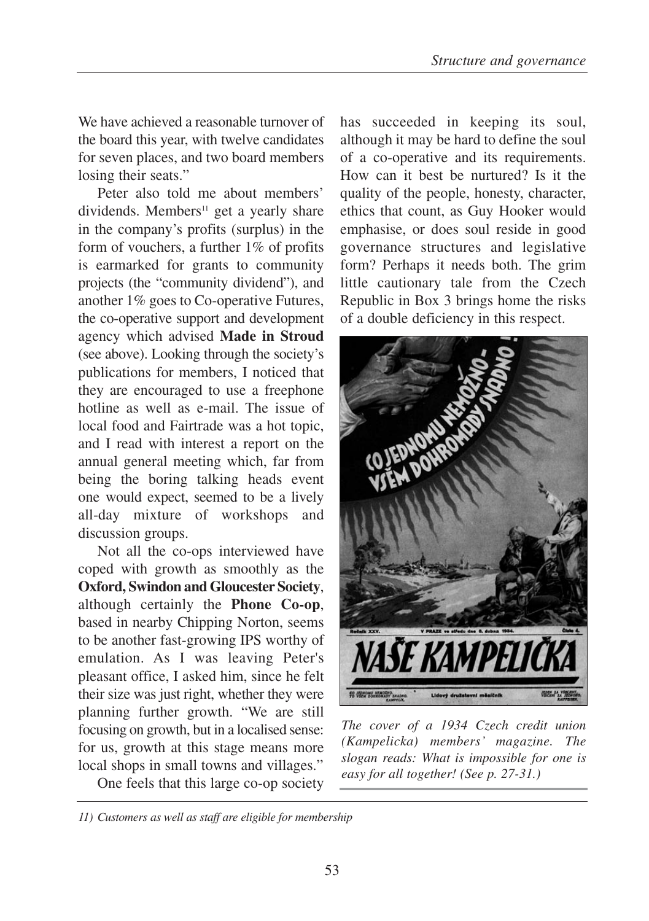We have achieved a reasonable turnover of the board this year, with twelve candidates for seven places, and two board members losing their seats."

Peter also told me about members' dividends. Members[11] get a yearly share in the company's profits (surplus) in the form of vouchers, a further 1% of profits is earmarked for grants to community projects (the "community dividend"), and another 1% goes to Co-operative Futures, the co-operative support and development agency which advised **Made in Stroud** (see above). Looking through the society's publications for members, I noticed that they are encouraged to use a freephone hotline as well as e-mail. The issue of local food and Fairtrade was a hot topic, and I read with interest a report on the annual general meeting which, far from being the boring talking heads event one would expect, seemed to be a lively all-day mixture of workshops and discussion groups.

Not all the co-ops interviewed have coped with growth as smoothly as the **Oxford, Swindon and Gloucester Society**, although certainly the **Phone Co-op**, based in nearby Chipping Norton, seems to be another fast-growing IPS worthy of emulation. As I was leaving Peter's pleasant office, I asked him, since he felt their size was just right, whether they were planning further growth. "We are still focusing on growth, but in a localised sense: for us, growth at this stage means more local shops in small towns and villages."

One feels that this large co-op society has succeeded in keeping its soul, although it may be hard to define the soul of a co-operative and its requirements. How can it best be nurtured? Is it the quality of the people, honesty, character, ethics that count, as Guy Hooker would emphasise, or does soul reside in good governance structures and legislative form? Perhaps it needs both. The grim little cautionary tale from the Czech Republic in Box 3 brings home the risks of a double deficiency in this respect.

*The cover of a 1934 Czech credit union (Kampelicka) members' magazine. The slogan reads: What is impossible for one is easy for all together! (See p. 27-31.)*

*11) Customers as well as staff are eligible for membership*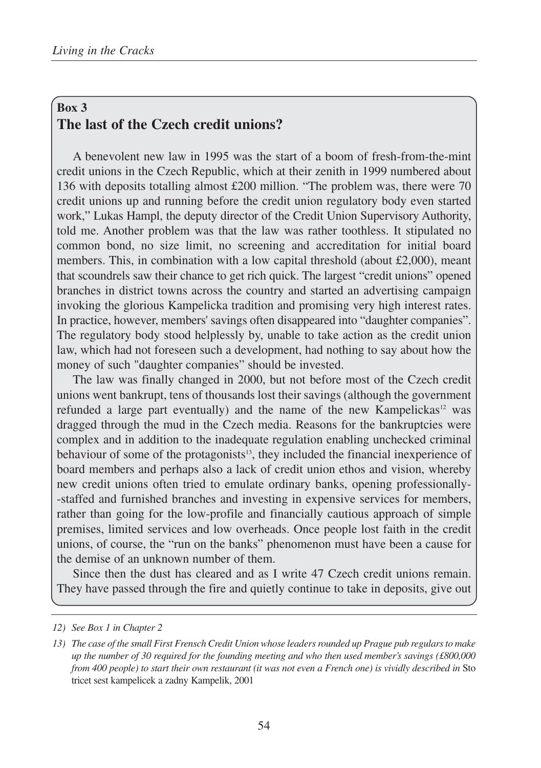**Box 3**

## The last of the Czech credit unions?

A benevolent new law in 1995 was the start of a boom of fresh-from-the-mint credit unions in the Czech Republic, which at their zenith in 1999 numbered about 136 with deposits totalling almost £200 million. "The problem was, there were 70 credit unions up and running before the credit union regulatory body even started work," Lukas Hampl, the deputy director of the Credit Union Supervisory Authority, told me. Another problem was that the law was rather toothless. It stipulated no common bond, no size limit, no screening and accreditation for initial board members. This, in combination with a low capital threshold (about £2,000), meant that scoundrels saw their chance to get rich quick. The largest "credit unions" opened branches in district towns across the country and started an advertising campaign invoking the glorious Kampelicka tradition and promising very high interest rates. In practice, however, members' savings often disappeared into "daughter companies". The regulatory body stood helplessly by, unable to take action as the credit union law, which had not foreseen such a development, had nothing to say about how the money of such "daughter companies" should be invested.

The law was finally changed in 2000, but not before most of the Czech credit unions went bankrupt, tens of thousands lost their savings (although the government refunded a large part eventually) and the name of the new Kampelickas[12] was dragged through the mud in the Czech media. Reasons for the bankruptcies were complex and in addition to the inadequate regulation enabling unchecked criminal behaviour of some of the protagonists[13], they included the financial inexperience of board members and perhaps also a lack of credit union ethos and vision, whereby new credit unions often tried to emulate ordinary banks, opening professionally--staffed and furnished branches and investing in expensive services for members, rather than going for the low-profile and financially cautious approach of simple premises, limited services and low overheads. Once people lost faith in the credit unions, of course, the "run on the banks" phenomenon must have been a cause for the demise of an unknown number of them.

Since then the dust has cleared and as I write 47 Czech credit unions remain. They have passed through the fire and quietly continue to take in deposits, give out

---

*12) See Box 1 in Chapter 2*

*13) The case of the small First Frensch Credit Union whose leaders rounded up Prague pub regulars to make up the number of 30 required for the founding meeting and who then used member's savings (£800,000 from 400 people) to start their own restaurant (it was not even a French one) is vividly described in* Sto tricet sest kampelicek a zadny Kampelik, 2001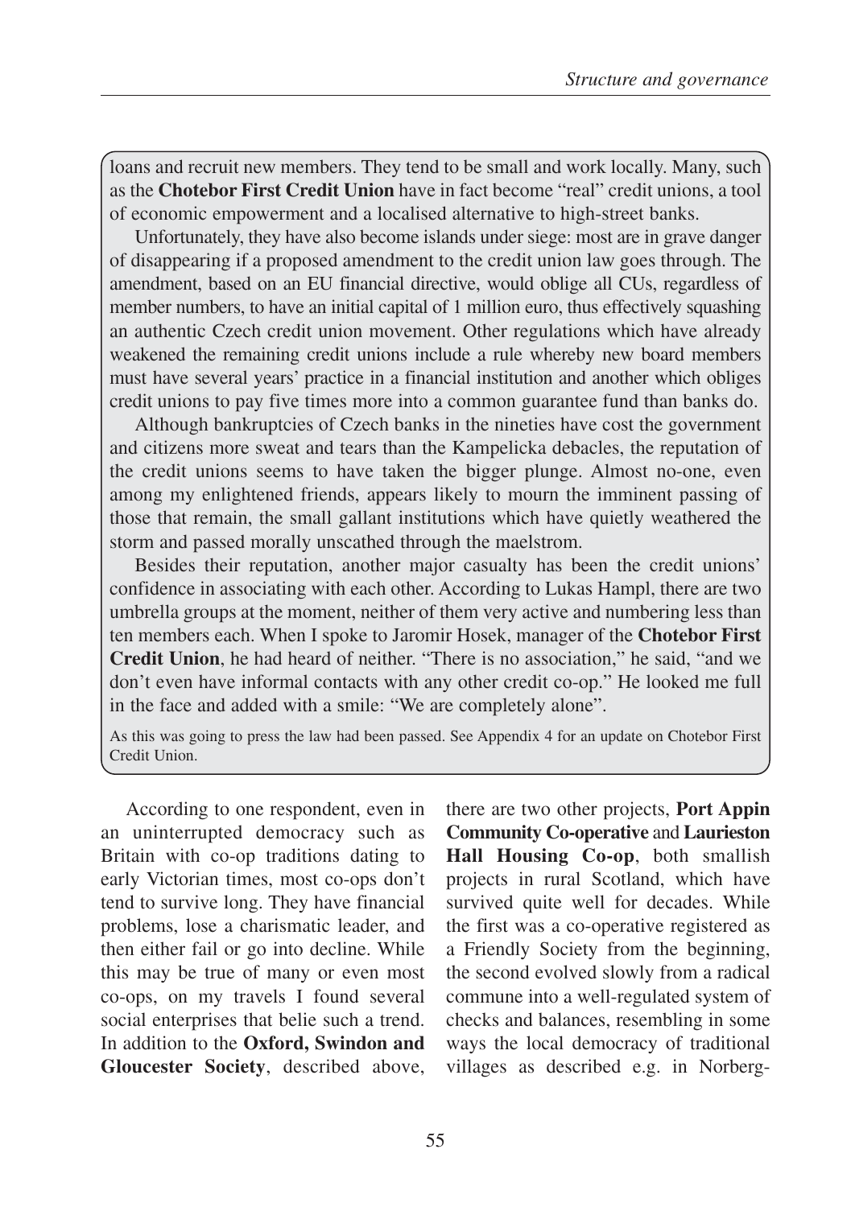loans and recruit new members. They tend to be small and work locally. Many, such as the **Chotebor First Credit Union** have in fact become "real" credit unions, a tool of economic empowerment and a localised alternative to high-street banks.

Unfortunately, they have also become islands under siege: most are in grave danger of disappearing if a proposed amendment to the credit union law goes through. The amendment, based on an EU financial directive, would oblige all CUs, regardless of member numbers, to have an initial capital of 1 million euro, thus effectively squashing an authentic Czech credit union movement. Other regulations which have already weakened the remaining credit unions include a rule whereby new board members must have several years' practice in a financial institution and another which obliges credit unions to pay five times more into a common guarantee fund than banks do.

Although bankruptcies of Czech banks in the nineties have cost the government and citizens more sweat and tears than the Kampelicka debacles, the reputation of the credit unions seems to have taken the bigger plunge. Almost no-one, even among my enlightened friends, appears likely to mourn the imminent passing of those that remain, the small gallant institutions which have quietly weathered the storm and passed morally unscathed through the maelstrom.

Besides their reputation, another major casualty has been the credit unions' confidence in associating with each other. According to Lukas Hampl, there are two umbrella groups at the moment, neither of them very active and numbering less than ten members each. When I spoke to Jaromir Hosek, manager of the **Chotebor First Credit Union**, he had heard of neither. "There is no association," he said, "and we don't even have informal contacts with any other credit co-op." He looked me full in the face and added with a smile: "We are completely alone".

As this was going to press the law had been passed. See Appendix 4 for an update on Chotebor First Credit Union.

According to one respondent, even in an uninterrupted democracy such as Britain with co-op traditions dating to early Victorian times, most co-ops don't tend to survive long. They have financial problems, lose a charismatic leader, and then either fail or go into decline. While this may be true of many or even most co-ops, on my travels I found several social enterprises that belie such a trend. In addition to the **Oxford, Swindon and Gloucester Society**, described above, there are two other projects, **Port Appin Community Co-operative** and **Laurieston Hall Housing Co-op**, both smallish projects in rural Scotland, which have survived quite well for decades. While the first was a co-operative registered as a Friendly Society from the beginning, the second evolved slowly from a radical commune into a well-regulated system of checks and balances, resembling in some ways the local democracy of traditional villages as described e.g. in Norberg-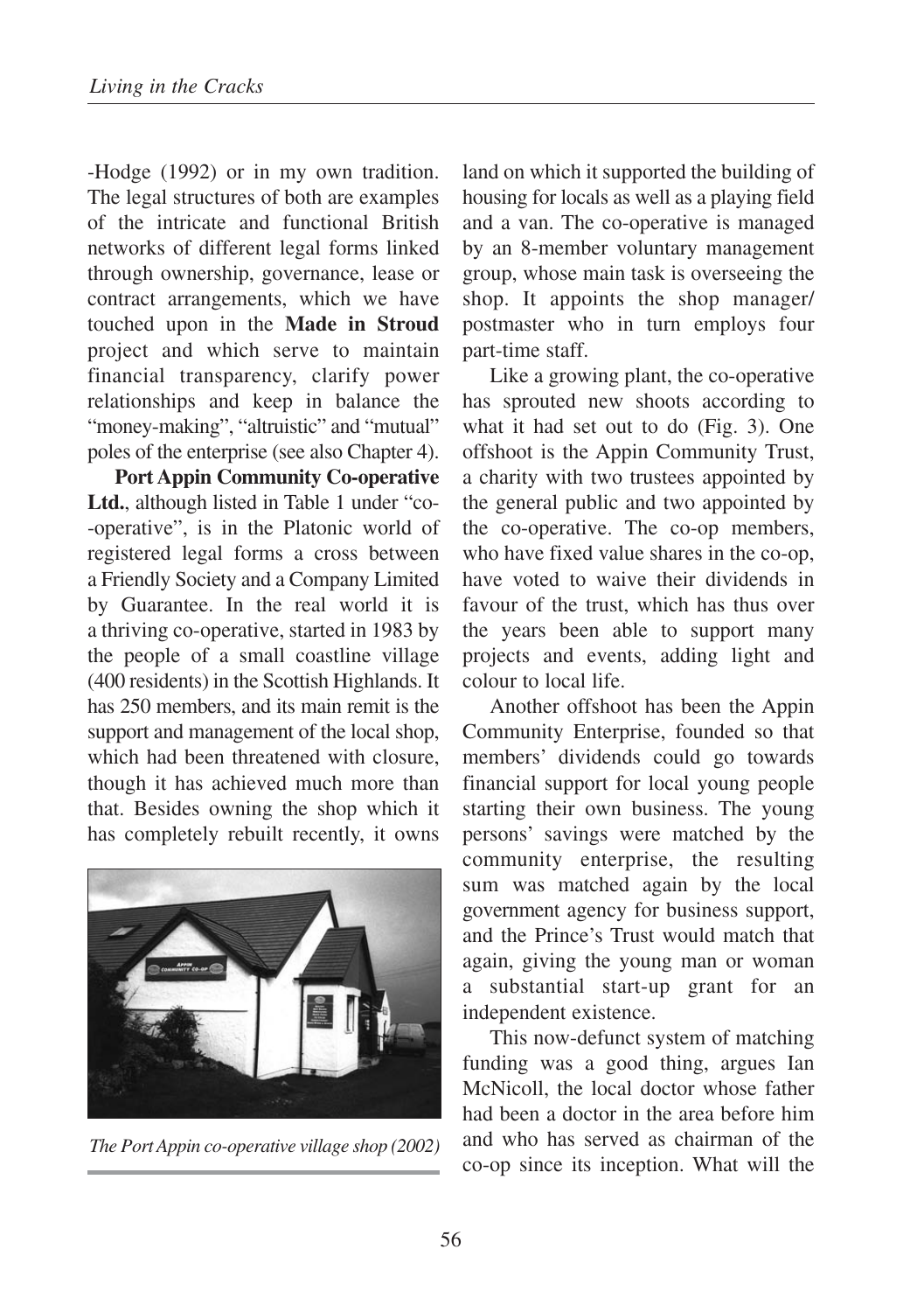-Hodge (1992) or in my own tradition. The legal structures of both are examples of the intricate and functional British networks of different legal forms linked through ownership, governance, lease or contract arrangements, which we have touched upon in the **Made in Stroud** project and which serve to maintain financial transparency, clarify power relationships and keep in balance the "money-making", "altruistic" and "mutual" poles of the enterprise (see also Chapter 4).

**Port Appin Community Co-operative Ltd.**, although listed in Table 1 under "co--operative", is in the Platonic world of registered legal forms a cross between a Friendly Society and a Company Limited by Guarantee. In the real world it is a thriving co-operative, started in 1983 by the people of a small coastline village (400 residents) in the Scottish Highlands. It has 250 members, and its main remit is the support and management of the local shop, which had been threatened with closure, though it has achieved much more than that. Besides owning the shop which it has completely rebuilt recently, it owns land on which it supported the building of housing for locals as well as a playing field and a van. The co-operative is managed by an 8-member voluntary management group, whose main task is overseeing the shop. It appoints the shop manager/postmaster who in turn employs four part-time staff.

*The Port Appin co-operative village shop (2002)*

Like a growing plant, the co-operative has sprouted new shoots according to what it had set out to do (Fig. 3). One offshoot is the Appin Community Trust, a charity with two trustees appointed by the general public and two appointed by the co-operative. The co-op members, who have fixed value shares in the co-op, have voted to waive their dividends in favour of the trust, which has thus over the years been able to support many projects and events, adding light and colour to local life.

Another offshoot has been the Appin Community Enterprise, founded so that members' dividends could go towards financial support for local young people starting their own business. The young persons' savings were matched by the community enterprise, the resulting sum was matched again by the local government agency for business support, and the Prince's Trust would match that again, giving the young man or woman a substantial start-up grant for an independent existence.

This now-defunct system of matching funding was a good thing, argues Ian McNicoll, the local doctor whose father had been a doctor in the area before him and who has served as chairman of the co-op since its inception. What will the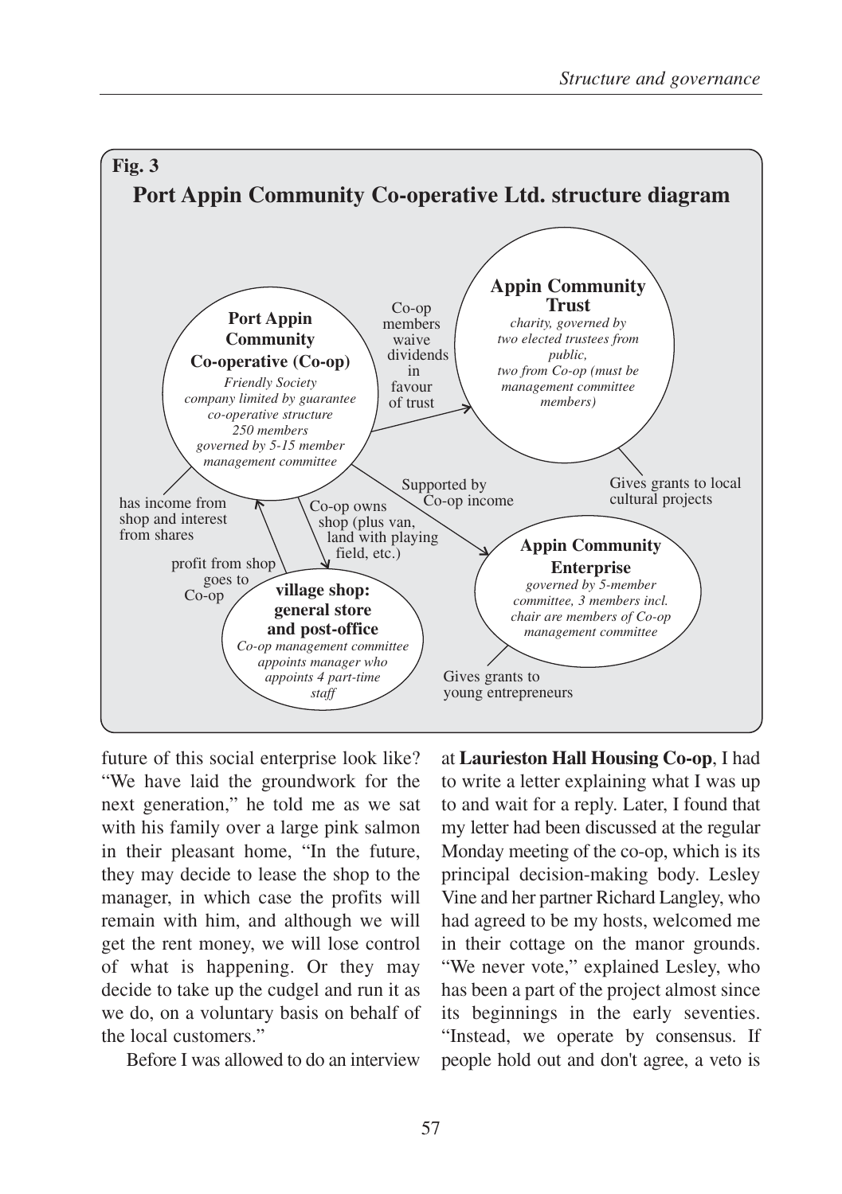**Fig. 3**

**Port Appin Community Co-operative Ltd. structure diagram**

**Port Appin Community Co-operative (Co-op)**
*Friendly Society company limited by guarantee co-operative structure 250 members governed by 5-15 member management committee*

Co-op members waive dividends in favour of trust

**Appin Community Trust**
*charity, governed by two elected trustees from public, two from Co-op (must be management committee members)*

Gives grants to local cultural projects

Supported by Co-op income

**Appin Community Enterprise**
*governed by 5-member committee, 3 members incl. chair are members of Co-op management committee*

Gives grants to young entrepreneurs

has income from shop and interest from shares

Co-op owns shop (plus van, land with playing field, etc.)

profit from shop goes to Co-op

**village shop: general store and post-office**
*Co-op management committee appoints manager who appoints 4 part-time staff*

future of this social enterprise look like? "We have laid the groundwork for the next generation," he told me as we sat with his family over a large pink salmon in their pleasant home, "In the future, they may decide to lease the shop to the manager, in which case the profits will remain with him, and although we will get the rent money, we will lose control of what is happening. Or they may decide to take up the cudgel and run it as we do, on a voluntary basis on behalf of the local customers."

Before I was allowed to do an interview at **Laurieston Hall Housing Co-op**, I had to write a letter explaining what I was up to and wait for a reply. Later, I found that my letter had been discussed at the regular Monday meeting of the co-op, which is its principal decision-making body. Lesley Vine and her partner Richard Langley, who had agreed to be my hosts, welcomed me in their cottage on the manor grounds. "We never vote," explained Lesley, who has been a part of the project almost since its beginnings in the early seventies. "Instead, we operate by consensus. If people hold out and don't agree, a veto is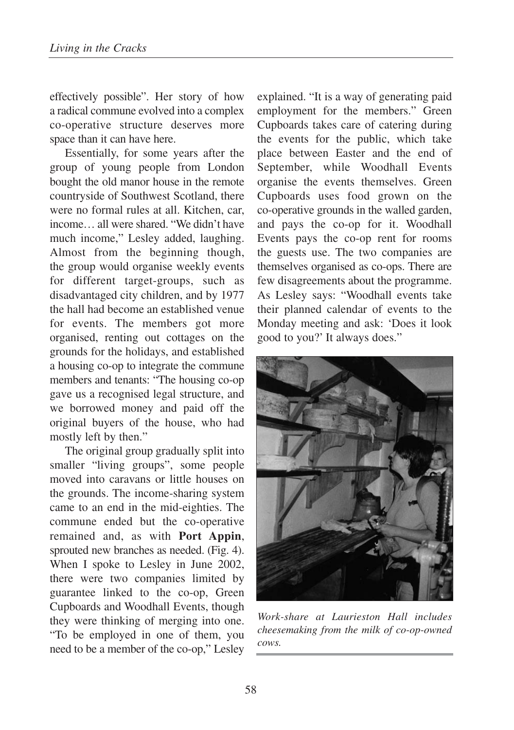effectively possible". Her story of how a radical commune evolved into a complex co-operative structure deserves more space than it can have here.

Essentially, for some years after the group of young people from London bought the old manor house in the remote countryside of Southwest Scotland, there were no formal rules at all. Kitchen, car, income… all were shared. "We didn't have much income," Lesley added, laughing. Almost from the beginning though, the group would organise weekly events for different target-groups, such as disadvantaged city children, and by 1977 the hall had become an established venue for events. The members got more organised, renting out cottages on the grounds for the holidays, and established a housing co-op to integrate the commune members and tenants: "The housing co-op gave us a recognised legal structure, and we borrowed money and paid off the original buyers of the house, who had mostly left by then."

The original group gradually split into smaller "living groups", some people moved into caravans or little houses on the grounds. The income-sharing system came to an end in the mid-eighties. The commune ended but the co-operative remained and, as with **Port Appin**, sprouted new branches as needed. (Fig. 4). When I spoke to Lesley in June 2002, there were two companies limited by guarantee linked to the co-op, Green Cupboards and Woodhall Events, though they were thinking of merging into one. "To be employed in one of them, you need to be a member of the co-op," Lesley explained. "It is a way of generating paid employment for the members." Green Cupboards takes care of catering during the events for the public, which take place between Easter and the end of September, while Woodhall Events organise the events themselves. Green Cupboards uses food grown on the co-operative grounds in the walled garden, and pays the co-op for it. Woodhall Events pays the co-op rent for rooms the guests use. The two companies are themselves organised as co-ops. There are few disagreements about the programme. As Lesley says: "Woodhall events take their planned calendar of events to the Monday meeting and ask: 'Does it look good to you?' It always does."

*Work-share at Laurieston Hall includes cheesemaking from the milk of co-op-owned cows.*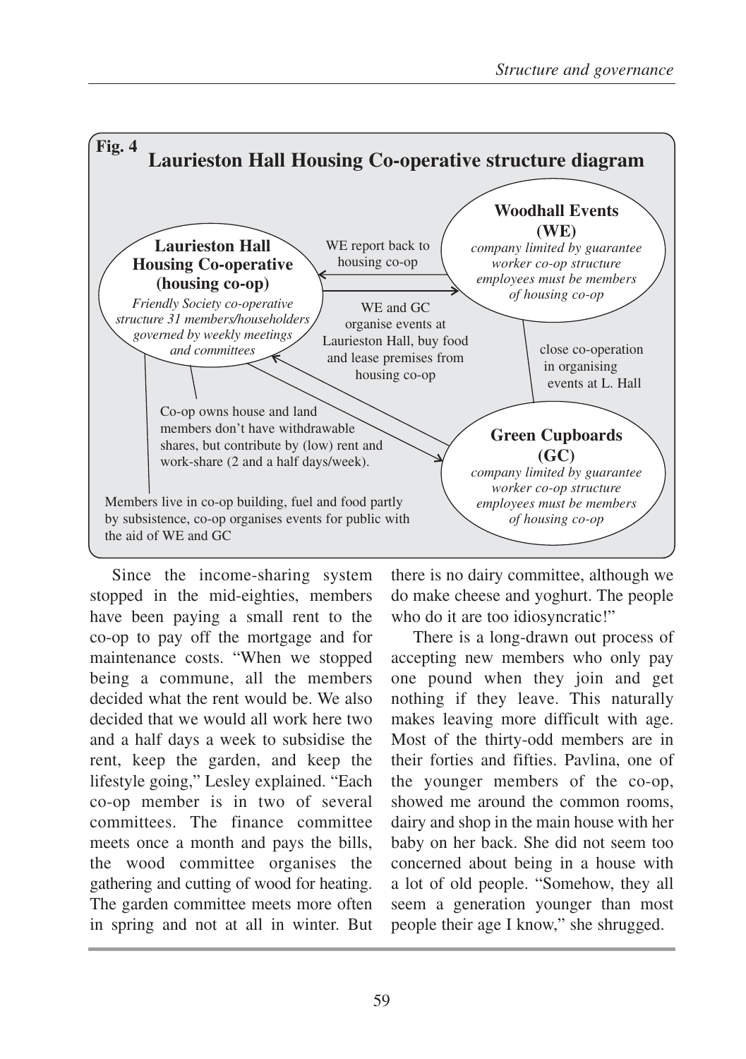**Fig. 4**

## Laurieston Hall Housing Co-operative structure diagram

**Laurieston Hall Housing Co-operative (housing co-op)**
*Friendly Society co-operative structure 31 members/householders governed by weekly meetings and committees*

**Woodhall Events (WE)**
*company limited by guarantee worker co-op structure employees must be members of housing co-op*

**Green Cupboards (GC)**
*company limited by guarantee worker co-op structure employees must be members of housing co-op*

WE report back to housing co-op

WE and GC organise events at Laurieston Hall, buy food and lease premises from housing co-op

close co-operation in organising events at L. Hall

Co-op owns house and land members don't have withdrawable shares, but contribute by (low) rent and work-share (2 and a half days/week).

Members live in co-op building, fuel and food partly by subsistence, co-op organises events for public with the aid of WE and GC

Since the income-sharing system stopped in the mid-eighties, members have been paying a small rent to the co-op to pay off the mortgage and for maintenance costs. "When we stopped being a commune, all the members decided what the rent would be. We also decided that we would all work here two and a half days a week to subsidise the rent, keep the garden, and keep the lifestyle going," Lesley explained. "Each co-op member is in two of several committees. The finance committee meets once a month and pays the bills, the wood committee organises the gathering and cutting of wood for heating. The garden committee meets more often in spring and not at all in winter. But there is no dairy committee, although we do make cheese and yoghurt. The people who do it are too idiosyncratic!"

There is a long-drawn out process of accepting new members who only pay one pound when they join and get nothing if they leave. This naturally makes leaving more difficult with age. Most of the thirty-odd members are in their forties and fifties. Pavlina, one of the younger members of the co-op, showed me around the common rooms, dairy and shop in the main house with her baby on her back. She did not seem too concerned about being in a house with a lot of old people. "Somehow, they all seem a generation younger than most people their age I know," she shrugged.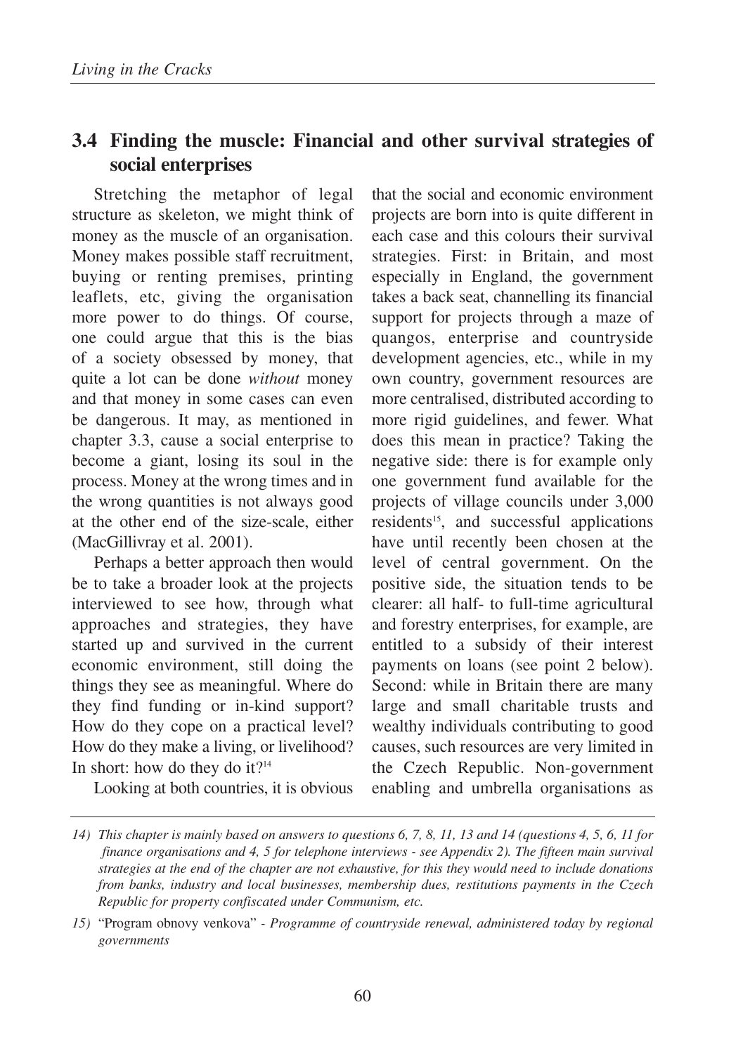## 3.4 Finding the muscle: Financial and other survival strategies of social enterprises

Stretching the metaphor of legal structure as skeleton, we might think of money as the muscle of an organisation. Money makes possible staff recruitment, buying or renting premises, printing leaflets, etc, giving the organisation more power to do things. Of course, one could argue that this is the bias of a society obsessed by money, that quite a lot can be done *without* money and that money in some cases can even be dangerous. It may, as mentioned in chapter 3.3, cause a social enterprise to become a giant, losing its soul in the process. Money at the wrong times and in the wrong quantities is not always good at the other end of the size-scale, either (MacGillivray et al. 2001).

Perhaps a better approach then would be to take a broader look at the projects interviewed to see how, through what approaches and strategies, they have started up and survived in the current economic environment, still doing the things they see as meaningful. Where do they find funding or in-kind support? How do they cope on a practical level? How do they make a living, or livelihood? In short: how do they do it?[14]

Looking at both countries, it is obvious that the social and economic environment projects are born into is quite different in each case and this colours their survival strategies. First: in Britain, and most especially in England, the government takes a back seat, channelling its financial support for projects through a maze of quangos, enterprise and countryside development agencies, etc., while in my own country, government resources are more centralised, distributed according to more rigid guidelines, and fewer. What does this mean in practice? Taking the negative side: there is for example only one government fund available for the projects of village councils under 3,000 residents[15], and successful applications have until recently been chosen at the level of central government. On the positive side, the situation tends to be clearer: all half- to full-time agricultural and forestry enterprises, for example, are entitled to a subsidy of their interest payments on loans (see point 2 below). Second: while in Britain there are many large and small charitable trusts and wealthy individuals contributing to good causes, such resources are very limited in the Czech Republic. Non-government enabling and umbrella organisations as

---

*14) This chapter is mainly based on answers to questions 6, 7, 8, 11, 13 and 14 (questions 4, 5, 6, 11 for finance organisations and 4, 5 for telephone interviews - see Appendix 2). The fifteen main survival strategies at the end of the chapter are not exhaustive, for this they would need to include donations from banks, industry and local businesses, membership dues, restitutions payments in the Czech Republic for property confiscated under Communism, etc.*

*15)* "Program obnovy venkova" - *Programme of countryside renewal, administered today by regional governments*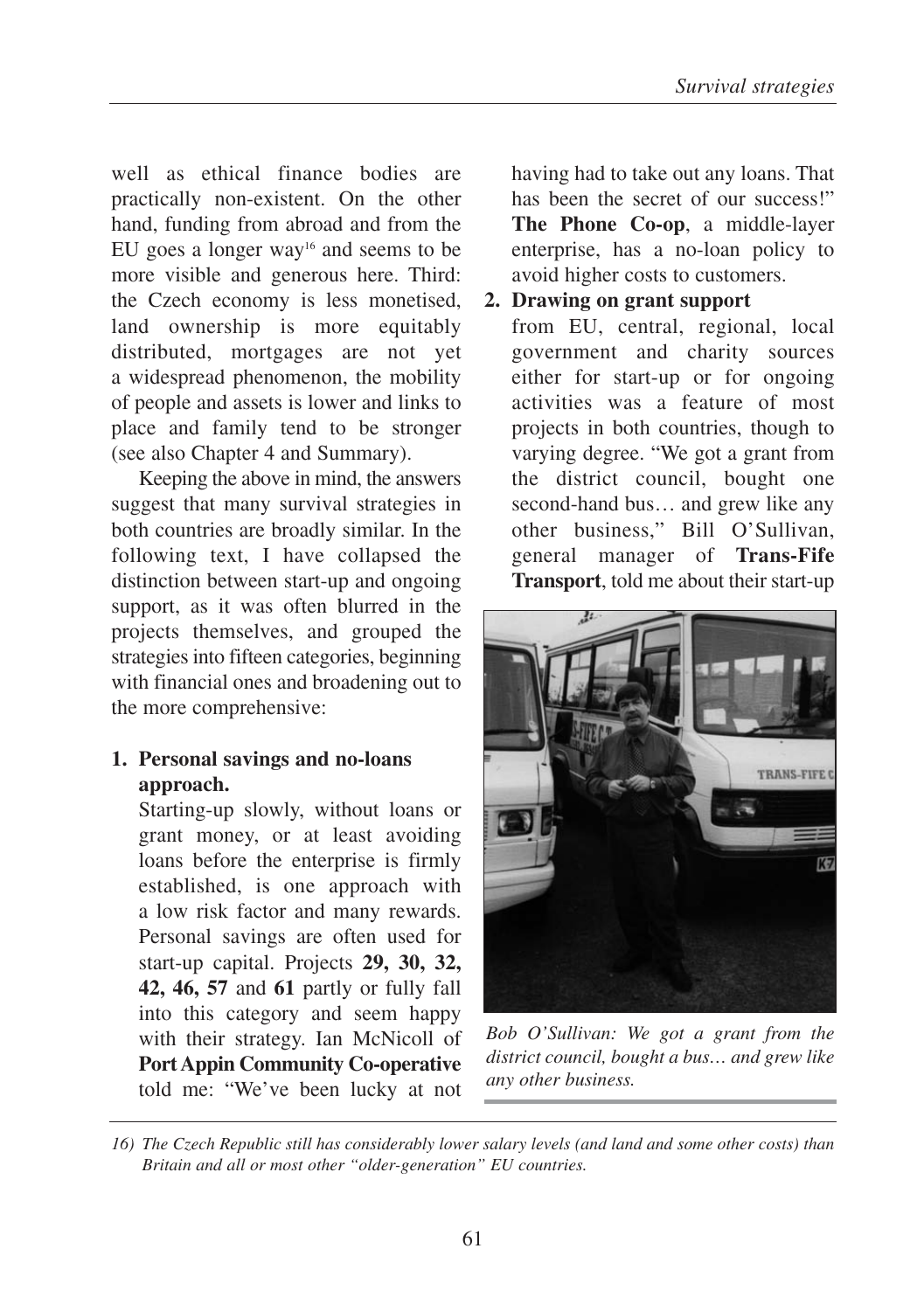well as ethical finance bodies are practically non-existent. On the other hand, funding from abroad and from the EU goes a longer way[16] and seems to be more visible and generous here. Third: the Czech economy is less monetised, land ownership is more equitably distributed, mortgages are not yet a widespread phenomenon, the mobility of people and assets is lower and links to place and family tend to be stronger (see also Chapter 4 and Summary).

Keeping the above in mind, the answers suggest that many survival strategies in both countries are broadly similar. In the following text, I have collapsed the distinction between start-up and ongoing support, as it was often blurred in the projects themselves, and grouped the strategies into fifteen categories, beginning with financial ones and broadening out to the more comprehensive:

1. **Personal savings and no-loans approach.**
   Starting-up slowly, without loans or grant money, or at least avoiding loans before the enterprise is firmly established, is one approach with a low risk factor and many rewards. Personal savings are often used for start-up capital. Projects **29, 30, 32, 42, 46, 57** and **61** partly or fully fall into this category and seem happy with their strategy. Ian McNicoll of **Port Appin Community Co-operative** told me: "We've been lucky at not having had to take out any loans. That has been the secret of our success!" **The Phone Co-op**, a middle-layer enterprise, has a no-loan policy to avoid higher costs to customers.

2. **Drawing on grant support**
   from EU, central, regional, local government and charity sources either for start-up or for ongoing activities was a feature of most projects in both countries, though to varying degree. "We got a grant from the district council, bought one second-hand bus… and grew like any other business," Bill O'Sullivan, general manager of **Trans-Fife Transport**, told me about their start-up

*Bob O'Sullivan: We got a grant from the district council, bought a bus… and grew like any other business.*

16) *The Czech Republic still has considerably lower salary levels (and land and some other costs) than Britain and all or most other "older-generation" EU countries.*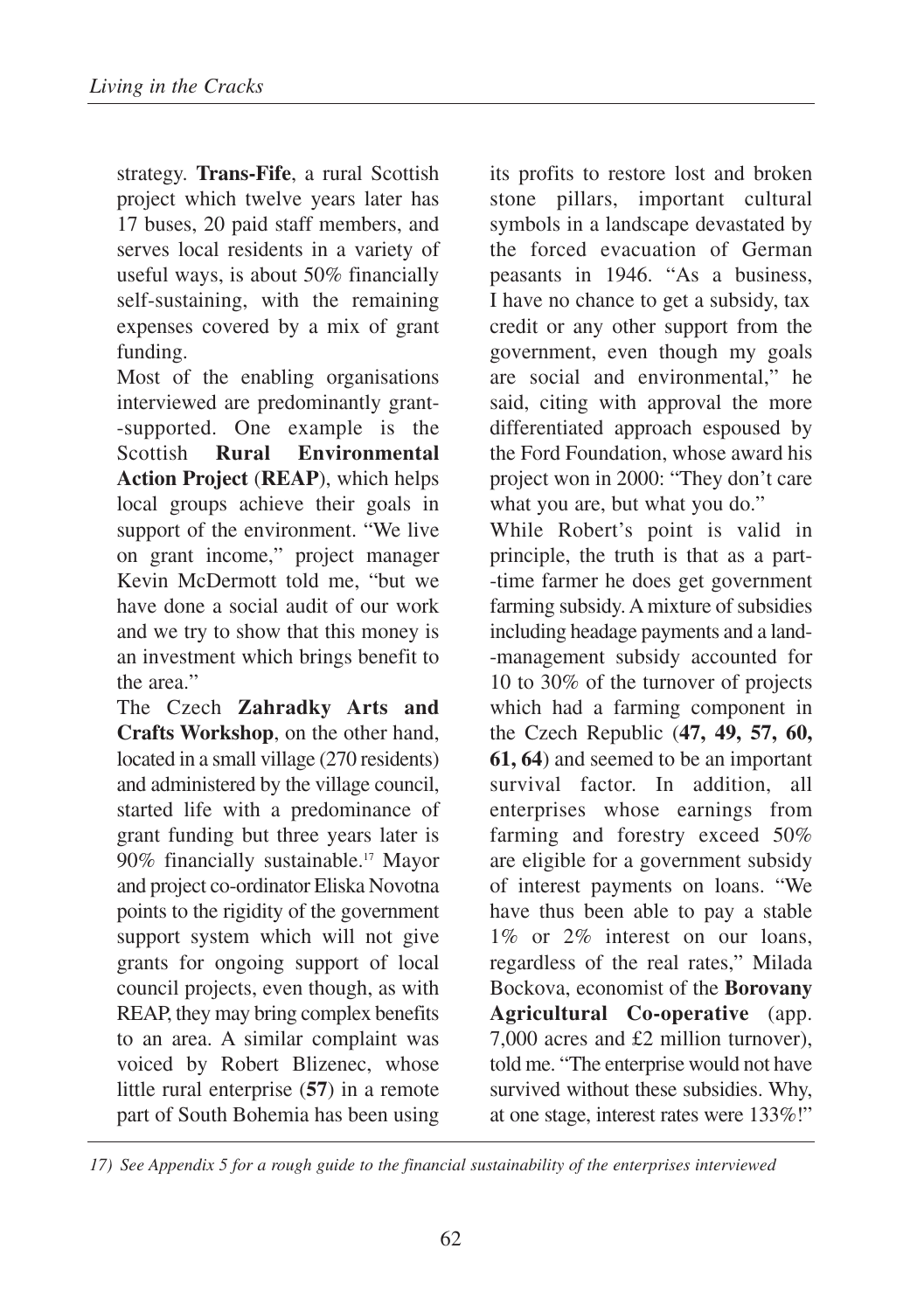strategy. **Trans-Fife**, a rural Scottish project which twelve years later has 17 buses, 20 paid staff members, and serves local residents in a variety of useful ways, is about 50% financially self-sustaining, with the remaining expenses covered by a mix of grant funding.

Most of the enabling organisations interviewed are predominantly grant-supported. One example is the Scottish **Rural Environmental Action Project** (**REAP**), which helps local groups achieve their goals in support of the environment. "We live on grant income," project manager Kevin McDermott told me, "but we have done a social audit of our work and we try to show that this money is an investment which brings benefit to the area."

The Czech **Zahradky Arts and Crafts Workshop**, on the other hand, located in a small village (270 residents) and administered by the village council, started life with a predominance of grant funding but three years later is 90% financially sustainable.[17] Mayor and project co-ordinator Eliska Novotna points to the rigidity of the government support system which will not give grants for ongoing support of local council projects, even though, as with REAP, they may bring complex benefits to an area. A similar complaint was voiced by Robert Blizenec, whose little rural enterprise (**57**) in a remote part of South Bohemia has been using its profits to restore lost and broken stone pillars, important cultural symbols in a landscape devastated by the forced evacuation of German peasants in 1946. "As a business, I have no chance to get a subsidy, tax credit or any other support from the government, even though my goals are social and environmental," he said, citing with approval the more differentiated approach espoused by the Ford Foundation, whose award his project won in 2000: "They don't care what you are, but what you do."

While Robert's point is valid in principle, the truth is that as a part-time farmer he does get government farming subsidy. A mixture of subsidies including headage payments and a land-management subsidy accounted for 10 to 30% of the turnover of projects which had a farming component in the Czech Republic (**47, 49, 57, 60, 61, 64**) and seemed to be an important survival factor. In addition, all enterprises whose earnings from farming and forestry exceed 50% are eligible for a government subsidy of interest payments on loans. "We have thus been able to pay a stable 1% or 2% interest on our loans, regardless of the real rates," Milada Bockova, economist of the **Borovany Agricultural Co-operative** (app. 7,000 acres and £2 million turnover), told me. "The enterprise would not have survived without these subsidies. Why, at one stage, interest rates were 133%!"

*17) See Appendix 5 for a rough guide to the financial sustainability of the enterprises interviewed*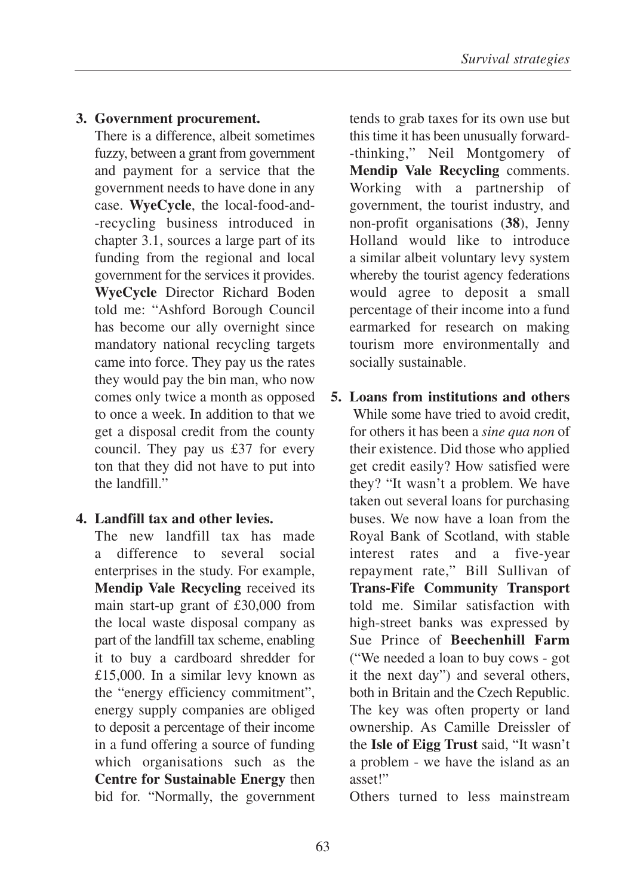3. **Government procurement.**
   There is a difference, albeit sometimes fuzzy, between a grant from government and payment for a service that the government needs to have done in any case. **WyeCycle**, the local-food-and-recycling business introduced in chapter 3.1, sources a large part of its funding from the regional and local government for the services it provides. **WyeCycle** Director Richard Boden told me: "Ashford Borough Council has become our ally overnight since mandatory national recycling targets came into force. They pay us the rates they would pay the bin man, who now comes only twice a month as opposed to once a week. In addition to that we get a disposal credit from the county council. They pay us £37 for every ton that they did not have to put into the landfill."

4. **Landfill tax and other levies.**
   The new landfill tax has made a difference to several social enterprises in the study. For example, **Mendip Vale Recycling** received its main start-up grant of £30,000 from the local waste disposal company as part of the landfill tax scheme, enabling it to buy a cardboard shredder for £15,000. In a similar levy known as the "energy efficiency commitment", energy supply companies are obliged to deposit a percentage of their income in a fund offering a source of funding which organisations such as the **Centre for Sustainable Energy** then bid for. "Normally, the government tends to grab taxes for its own use but this time it has been unusually forward-thinking," Neil Montgomery of **Mendip Vale Recycling** comments. Working with a partnership of government, the tourist industry, and non-profit organisations (**38**), Jenny Holland would like to introduce a similar albeit voluntary levy system whereby the tourist agency federations would agree to deposit a small percentage of their income into a fund earmarked for research on making tourism more environmentally and socially sustainable.

5. **Loans from institutions and others**
   While some have tried to avoid credit, for others it has been a *sine qua non* of their existence. Did those who applied get credit easily? How satisfied were they? "It wasn't a problem. We have taken out several loans for purchasing buses. We now have a loan from the Royal Bank of Scotland, with stable interest rates and a five-year repayment rate," Bill Sullivan of **Trans-Fife Community Transport** told me. Similar satisfaction with high-street banks was expressed by Sue Prince of **Beechenhill Farm** ("We needed a loan to buy cows - got it the next day") and several others, both in Britain and the Czech Republic. The key was often property or land ownership. As Camille Dreissler of the **Isle of Eigg Trust** said, "It wasn't a problem - we have the island as an asset!"

   Others turned to less mainstream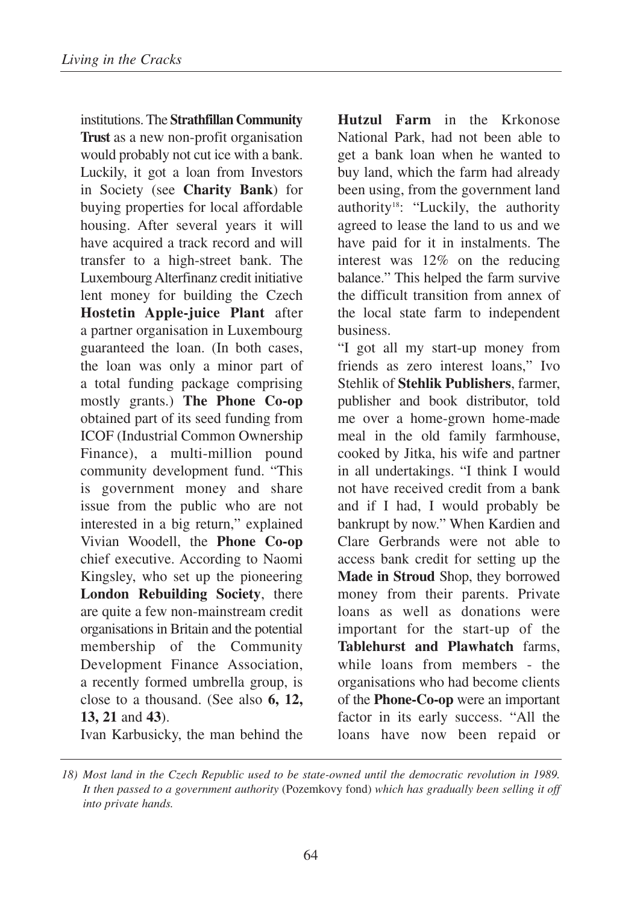institutions. The **Strathfillan Community Trust** as a new non-profit organisation would probably not cut ice with a bank. Luckily, it got a loan from Investors in Society (see **Charity Bank**) for buying properties for local affordable housing. After several years it will have acquired a track record and will transfer to a high-street bank. The Luxembourg Alterfinanz credit initiative lent money for building the Czech **Hostetin Apple-juice Plant** after a partner organisation in Luxembourg guaranteed the loan. (In both cases, the loan was only a minor part of a total funding package comprising mostly grants.) **The Phone Co-op** obtained part of its seed funding from ICOF (Industrial Common Ownership Finance), a multi-million pound community development fund. "This is government money and share issue from the public who are not interested in a big return," explained Vivian Woodell, the **Phone Co-op** chief executive. According to Naomi Kingsley, who set up the pioneering **London Rebuilding Society**, there are quite a few non-mainstream credit organisations in Britain and the potential membership of the Community Development Finance Association, a recently formed umbrella group, is close to a thousand. (See also **6, 12, 13, 21** and **43**).

Ivan Karbusicky, the man behind the **Hutzul Farm** in the Krkonose National Park, had not been able to get a bank loan when he wanted to buy land, which the farm had already been using, from the government land authority[18]: "Luckily, the authority agreed to lease the land to us and we have paid for it in instalments. The interest was 12% on the reducing balance." This helped the farm survive the difficult transition from annex of the local state farm to independent business.

"I got all my start-up money from friends as zero interest loans," Ivo Stehlik of **Stehlik Publishers**, farmer, publisher and book distributor, told me over a home-grown home-made meal in the old family farmhouse, cooked by Jitka, his wife and partner in all undertakings. "I think I would not have received credit from a bank and if I had, I would probably be bankrupt by now." When Kardien and Clare Gerbrands were not able to access bank credit for setting up the **Made in Stroud** Shop, they borrowed money from their parents. Private loans as well as donations were important for the start-up of the **Tablehurst and Plawhatch** farms, while loans from members - the organisations who had become clients of the **Phone-Co-op** were an important factor in its early success. "All the loans have now been repaid or

*18) Most land in the Czech Republic used to be state-owned until the democratic revolution in 1989. It then passed to a government authority* (Pozemkovy fond) *which has gradually been selling it off into private hands.*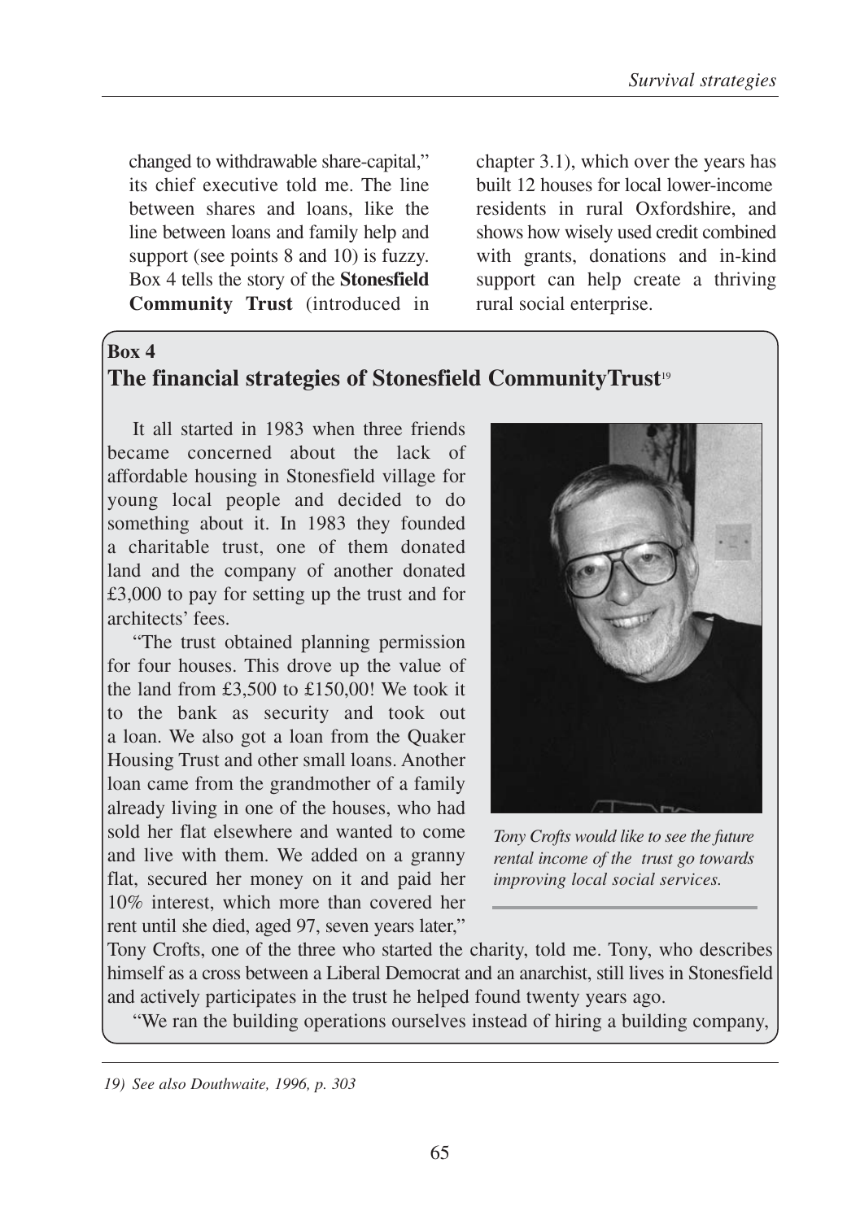changed to withdrawable share-capital," its chief executive told me. The line between shares and loans, like the line between loans and family help and support (see points 8 and 10) is fuzzy. Box 4 tells the story of the **Stonesfield Community Trust** (introduced in chapter 3.1), which over the years has built 12 houses for local lower-income residents in rural Oxfordshire, and shows how wisely used credit combined with grants, donations and in-kind support can help create a thriving rural social enterprise.

**Box 4**

## The financial strategies of Stonesfield CommunityTrust[19]

It all started in 1983 when three friends became concerned about the lack of affordable housing in Stonesfield village for young local people and decided to do something about it. In 1983 they founded a charitable trust, one of them donated land and the company of another donated £3,000 to pay for setting up the trust and for architects' fees.

"The trust obtained planning permission for four houses. This drove up the value of the land from £3,500 to £150,00! We took it to the bank as security and took out a loan. We also got a loan from the Quaker Housing Trust and other small loans. Another loan came from the grandmother of a family already living in one of the houses, who had sold her flat elsewhere and wanted to come and live with them. We added on a granny flat, secured her money on it and paid her 10% interest, which more than covered her rent until she died, aged 97, seven years later," Tony Crofts, one of the three who started the charity, told me. Tony, who describes himself as a cross between a Liberal Democrat and an anarchist, still lives in Stonesfield and actively participates in the trust he helped found twenty years ago.

*Tony Crofts would like to see the future rental income of the trust go towards improving local social services.*

"We ran the building operations ourselves instead of hiring a building company,

*19) See also Douthwaite, 1996, p. 303*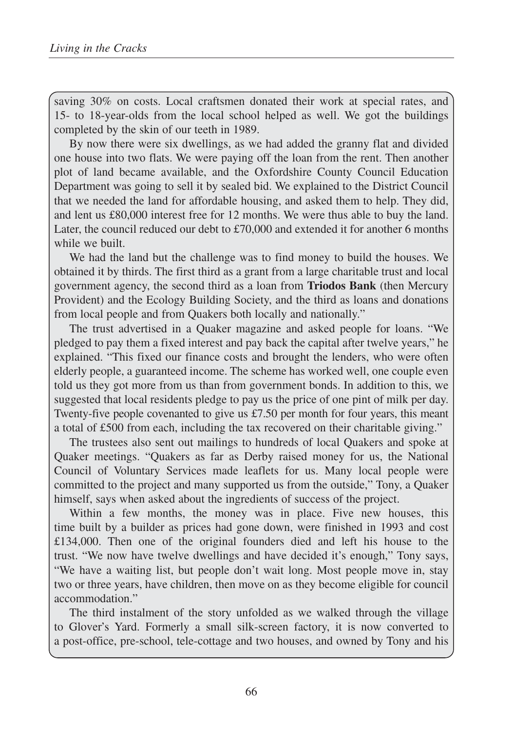saving 30% on costs. Local craftsmen donated their work at special rates, and 15- to 18-year-olds from the local school helped as well. We got the buildings completed by the skin of our teeth in 1989.

By now there were six dwellings, as we had added the granny flat and divided one house into two flats. We were paying off the loan from the rent. Then another plot of land became available, and the Oxfordshire County Council Education Department was going to sell it by sealed bid. We explained to the District Council that we needed the land for affordable housing, and asked them to help. They did, and lent us £80,000 interest free for 12 months. We were thus able to buy the land. Later, the council reduced our debt to £70,000 and extended it for another 6 months while we built.

We had the land but the challenge was to find money to build the houses. We obtained it by thirds. The first third as a grant from a large charitable trust and local government agency, the second third as a loan from **Triodos Bank** (then Mercury Provident) and the Ecology Building Society, and the third as loans and donations from local people and from Quakers both locally and nationally."

The trust advertised in a Quaker magazine and asked people for loans. "We pledged to pay them a fixed interest and pay back the capital after twelve years," he explained. "This fixed our finance costs and brought the lenders, who were often elderly people, a guaranteed income. The scheme has worked well, one couple even told us they got more from us than from government bonds. In addition to this, we suggested that local residents pledge to pay us the price of one pint of milk per day. Twenty-five people covenanted to give us £7.50 per month for four years, this meant a total of £500 from each, including the tax recovered on their charitable giving."

The trustees also sent out mailings to hundreds of local Quakers and spoke at Quaker meetings. "Quakers as far as Derby raised money for us, the National Council of Voluntary Services made leaflets for us. Many local people were committed to the project and many supported us from the outside," Tony, a Quaker himself, says when asked about the ingredients of success of the project.

Within a few months, the money was in place. Five new houses, this time built by a builder as prices had gone down, were finished in 1993 and cost £134,000. Then one of the original founders died and left his house to the trust. "We now have twelve dwellings and have decided it's enough," Tony says, "We have a waiting list, but people don't wait long. Most people move in, stay two or three years, have children, then move on as they become eligible for council accommodation."

The third instalment of the story unfolded as we walked through the village to Glover's Yard. Formerly a small silk-screen factory, it is now converted to a post-office, pre-school, tele-cottage and two houses, and owned by Tony and his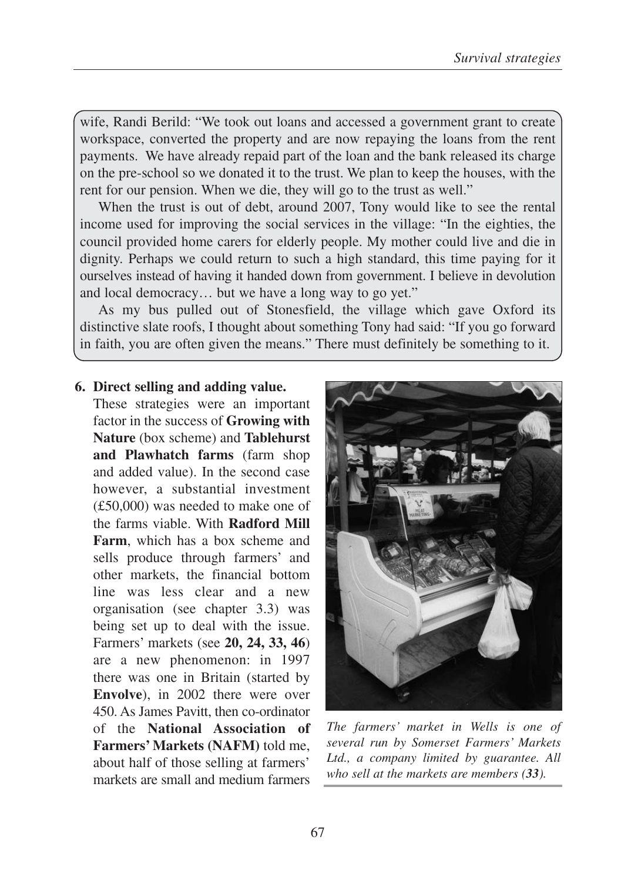wife, Randi Berild: "We took out loans and accessed a government grant to create workspace, converted the property and are now repaying the loans from the rent payments. We have already repaid part of the loan and the bank released its charge on the pre-school so we donated it to the trust. We plan to keep the houses, with the rent for our pension. When we die, they will go to the trust as well."

When the trust is out of debt, around 2007, Tony would like to see the rental income used for improving the social services in the village: "In the eighties, the council provided home carers for elderly people. My mother could live and die in dignity. Perhaps we could return to such a high standard, this time paying for it ourselves instead of having it handed down from government. I believe in devolution and local democracy… but we have a long way to go yet."

As my bus pulled out of Stonesfield, the village which gave Oxford its distinctive slate roofs, I thought about something Tony had said: "If you go forward in faith, you are often given the means." There must definitely be something to it.

**6. Direct selling and adding value.**

These strategies were an important factor in the success of **Growing with Nature** (box scheme) and **Tablehurst and Plawhatch farms** (farm shop and added value). In the second case however, a substantial investment (£50,000) was needed to make one of the farms viable. With **Radford Mill Farm**, which has a box scheme and sells produce through farmers' and other markets, the financial bottom line was less clear and a new organisation (see chapter 3.3) was being set up to deal with the issue. Farmers' markets (see **20, 24, 33, 46**) are a new phenomenon: in 1997 there was one in Britain (started by **Envolve**), in 2002 there were over 450. As James Pavitt, then co-ordinator of the **National Association of Farmers' Markets (NAFM)** told me, about half of those selling at farmers' markets are small and medium farmers

*The farmers' market in Wells is one of several run by Somerset Farmers' Markets Ltd., a company limited by guarantee. All who sell at the markets are members (**33**).*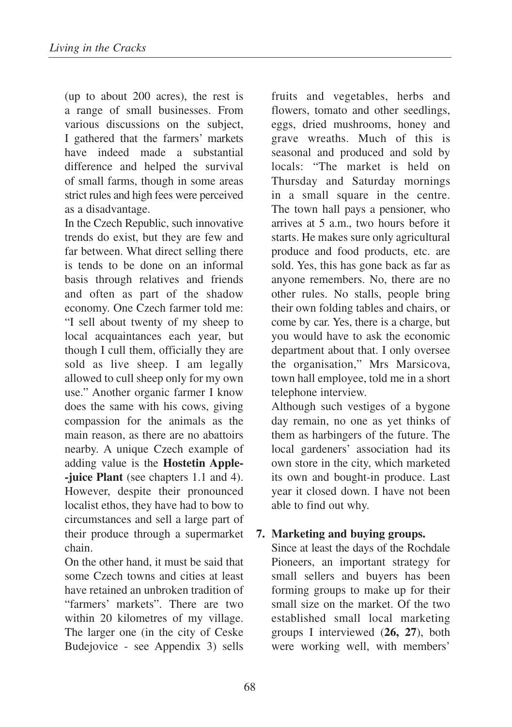(up to about 200 acres), the rest is a range of small businesses. From various discussions on the subject, I gathered that the farmers' markets have indeed made a substantial difference and helped the survival of small farms, though in some areas strict rules and high fees were perceived as a disadvantage.

In the Czech Republic, such innovative trends do exist, but they are few and far between. What direct selling there is tends to be done on an informal basis through relatives and friends and often as part of the shadow economy. One Czech farmer told me: "I sell about twenty of my sheep to local acquaintances each year, but though I cull them, officially they are sold as live sheep. I am legally allowed to cull sheep only for my own use." Another organic farmer I know does the same with his cows, giving compassion for the animals as the main reason, as there are no abattoirs nearby. A unique Czech example of adding value is the **Hostetin Apple--juice Plant** (see chapters 1.1 and 4). However, despite their pronounced localist ethos, they have had to bow to circumstances and sell a large part of their produce through a supermarket chain.

On the other hand, it must be said that some Czech towns and cities at least have retained an unbroken tradition of "farmers' markets". There are two within 20 kilometres of my village. The larger one (in the city of Ceske Budejovice - see Appendix 3) sells fruits and vegetables, herbs and flowers, tomato and other seedlings, eggs, dried mushrooms, honey and grave wreaths. Much of this is seasonal and produced and sold by locals: "The market is held on Thursday and Saturday mornings in a small square in the centre. The town hall pays a pensioner, who arrives at 5 a.m., two hours before it starts. He makes sure only agricultural produce and food products, etc. are sold. Yes, this has gone back as far as anyone remembers. No, there are no other rules. No stalls, people bring their own folding tables and chairs, or come by car. Yes, there is a charge, but you would have to ask the economic department about that. I only oversee the organisation," Mrs Marsicova, town hall employee, told me in a short telephone interview.

Although such vestiges of a bygone day remain, no one as yet thinks of them as harbingers of the future. The local gardeners' association had its own store in the city, which marketed its own and bought-in produce. Last year it closed down. I have not been able to find out why.

7. **Marketing and buying groups.**

   Since at least the days of the Rochdale Pioneers, an important strategy for small sellers and buyers has been forming groups to make up for their small size on the market. Of the two established small local marketing groups I interviewed (**26, 27**), both were working well, with members'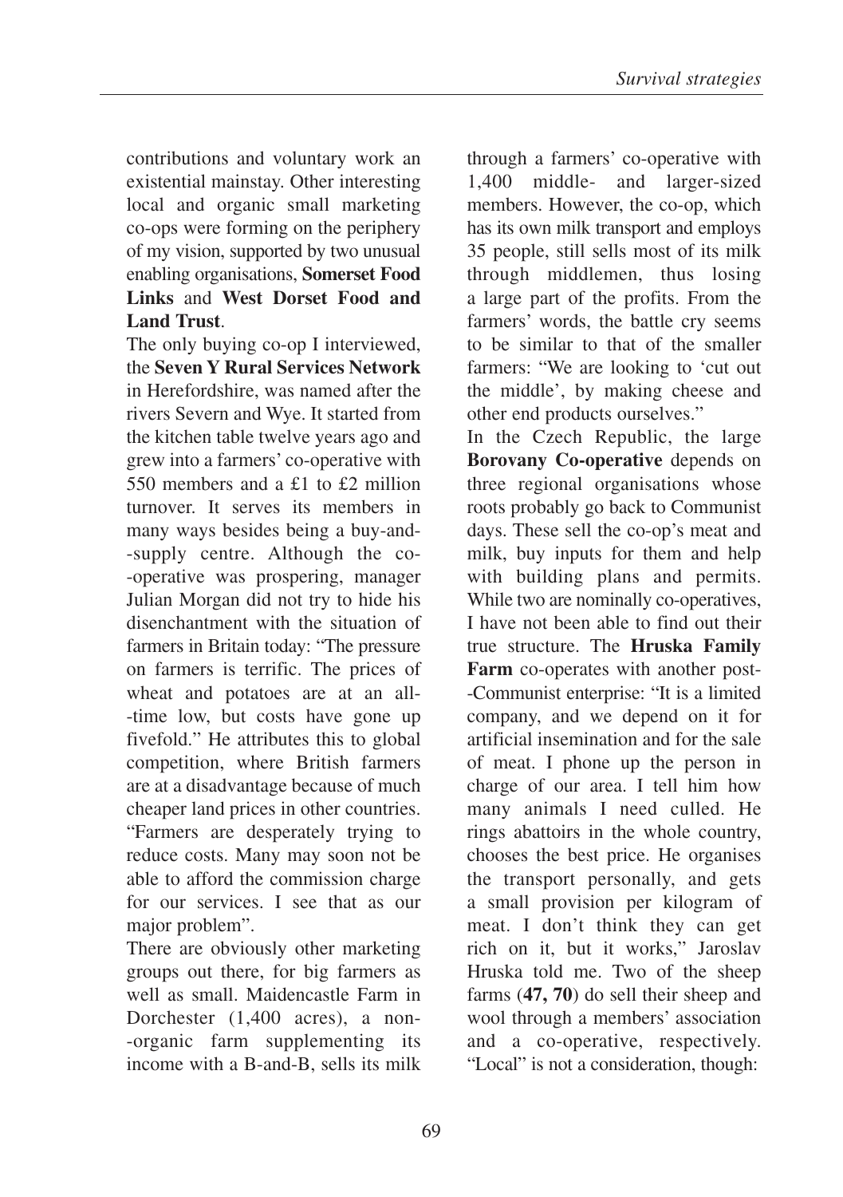contributions and voluntary work an existential mainstay. Other interesting local and organic small marketing co-ops were forming on the periphery of my vision, supported by two unusual enabling organisations, **Somerset Food Links** and **West Dorset Food and Land Trust**.

The only buying co-op I interviewed, the **Seven Y Rural Services Network** in Herefordshire, was named after the rivers Severn and Wye. It started from the kitchen table twelve years ago and grew into a farmers' co-operative with 550 members and a £1 to £2 million turnover. It serves its members in many ways besides being a buy-and-supply centre. Although the co-operative was prospering, manager Julian Morgan did not try to hide his disenchantment with the situation of farmers in Britain today: "The pressure on farmers is terrific. The prices of wheat and potatoes are at an all-time low, but costs have gone up fivefold." He attributes this to global competition, where British farmers are at a disadvantage because of much cheaper land prices in other countries. "Farmers are desperately trying to reduce costs. Many may soon not be able to afford the commission charge for our services. I see that as our major problem".

There are obviously other marketing groups out there, for big farmers as well as small. Maidencastle Farm in Dorchester (1,400 acres), a non-organic farm supplementing its income with a B-and-B, sells its milk through a farmers' co-operative with 1,400 middle- and larger-sized members. However, the co-op, which has its own milk transport and employs 35 people, still sells most of its milk through middlemen, thus losing a large part of the profits. From the farmers' words, the battle cry seems to be similar to that of the smaller farmers: "We are looking to 'cut out the middle', by making cheese and other end products ourselves."

In the Czech Republic, the large **Borovany Co-operative** depends on three regional organisations whose roots probably go back to Communist days. These sell the co-op's meat and milk, buy inputs for them and help with building plans and permits. While two are nominally co-operatives, I have not been able to find out their true structure. The **Hruska Family Farm** co-operates with another post-Communist enterprise: "It is a limited company, and we depend on it for artificial insemination and for the sale of meat. I phone up the person in charge of our area. I tell him how many animals I need culled. He rings abattoirs in the whole country, chooses the best price. He organises the transport personally, and gets a small provision per kilogram of meat. I don't think they can get rich on it, but it works," Jaroslav Hruska told me. Two of the sheep farms (**47, 70**) do sell their sheep and wool through a members' association and a co-operative, respectively. "Local" is not a consideration, though: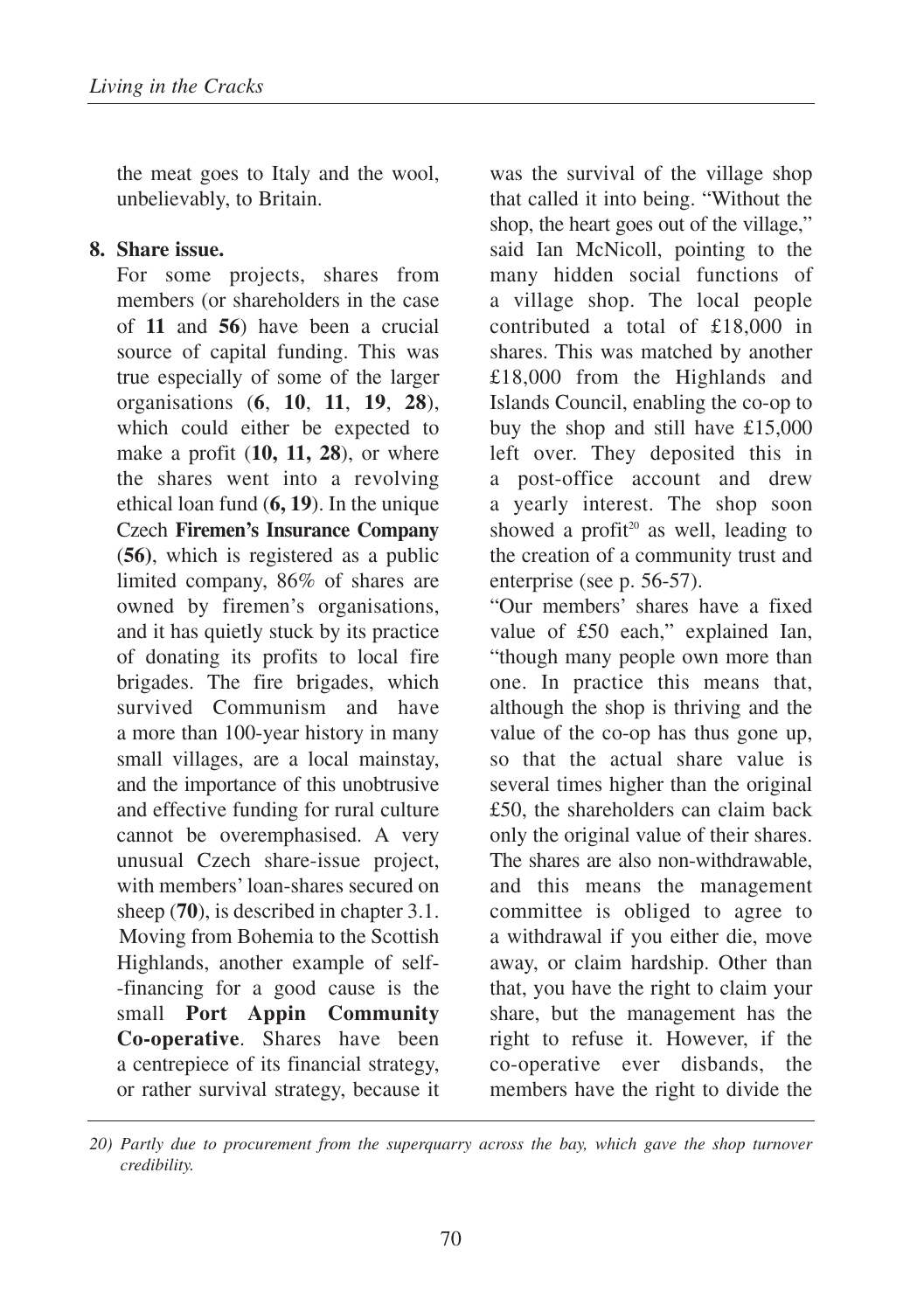the meat goes to Italy and the wool, unbelievably, to Britain.

**8. Share issue.**

For some projects, shares from members (or shareholders in the case of **11** and **56**) have been a crucial source of capital funding. This was true especially of some of the larger organisations (**6**, **10**, **11**, **19**, **28**), which could either be expected to make a profit (**10, 11, 28**), or where the shares went into a revolving ethical loan fund (**6, 19**). In the unique Czech **Firemen's Insurance Company** (**56**), which is registered as a public limited company, 86% of shares are owned by firemen's organisations, and it has quietly stuck by its practice of donating its profits to local fire brigades. The fire brigades, which survived Communism and have a more than 100-year history in many small villages, are a local mainstay, and the importance of this unobtrusive and effective funding for rural culture cannot be overemphasised. A very unusual Czech share-issue project, with members' loan-shares secured on sheep (**70**), is described in chapter 3.1.

Moving from Bohemia to the Scottish Highlands, another example of self--financing for a good cause is the small **Port Appin Community Co-operative**. Shares have been a centrepiece of its financial strategy, or rather survival strategy, because it was the survival of the village shop that called it into being. "Without the shop, the heart goes out of the village," said Ian McNicoll, pointing to the many hidden social functions of a village shop. The local people contributed a total of £18,000 in shares. This was matched by another £18,000 from the Highlands and Islands Council, enabling the co-op to buy the shop and still have £15,000 left over. They deposited this in a post-office account and drew a yearly interest. The shop soon showed a profit[20] as well, leading to the creation of a community trust and enterprise (see p. 56-57).

"Our members' shares have a fixed value of £50 each," explained Ian, "though many people own more than one. In practice this means that, although the shop is thriving and the value of the co-op has thus gone up, so that the actual share value is several times higher than the original £50, the shareholders can claim back only the original value of their shares. The shares are also non-withdrawable, and this means the management committee is obliged to agree to a withdrawal if you either die, move away, or claim hardship. Other than that, you have the right to claim your share, but the management has the right to refuse it. However, if the co-operative ever disbands, the members have the right to divide the

*20) Partly due to procurement from the superquarry across the bay, which gave the shop turnover credibility.*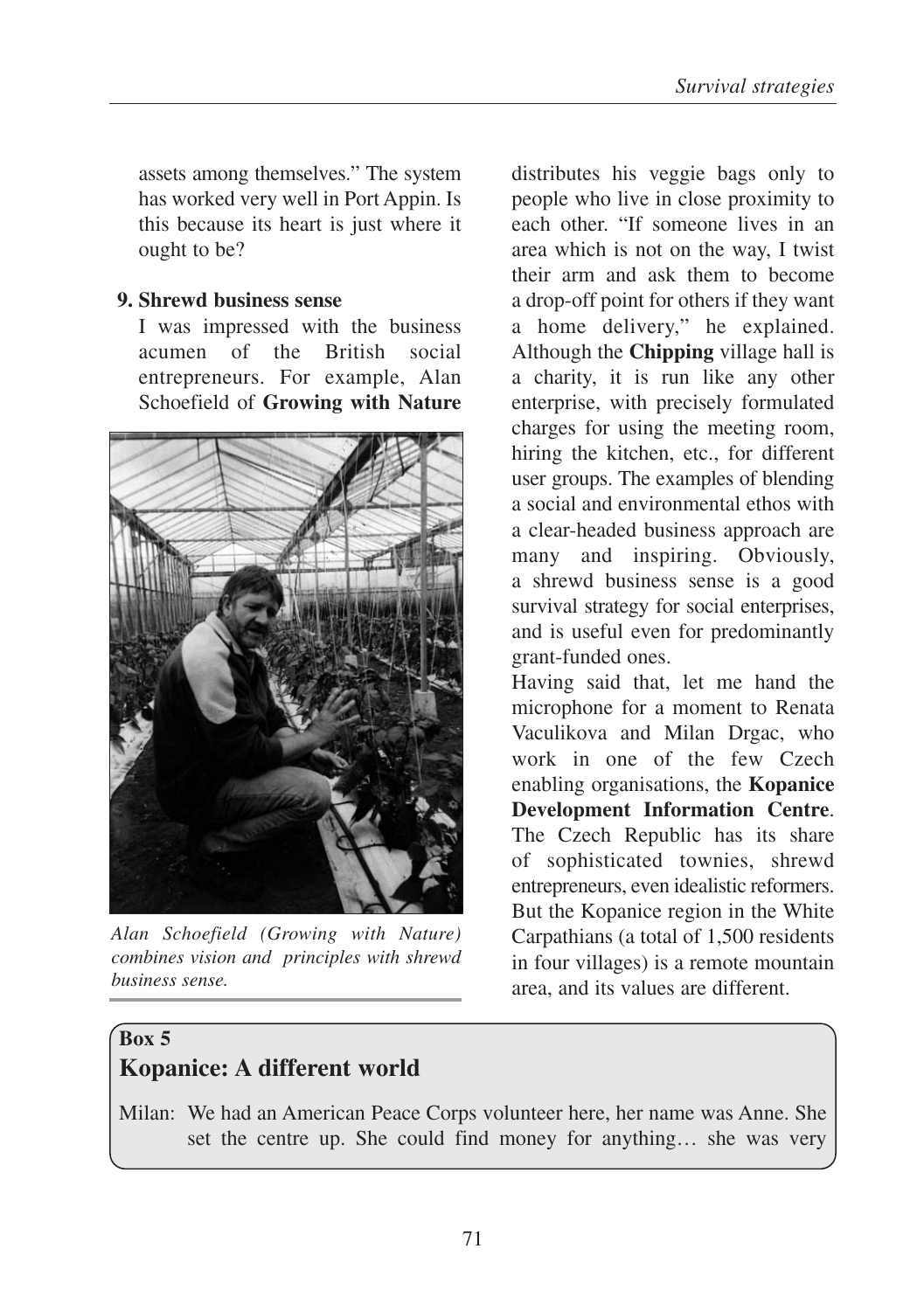assets among themselves." The system has worked very well in Port Appin. Is this because its heart is just where it ought to be?

**9. Shrewd business sense**

I was impressed with the business acumen of the British social entrepreneurs. For example, Alan Schoefield of **Growing with Nature** distributes his veggie bags only to people who live in close proximity to each other. "If someone lives in an area which is not on the way, I twist their arm and ask them to become a drop-off point for others if they want a home delivery," he explained. Although the **Chipping** village hall is a charity, it is run like any other enterprise, with precisely formulated charges for using the meeting room, hiring the kitchen, etc., for different user groups. The examples of blending a social and environmental ethos with a clear-headed business approach are many and inspiring. Obviously, a shrewd business sense is a good survival strategy for social enterprises, and is useful even for predominantly grant-funded ones.

*Alan Schoefield (Growing with Nature) combines vision and principles with shrewd business sense.*

Having said that, let me hand the microphone for a moment to Renata Vaculikova and Milan Drgac, who work in one of the few Czech enabling organisations, the **Kopanice Development Information Centre**. The Czech Republic has its share of sophisticated townies, shrewd entrepreneurs, even idealistic reformers. But the Kopanice region in the White Carpathians (a total of 1,500 residents in four villages) is a remote mountain area, and its values are different.

**Box 5**

**Kopanice: A different world**

Milan: We had an American Peace Corps volunteer here, her name was Anne. She set the centre up. She could find money for anything… she was very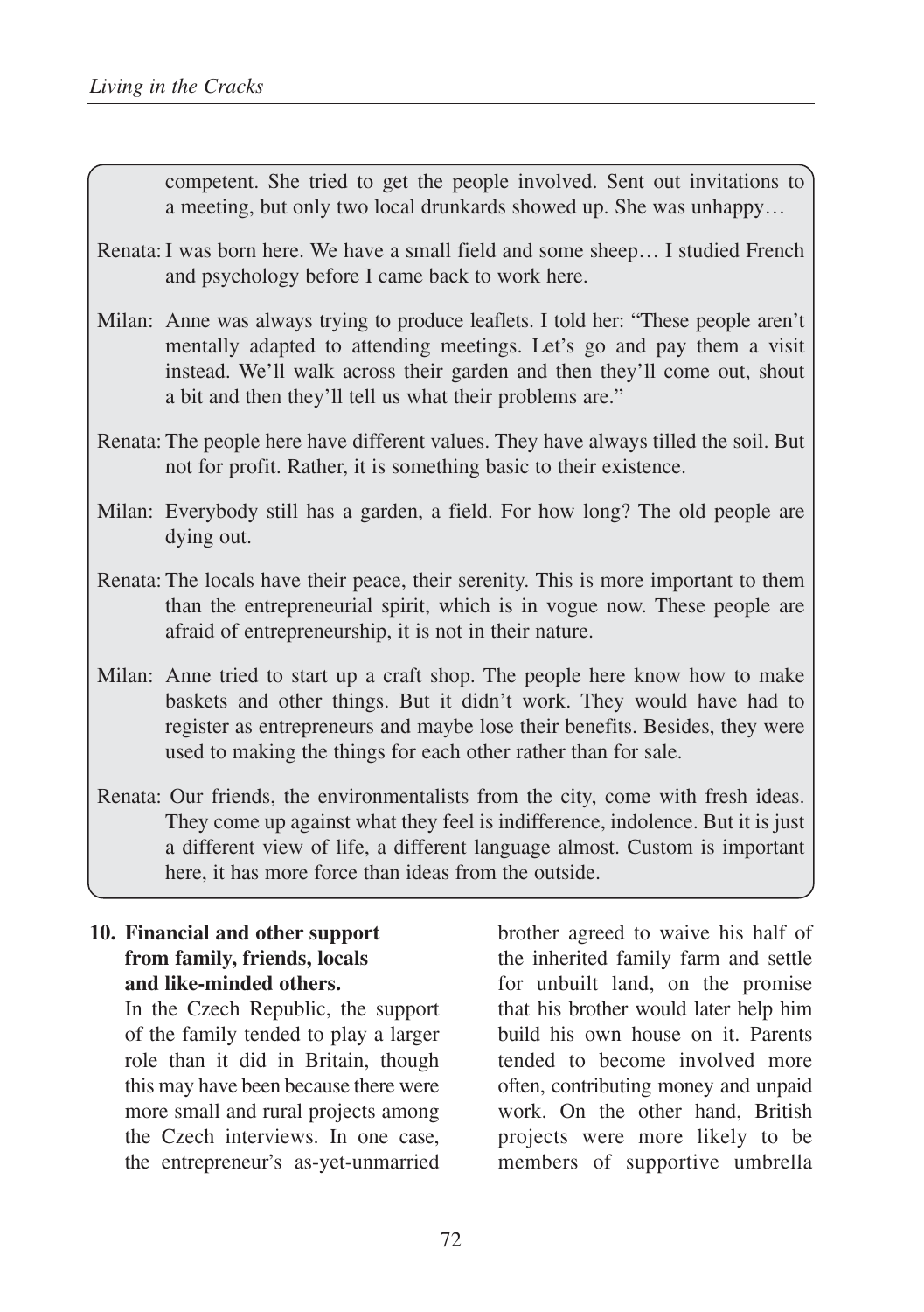competent. She tried to get the people involved. Sent out invitations to a meeting, but only two local drunkards showed up. She was unhappy…

Renata: I was born here. We have a small field and some sheep… I studied French and psychology before I came back to work here.

Milan: Anne was always trying to produce leaflets. I told her: “These people aren’t mentally adapted to attending meetings. Let’s go and pay them a visit instead. We’ll walk across their garden and then they’ll come out, shout a bit and then they’ll tell us what their problems are.”

Renata: The people here have different values. They have always tilled the soil. But not for profit. Rather, it is something basic to their existence.

Milan: Everybody still has a garden, a field. For how long? The old people are dying out.

Renata: The locals have their peace, their serenity. This is more important to them than the entrepreneurial spirit, which is in vogue now. These people are afraid of entrepreneurship, it is not in their nature.

Milan: Anne tried to start up a craft shop. The people here know how to make baskets and other things. But it didn’t work. They would have had to register as entrepreneurs and maybe lose their benefits. Besides, they were used to making the things for each other rather than for sale.

Renata: Our friends, the environmentalists from the city, come with fresh ideas. They come up against what they feel is indifference, indolence. But it is just a different view of life, a different language almost. Custom is important here, it has more force than ideas from the outside.

**10. Financial and other support from family, friends, locals and like-minded others.**

In the Czech Republic, the support of the family tended to play a larger role than it did in Britain, though this may have been because there were more small and rural projects among the Czech interviews. In one case, the entrepreneur’s as-yet-unmarried brother agreed to waive his half of the inherited family farm and settle for unbuilt land, on the promise that his brother would later help him build his own house on it. Parents tended to become involved more often, contributing money and unpaid work. On the other hand, British projects were more likely to be members of supportive umbrella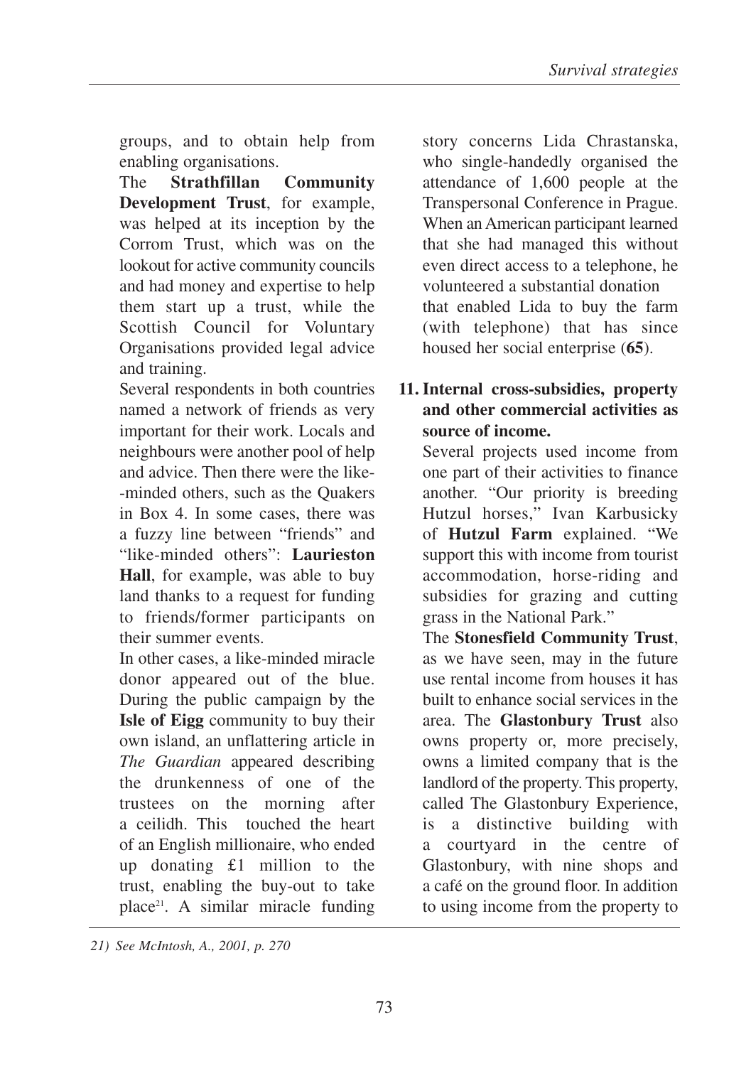groups, and to obtain help from enabling organisations.

The **Strathfillan Community Development Trust**, for example, was helped at its inception by the Corrom Trust, which was on the lookout for active community councils and had money and expertise to help them start up a trust, while the Scottish Council for Voluntary Organisations provided legal advice and training.

Several respondents in both countries named a network of friends as very important for their work. Locals and neighbours were another pool of help and advice. Then there were the like-minded others, such as the Quakers in Box 4. In some cases, there was a fuzzy line between "friends" and "like-minded others": **Laurieston Hall**, for example, was able to buy land thanks to a request for funding to friends/former participants on their summer events.

In other cases, a like-minded miracle donor appeared out of the blue. During the public campaign by the **Isle of Eigg** community to buy their own island, an unflattering article in *The Guardian* appeared describing the drunkenness of one of the trustees on the morning after a ceilidh. This touched the heart of an English millionaire, who ended up donating £1 million to the trust, enabling the buy-out to take place[21]. A similar miracle funding story concerns Lida Chrastanska, who single-handedly organised the attendance of 1,600 people at the Transpersonal Conference in Prague. When an American participant learned that she had managed this without even direct access to a telephone, he volunteered a substantial donation that enabled Lida to buy the farm (with telephone) that has since housed her social enterprise (**65**).

**11. Internal cross-subsidies, property and other commercial activities as source of income.**

Several projects used income from one part of their activities to finance another. "Our priority is breeding Hutzul horses," Ivan Karbusicky of **Hutzul Farm** explained. "We support this with income from tourist accommodation, horse-riding and subsidies for grazing and cutting grass in the National Park."

The **Stonesfield Community Trust**, as we have seen, may in the future use rental income from houses it has built to enhance social services in the area. The **Glastonbury Trust** also owns property or, more precisely, owns a limited company that is the landlord of the property. This property, called The Glastonbury Experience, is a distinctive building with a courtyard in the centre of Glastonbury, with nine shops and a café on the ground floor. In addition to using income from the property to

*21) See McIntosh, A., 2001, p. 270*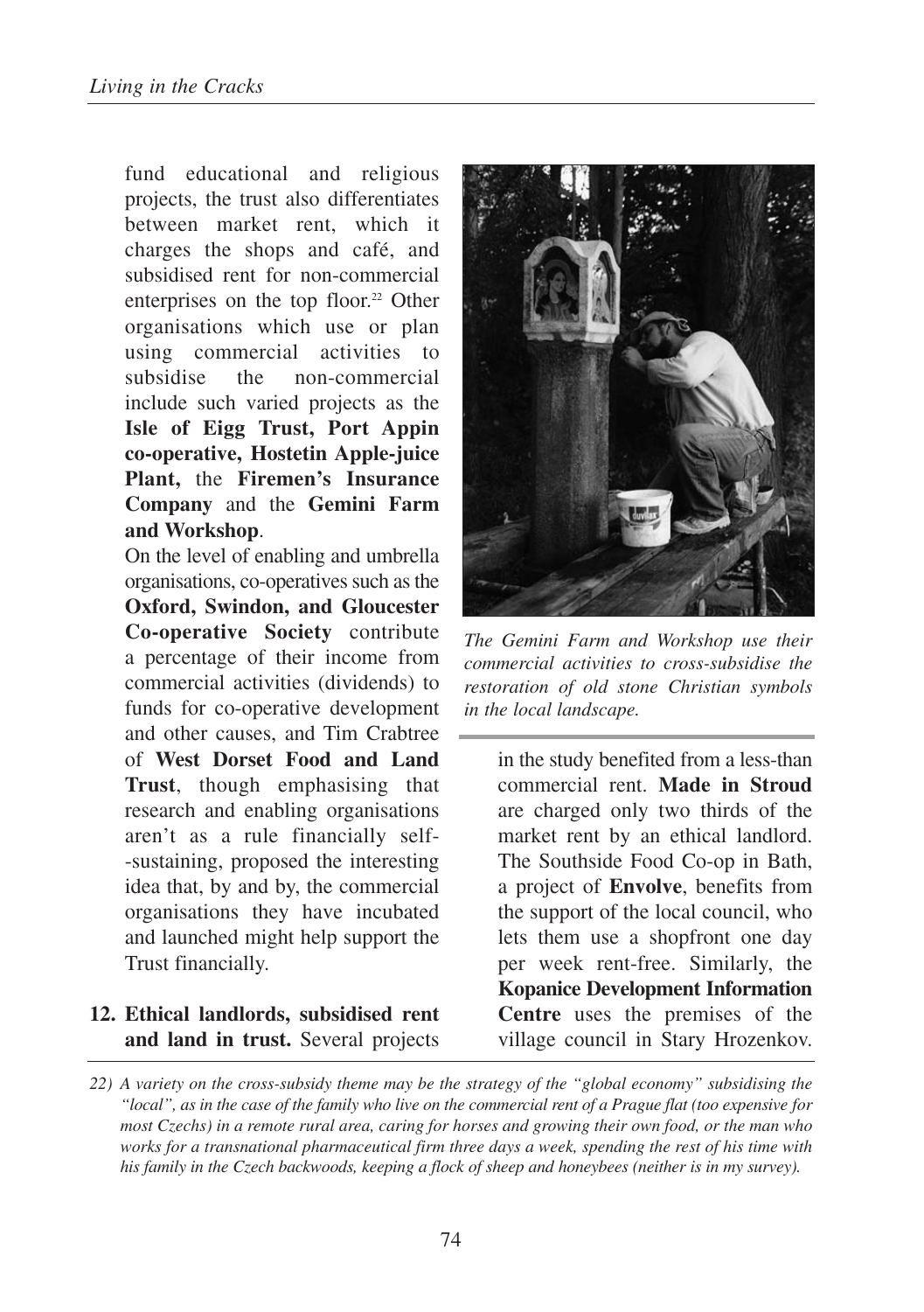fund educational and religious projects, the trust also differentiates between market rent, which it charges the shops and café, and subsidised rent for non-commercial enterprises on the top floor.[22] Other organisations which use or plan using commercial activities to subsidise the non-commercial include such varied projects as the **Isle of Eigg Trust, Port Appin co-operative, Hostetin Apple-juice Plant,** the **Firemen's Insurance Company** and the **Gemini Farm and Workshop**.

On the level of enabling and umbrella organisations, co-operatives such as the **Oxford, Swindon, and Gloucester Co-operative Society** contribute a percentage of their income from commercial activities (dividends) to funds for co-operative development and other causes, and Tim Crabtree of **West Dorset Food and Land Trust**, though emphasising that research and enabling organisations aren't as a rule financially self--sustaining, proposed the interesting idea that, by and by, the commercial organisations they have incubated and launched might help support the Trust financially.

*The Gemini Farm and Workshop use their commercial activities to cross-subsidise the restoration of old stone Christian symbols in the local landscape.*

**12. Ethical landlords, subsidised rent and land in trust.** Several projects in the study benefited from a less-than commercial rent. **Made in Stroud** are charged only two thirds of the market rent by an ethical landlord. The Southside Food Co-op in Bath, a project of **Envolve**, benefits from the support of the local council, who lets them use a shopfront one day per week rent-free. Similarly, the **Kopanice Development Information Centre** uses the premises of the village council in Stary Hrozenkov.

*22) A variety on the cross-subsidy theme may be the strategy of the "global economy" subsidising the "local", as in the case of the family who live on the commercial rent of a Prague flat (too expensive for most Czechs) in a remote rural area, caring for horses and growing their own food, or the man who works for a transnational pharmaceutical firm three days a week, spending the rest of his time with his family in the Czech backwoods, keeping a flock of sheep and honeybees (neither is in my survey).*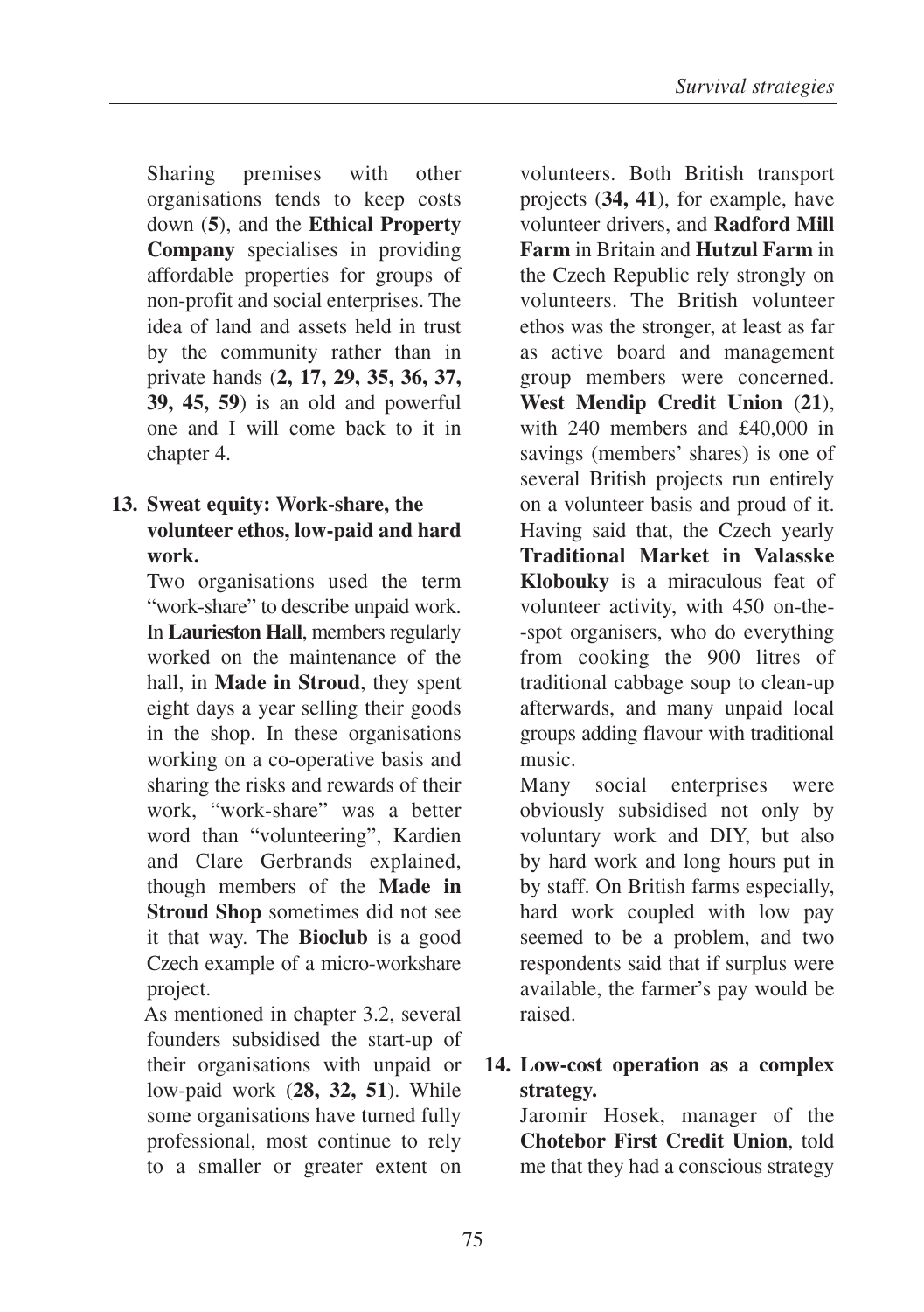Sharing premises with other organisations tends to keep costs down (**5**), and the **Ethical Property Company** specialises in providing affordable properties for groups of non-profit and social enterprises. The idea of land and assets held in trust by the community rather than in private hands (**2, 17, 29, 35, 36, 37, 39, 45, 59**) is an old and powerful one and I will come back to it in chapter 4.

**13. Sweat equity: Work-share, the volunteer ethos, low-paid and hard work.**

Two organisations used the term "work-share" to describe unpaid work. In **Laurieston Hall**, members regularly worked on the maintenance of the hall, in **Made in Stroud**, they spent eight days a year selling their goods in the shop. In these organisations working on a co-operative basis and sharing the risks and rewards of their work, "work-share" was a better word than "volunteering", Kardien and Clare Gerbrands explained, though members of the **Made in Stroud Shop** sometimes did not see it that way. The **Bioclub** is a good Czech example of a micro-workshare project.

As mentioned in chapter 3.2, several founders subsidised the start-up of their organisations with unpaid or low-paid work (**28, 32, 51**). While some organisations have turned fully professional, most continue to rely to a smaller or greater extent on volunteers. Both British transport projects (**34, 41**), for example, have volunteer drivers, and **Radford Mill Farm** in Britain and **Hutzul Farm** in the Czech Republic rely strongly on volunteers. The British volunteer ethos was the stronger, at least as far as active board and management group members were concerned. **West Mendip Credit Union** (**21**), with 240 members and £40,000 in savings (members' shares) is one of several British projects run entirely on a volunteer basis and proud of it. Having said that, the Czech yearly **Traditional Market in Valasske Klobouky** is a miraculous feat of volunteer activity, with 450 on-the--spot organisers, who do everything from cooking the 900 litres of traditional cabbage soup to clean-up afterwards, and many unpaid local groups adding flavour with traditional music.

Many social enterprises were obviously subsidised not only by voluntary work and DIY, but also by hard work and long hours put in by staff. On British farms especially, hard work coupled with low pay seemed to be a problem, and two respondents said that if surplus were available, the farmer's pay would be raised.

**14. Low-cost operation as a complex strategy.**

Jaromir Hosek, manager of the **Chotebor First Credit Union**, told me that they had a conscious strategy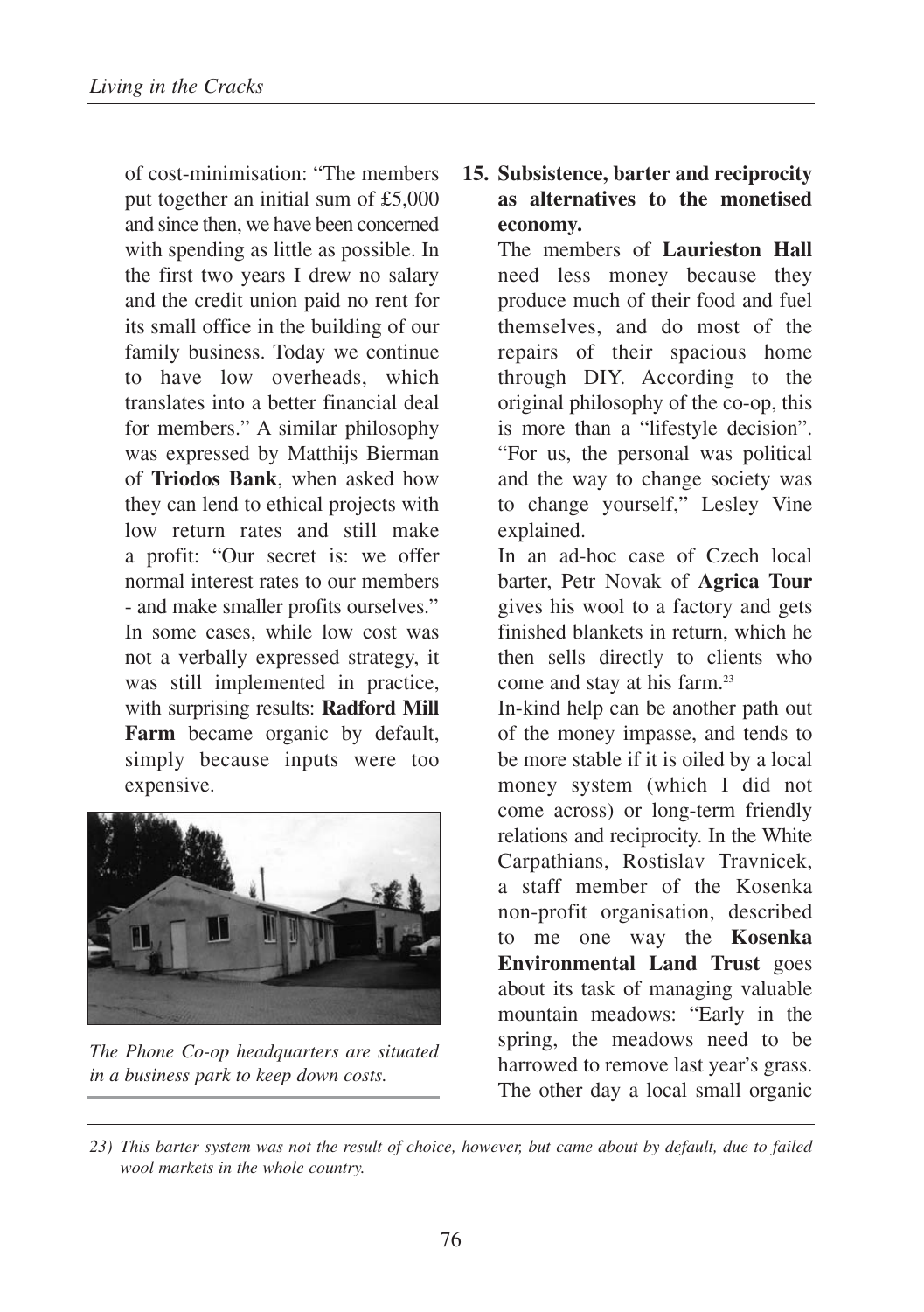of cost-minimisation: "The members put together an initial sum of £5,000 and since then, we have been concerned with spending as little as possible. In the first two years I drew no salary and the credit union paid no rent for its small office in the building of our family business. Today we continue to have low overheads, which translates into a better financial deal for members." A similar philosophy was expressed by Matthijs Bierman of **Triodos Bank**, when asked how they can lend to ethical projects with low return rates and still make a profit: "Our secret is: we offer normal interest rates to our members - and make smaller profits ourselves." In some cases, while low cost was not a verbally expressed strategy, it was still implemented in practice, with surprising results: **Radford Mill Farm** became organic by default, simply because inputs were too expensive.

*The Phone Co-op headquarters are situated in a business park to keep down costs.*

**15. Subsistence, barter and reciprocity as alternatives to the monetised economy.**

The members of **Laurieston Hall** need less money because they produce much of their food and fuel themselves, and do most of the repairs of their spacious home through DIY. According to the original philosophy of the co-op, this is more than a "lifestyle decision". "For us, the personal was political and the way to change society was to change yourself," Lesley Vine explained.

In an ad-hoc case of Czech local barter, Petr Novak of **Agrica Tour** gives his wool to a factory and gets finished blankets in return, which he then sells directly to clients who come and stay at his farm.[23]

In-kind help can be another path out of the money impasse, and tends to be more stable if it is oiled by a local money system (which I did not come across) or long-term friendly relations and reciprocity. In the White Carpathians, Rostislav Travnicek, a staff member of the Kosenka non-profit organisation, described to me one way the **Kosenka Environmental Land Trust** goes about its task of managing valuable mountain meadows: "Early in the spring, the meadows need to be harrowed to remove last year's grass. The other day a local small organic

*23) This barter system was not the result of choice, however, but came about by default, due to failed wool markets in the whole country.*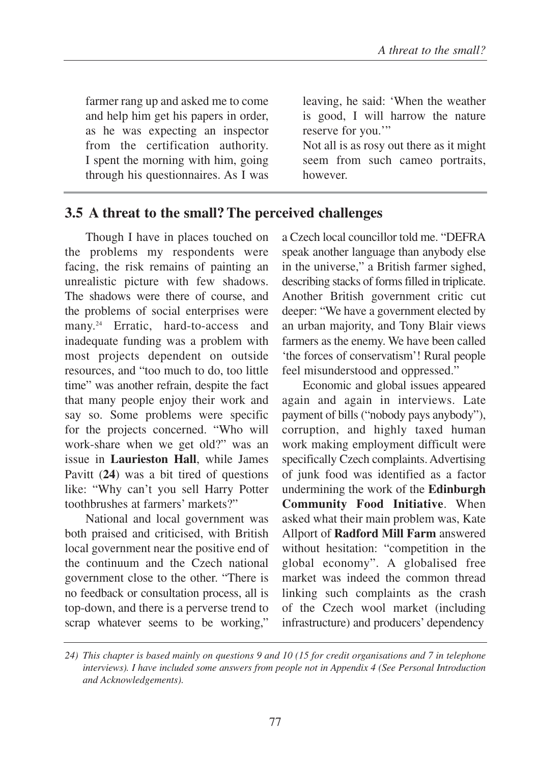farmer rang up and asked me to come and help him get his papers in order, as he was expecting an inspector from the certification authority. I spent the morning with him, going through his questionnaires. As I was leaving, he said: 'When the weather is good, I will harrow the nature reserve for you.'"

Not all is as rosy out there as it might seem from such cameo portraits, however.

## 3.5 A threat to the small? The perceived challenges

Though I have in places touched on the problems my respondents were facing, the risk remains of painting an unrealistic picture with few shadows. The shadows were there of course, and the problems of social enterprises were many.[24] Erratic, hard-to-access and inadequate funding was a problem with most projects dependent on outside resources, and "too much to do, too little time" was another refrain, despite the fact that many people enjoy their work and say so. Some problems were specific for the projects concerned. "Who will work-share when we get old?" was an issue in **Laurieston Hall**, while James Pavitt (**24**) was a bit tired of questions like: "Why can't you sell Harry Potter toothbrushes at farmers' markets?"

National and local government was both praised and criticised, with British local government near the positive end of the continuum and the Czech national government close to the other. "There is no feedback or consultation process, all is top-down, and there is a perverse trend to scrap whatever seems to be working," a Czech local councillor told me. "DEFRA speak another language than anybody else in the universe," a British farmer sighed, describing stacks of forms filled in triplicate. Another British government critic cut deeper: "We have a government elected by an urban majority, and Tony Blair views farmers as the enemy. We have been called 'the forces of conservatism'! Rural people feel misunderstood and oppressed."

Economic and global issues appeared again and again in interviews. Late payment of bills ("nobody pays anybody"), corruption, and highly taxed human work making employment difficult were specifically Czech complaints. Advertising of junk food was identified as a factor undermining the work of the **Edinburgh Community Food Initiative**. When asked what their main problem was, Kate Allport of **Radford Mill Farm** answered without hesitation: "competition in the global economy". A globalised free market was indeed the common thread linking such complaints as the crash of the Czech wool market (including infrastructure) and producers' dependency

*24) This chapter is based mainly on questions 9 and 10 (15 for credit organisations and 7 in telephone interviews). I have included some answers from people not in Appendix 4 (See Personal Introduction and Acknowledgements).*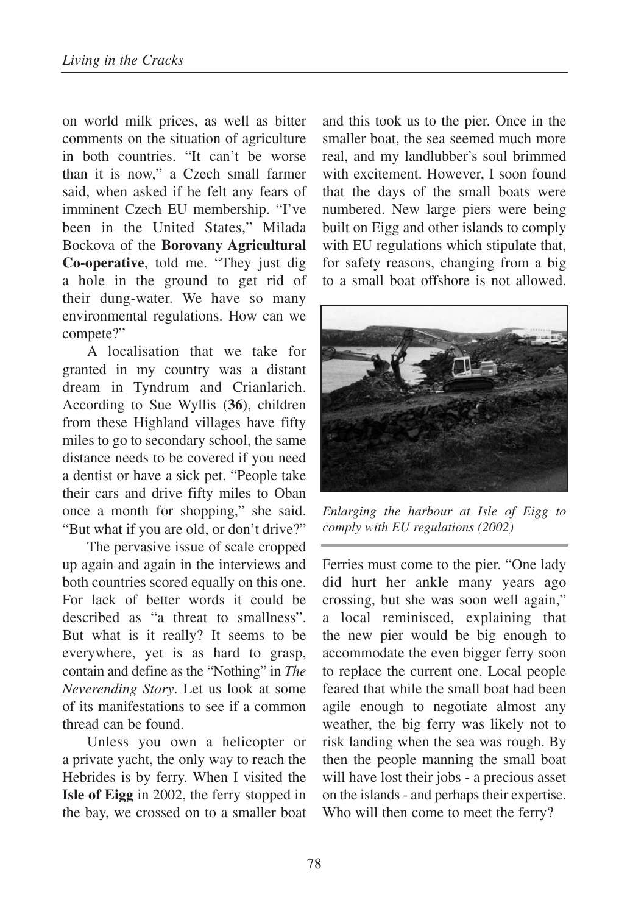on world milk prices, as well as bitter comments on the situation of agriculture in both countries. "It can't be worse than it is now," a Czech small farmer said, when asked if he felt any fears of imminent Czech EU membership. "I've been in the United States," Milada Bockova of the **Borovany Agricultural Co-operative**, told me. "They just dig a hole in the ground to get rid of their dung-water. We have so many environmental regulations. How can we compete?"

A localisation that we take for granted in my country was a distant dream in Tyndrum and Crianlarich. According to Sue Wyllis (**36**), children from these Highland villages have fifty miles to go to secondary school, the same distance needs to be covered if you need a dentist or have a sick pet. "People take their cars and drive fifty miles to Oban once a month for shopping," she said. "But what if you are old, or don't drive?"

The pervasive issue of scale cropped up again and again in the interviews and both countries scored equally on this one. For lack of better words it could be described as "a threat to smallness". But what is it really? It seems to be everywhere, yet is as hard to grasp, contain and define as the "Nothing" in *The Neverending Story*. Let us look at some of its manifestations to see if a common thread can be found.

Unless you own a helicopter or a private yacht, the only way to reach the Hebrides is by ferry. When I visited the **Isle of Eigg** in 2002, the ferry stopped in the bay, we crossed on to a smaller boat and this took us to the pier. Once in the smaller boat, the sea seemed much more real, and my landlubber's soul brimmed with excitement. However, I soon found that the days of the small boats were numbered. New large piers were being built on Eigg and other islands to comply with EU regulations which stipulate that, for safety reasons, changing from a big to a small boat offshore is not allowed.

*Enlarging the harbour at Isle of Eigg to comply with EU regulations (2002)*

Ferries must come to the pier. "One lady did hurt her ankle many years ago crossing, but she was soon well again," a local reminisced, explaining that the new pier would be big enough to accommodate the even bigger ferry soon to replace the current one. Local people feared that while the small boat had been agile enough to negotiate almost any weather, the big ferry was likely not to risk landing when the sea was rough. By then the people manning the small boat will have lost their jobs - a precious asset on the islands - and perhaps their expertise. Who will then come to meet the ferry?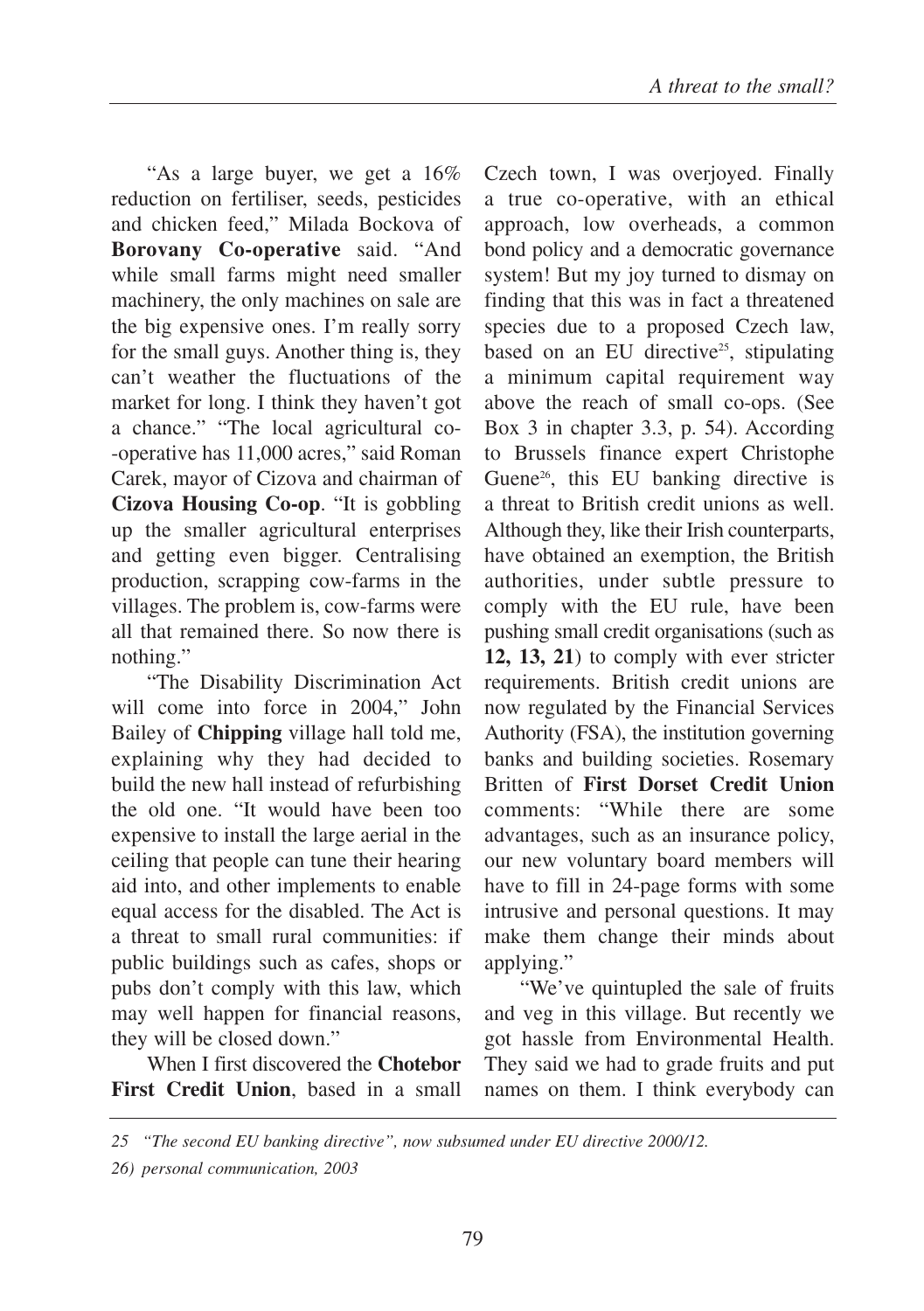"As a large buyer, we get a 16% reduction on fertiliser, seeds, pesticides and chicken feed," Milada Bockova of **Borovany Co-operative** said. "And while small farms might need smaller machinery, the only machines on sale are the big expensive ones. I'm really sorry for the small guys. Another thing is, they can't weather the fluctuations of the market for long. I think they haven't got a chance." "The local agricultural co--operative has 11,000 acres," said Roman Carek, mayor of Cizova and chairman of **Cizova Housing Co-op**. "It is gobbling up the smaller agricultural enterprises and getting even bigger. Centralising production, scrapping cow-farms in the villages. The problem is, cow-farms were all that remained there. So now there is nothing."

"The Disability Discrimination Act will come into force in 2004," John Bailey of **Chipping** village hall told me, explaining why they had decided to build the new hall instead of refurbishing the old one. "It would have been too expensive to install the large aerial in the ceiling that people can tune their hearing aid into, and other implements to enable equal access for the disabled. The Act is a threat to small rural communities: if public buildings such as cafes, shops or pubs don't comply with this law, which may well happen for financial reasons, they will be closed down."

When I first discovered the **Chotebor First Credit Union**, based in a small Czech town, I was overjoyed. Finally a true co-operative, with an ethical approach, low overheads, a common bond policy and a democratic governance system! But my joy turned to dismay on finding that this was in fact a threatened species due to a proposed Czech law, based on an EU directive[25], stipulating a minimum capital requirement way above the reach of small co-ops. (See Box 3 in chapter 3.3, p. 54). According to Brussels finance expert Christophe Guene[26], this EU banking directive is a threat to British credit unions as well. Although they, like their Irish counterparts, have obtained an exemption, the British authorities, under subtle pressure to comply with the EU rule, have been pushing small credit organisations (such as **12, 13, 21**) to comply with ever stricter requirements. British credit unions are now regulated by the Financial Services Authority (FSA), the institution governing banks and building societies. Rosemary Britten of **First Dorset Credit Union** comments: "While there are some advantages, such as an insurance policy, our new voluntary board members will have to fill in 24-page forms with some intrusive and personal questions. It may make them change their minds about applying."

"We've quintupled the sale of fruits and veg in this village. But recently we got hassle from Environmental Health. They said we had to grade fruits and put names on them. I think everybody can

*25 "The second EU banking directive", now subsumed under EU directive 2000/12.*

*26) personal communication, 2003*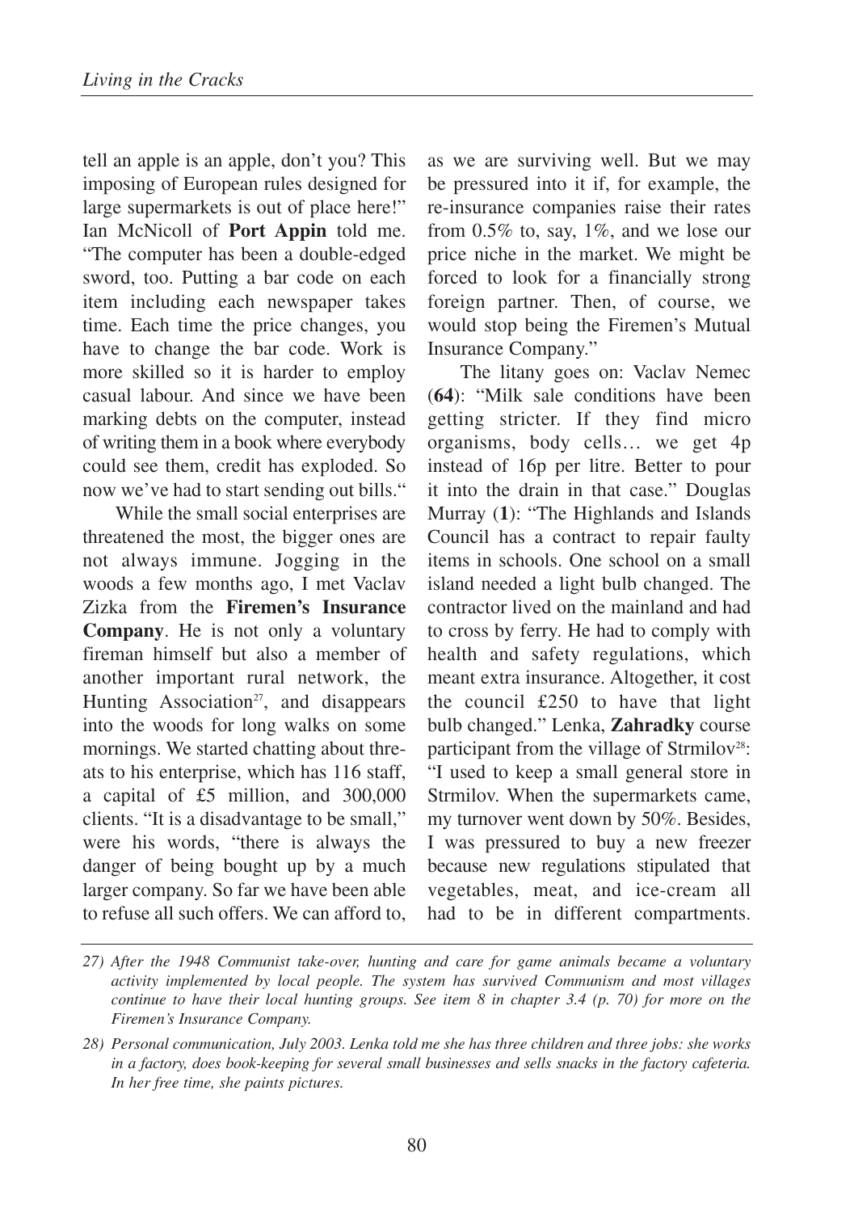tell an apple is an apple, don't you? This imposing of European rules designed for large supermarkets is out of place here!" Ian McNicoll of **Port Appin** told me. "The computer has been a double-edged sword, too. Putting a bar code on each item including each newspaper takes time. Each time the price changes, you have to change the bar code. Work is more skilled so it is harder to employ casual labour. And since we have been marking debts on the computer, instead of writing them in a book where everybody could see them, credit has exploded. So now we've had to start sending out bills."

While the small social enterprises are threatened the most, the bigger ones are not always immune. Jogging in the woods a few months ago, I met Vaclav Zizka from the **Firemen's Insurance Company**. He is not only a voluntary fireman himself but also a member of another important rural network, the Hunting Association[27], and disappears into the woods for long walks on some mornings. We started chatting about threats to his enterprise, which has 116 staff, a capital of £5 million, and 300,000 clients. "It is a disadvantage to be small," were his words, "there is always the danger of being bought up by a much larger company. So far we have been able to refuse all such offers. We can afford to, as we are surviving well. But we may be pressured into it if, for example, the re-insurance companies raise their rates from 0.5% to, say, 1%, and we lose our price niche in the market. We might be forced to look for a financially strong foreign partner. Then, of course, we would stop being the Firemen's Mutual Insurance Company."

The litany goes on: Vaclav Nemec (**64**): "Milk sale conditions have been getting stricter. If they find micro organisms, body cells… we get 4p instead of 16p per litre. Better to pour it into the drain in that case." Douglas Murray (**1**): "The Highlands and Islands Council has a contract to repair faulty items in schools. One school on a small island needed a light bulb changed. The contractor lived on the mainland and had to cross by ferry. He had to comply with health and safety regulations, which meant extra insurance. Altogether, it cost the council £250 to have that light bulb changed." Lenka, **Zahradky** course participant from the village of Strmilov[28]: "I used to keep a small general store in Strmilov. When the supermarkets came, my turnover went down by 50%. Besides, I was pressured to buy a new freezer because new regulations stipulated that vegetables, meat, and ice-cream all had to be in different compartments.

---

*27) After the 1948 Communist take-over, hunting and care for game animals became a voluntary activity implemented by local people. The system has survived Communism and most villages continue to have their local hunting groups. See item 8 in chapter 3.4 (p. 70) for more on the Firemen's Insurance Company.*

*28) Personal communication, July 2003. Lenka told me she has three children and three jobs: she works in a factory, does book-keeping for several small businesses and sells snacks in the factory cafeteria. In her free time, she paints pictures.*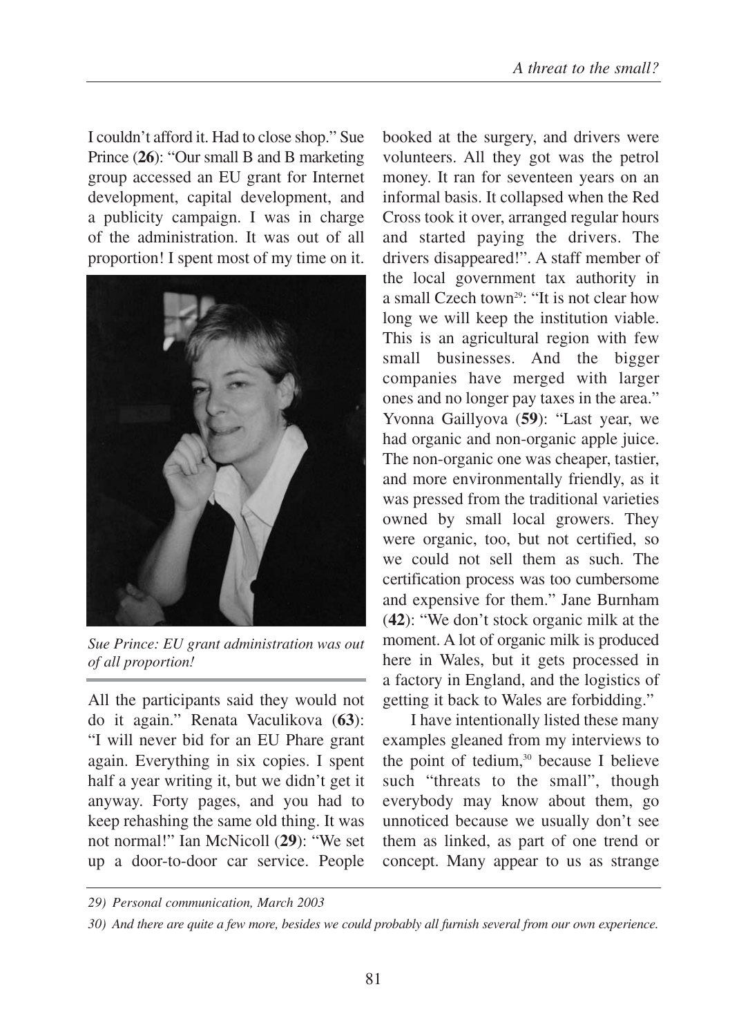I couldn't afford it. Had to close shop." Sue Prince (**26**): "Our small B and B marketing group accessed an EU grant for Internet development, capital development, and a publicity campaign. I was in charge of the administration. It was out of all proportion! I spent most of my time on it.

*Sue Prince: EU grant administration was out of all proportion!*

All the participants said they would not do it again." Renata Vaculikova (**63**): "I will never bid for an EU Phare grant again. Everything in six copies. I spent half a year writing it, but we didn't get it anyway. Forty pages, and you had to keep rehashing the same old thing. It was not normal!" Ian McNicoll (**29**): "We set up a door-to-door car service. People booked at the surgery, and drivers were volunteers. All they got was the petrol money. It ran for seventeen years on an informal basis. It collapsed when the Red Cross took it over, arranged regular hours and started paying the drivers. The drivers disappeared!". A staff member of the local government tax authority in a small Czech town[29]: "It is not clear how long we will keep the institution viable. This is an agricultural region with few small businesses. And the bigger companies have merged with larger ones and no longer pay taxes in the area." Yvonna Gaillyova (**59**): "Last year, we had organic and non-organic apple juice. The non-organic one was cheaper, tastier, and more environmentally friendly, as it was pressed from the traditional varieties owned by small local growers. They were organic, too, but not certified, so we could not sell them as such. The certification process was too cumbersome and expensive for them." Jane Burnham (**42**): "We don't stock organic milk at the moment. A lot of organic milk is produced here in Wales, but it gets processed in a factory in England, and the logistics of getting it back to Wales are forbidding."

I have intentionally listed these many examples gleaned from my interviews to the point of tedium,[30] because I believe such "threats to the small", though everybody may know about them, go unnoticed because we usually don't see them as linked, as part of one trend or concept. Many appear to us as strange

*29) Personal communication, March 2003*

*30) And there are quite a few more, besides we could probably all furnish several from our own experience.*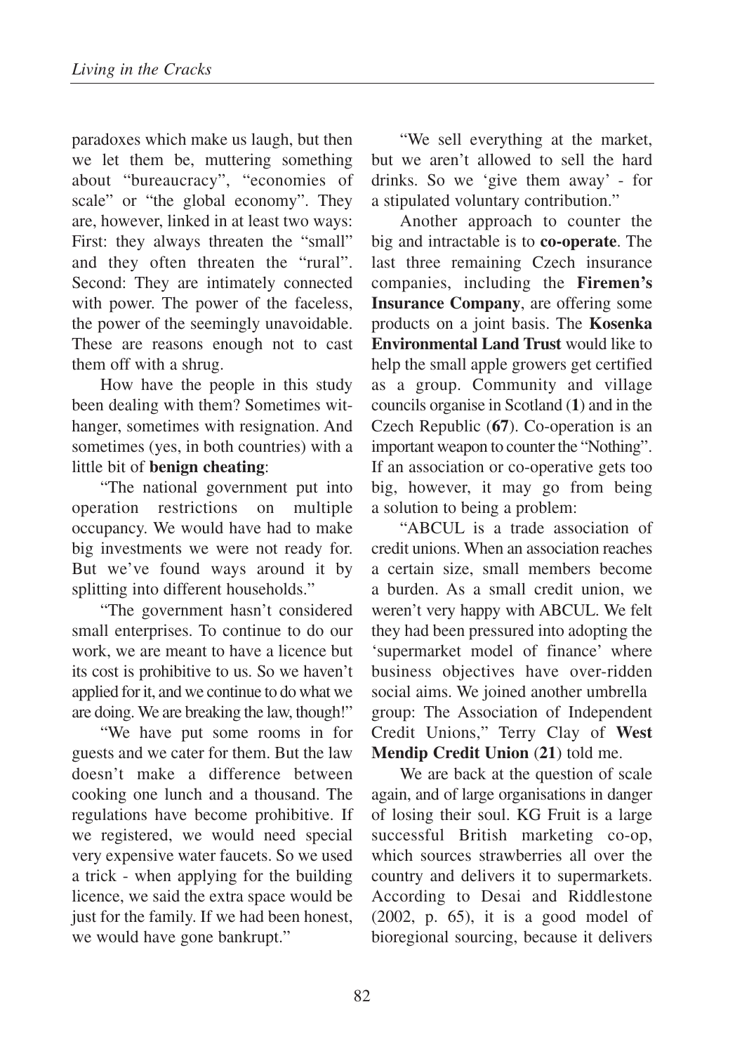paradoxes which make us laugh, but then we let them be, muttering something about "bureaucracy", "economies of scale" or "the global economy". They are, however, linked in at least two ways: First: they always threaten the "small" and they often threaten the "rural". Second: They are intimately connected with power. The power of the faceless, the power of the seemingly unavoidable. These are reasons enough not to cast them off with a shrug.

How have the people in this study been dealing with them? Sometimes withanger, sometimes with resignation. And sometimes (yes, in both countries) with a little bit of **benign cheating**:

"The national government put into operation restrictions on multiple occupancy. We would have had to make big investments we were not ready for. But we've found ways around it by splitting into different households."

"The government hasn't considered small enterprises. To continue to do our work, we are meant to have a licence but its cost is prohibitive to us. So we haven't applied for it, and we continue to do what we are doing. We are breaking the law, though!"

"We have put some rooms in for guests and we cater for them. But the law doesn't make a difference between cooking one lunch and a thousand. The regulations have become prohibitive. If we registered, we would need special very expensive water faucets. So we used a trick - when applying for the building licence, we said the extra space would be just for the family. If we had been honest, we would have gone bankrupt."

"We sell everything at the market, but we aren't allowed to sell the hard drinks. So we 'give them away' - for a stipulated voluntary contribution."

Another approach to counter the big and intractable is to **co-operate**. The last three remaining Czech insurance companies, including the **Firemen's Insurance Company**, are offering some products on a joint basis. The **Kosenka Environmental Land Trust** would like to help the small apple growers get certified as a group. Community and village councils organise in Scotland (**1**) and in the Czech Republic (**67**). Co-operation is an important weapon to counter the "Nothing". If an association or co-operative gets too big, however, it may go from being a solution to being a problem:

"ABCUL is a trade association of credit unions. When an association reaches a certain size, small members become a burden. As a small credit union, we weren't very happy with ABCUL. We felt they had been pressured into adopting the 'supermarket model of finance' where business objectives have over-ridden social aims. We joined another umbrella group: The Association of Independent Credit Unions," Terry Clay of **West Mendip Credit Union** (**21**) told me.

We are back at the question of scale again, and of large organisations in danger of losing their soul. KG Fruit is a large successful British marketing co-op, which sources strawberries all over the country and delivers it to supermarkets. According to Desai and Riddlestone (2002, p. 65), it is a good model of bioregional sourcing, because it delivers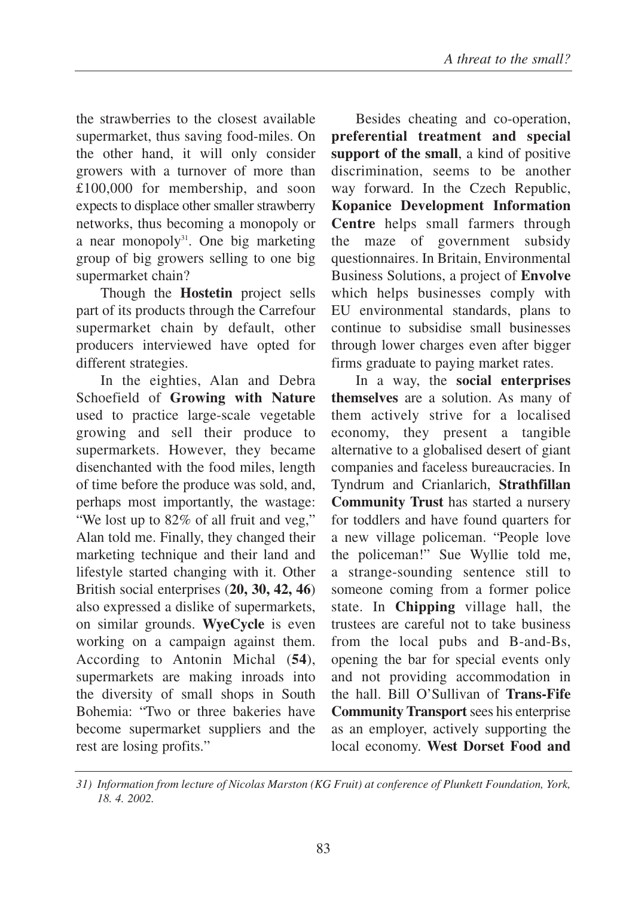the strawberries to the closest available supermarket, thus saving food-miles. On the other hand, it will only consider growers with a turnover of more than £100,000 for membership, and soon expects to displace other smaller strawberry networks, thus becoming a monopoly or a near monopoly[31]. One big marketing group of big growers selling to one big supermarket chain?

Though the **Hostetin** project sells part of its products through the Carrefour supermarket chain by default, other producers interviewed have opted for different strategies.

In the eighties, Alan and Debra Schoefield of **Growing with Nature** used to practice large-scale vegetable growing and sell their produce to supermarkets. However, they became disenchanted with the food miles, length of time before the produce was sold, and, perhaps most importantly, the wastage: "We lost up to 82% of all fruit and veg," Alan told me. Finally, they changed their marketing technique and their land and lifestyle started changing with it. Other British social enterprises (**20, 30, 42, 46**) also expressed a dislike of supermarkets, on similar grounds. **WyeCycle** is even working on a campaign against them. According to Antonin Michal (**54**), supermarkets are making inroads into the diversity of small shops in South Bohemia: "Two or three bakeries have become supermarket suppliers and the rest are losing profits."

Besides cheating and co-operation, **preferential treatment and special support of the small**, a kind of positive discrimination, seems to be another way forward. In the Czech Republic, **Kopanice Development Information Centre** helps small farmers through the maze of government subsidy questionnaires. In Britain, Environmental Business Solutions, a project of **Envolve** which helps businesses comply with EU environmental standards, plans to continue to subsidise small businesses through lower charges even after bigger firms graduate to paying market rates.

In a way, the **social enterprises themselves** are a solution. As many of them actively strive for a localised economy, they present a tangible alternative to a globalised desert of giant companies and faceless bureaucracies. In Tyndrum and Crianlarich, **Strathfillan Community Trust** has started a nursery for toddlers and have found quarters for a new village policeman. "People love the policeman!" Sue Wyllie told me, a strange-sounding sentence still to someone coming from a former police state. In **Chipping** village hall, the trustees are careful not to take business from the local pubs and B-and-Bs, opening the bar for special events only and not providing accommodation in the hall. Bill O'Sullivan of **Trans-Fife Community Transport** sees his enterprise as an employer, actively supporting the local economy. **West Dorset Food and**

*31) Information from lecture of Nicolas Marston (KG Fruit) at conference of Plunkett Foundation, York, 18. 4. 2002.*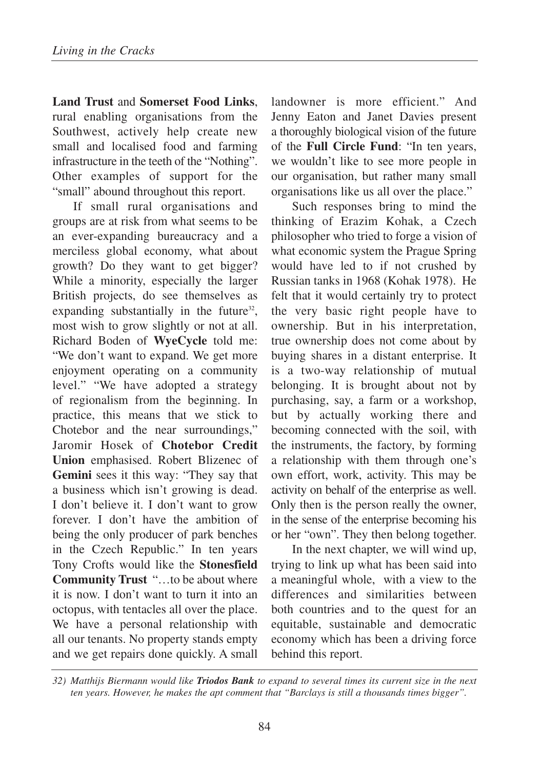**Land Trust** and **Somerset Food Links**, rural enabling organisations from the Southwest, actively help create new small and localised food and farming infrastructure in the teeth of the "Nothing". Other examples of support for the "small" abound throughout this report.

If small rural organisations and groups are at risk from what seems to be an ever-expanding bureaucracy and a merciless global economy, what about growth? Do they want to get bigger? While a minority, especially the larger British projects, do see themselves as expanding substantially in the future[32], most wish to grow slightly or not at all. Richard Boden of **WyeCycle** told me: "We don't want to expand. We get more enjoyment operating on a community level." "We have adopted a strategy of regionalism from the beginning. In practice, this means that we stick to Chotebor and the near surroundings," Jaromir Hosek of **Chotebor Credit Union** emphasised. Robert Blizenec of **Gemini** sees it this way: "They say that a business which isn't growing is dead. I don't believe it. I don't want to grow forever. I don't have the ambition of being the only producer of park benches in the Czech Republic." In ten years Tony Crofts would like the **Stonesfield Community Trust** "…to be about where it is now. I don't want to turn it into an octopus, with tentacles all over the place. We have a personal relationship with all our tenants. No property stands empty and we get repairs done quickly. A small landowner is more efficient." And Jenny Eaton and Janet Davies present a thoroughly biological vision of the future of the **Full Circle Fund**: "In ten years, we wouldn't like to see more people in our organisation, but rather many small organisations like us all over the place."

Such responses bring to mind the thinking of Erazim Kohak, a Czech philosopher who tried to forge a vision of what economic system the Prague Spring would have led to if not crushed by Russian tanks in 1968 (Kohak 1978). He felt that it would certainly try to protect the very basic right people have to ownership. But in his interpretation, true ownership does not come about by buying shares in a distant enterprise. It is a two-way relationship of mutual belonging. It is brought about not by purchasing, say, a farm or a workshop, but by actually working there and becoming connected with the soil, with the instruments, the factory, by forming a relationship with them through one's own effort, work, activity. This may be activity on behalf of the enterprise as well. Only then is the person really the owner, in the sense of the enterprise becoming his or her "own". They then belong together.

In the next chapter, we will wind up, trying to link up what has been said into a meaningful whole, with a view to the differences and similarities between both countries and to the quest for an equitable, sustainable and democratic economy which has been a driving force behind this report.

---

*32) Matthijs Biermann would like **Triodos Bank** to expand to several times its current size in the next ten years. However, he makes the apt comment that "Barclays is still a thousands times bigger".*